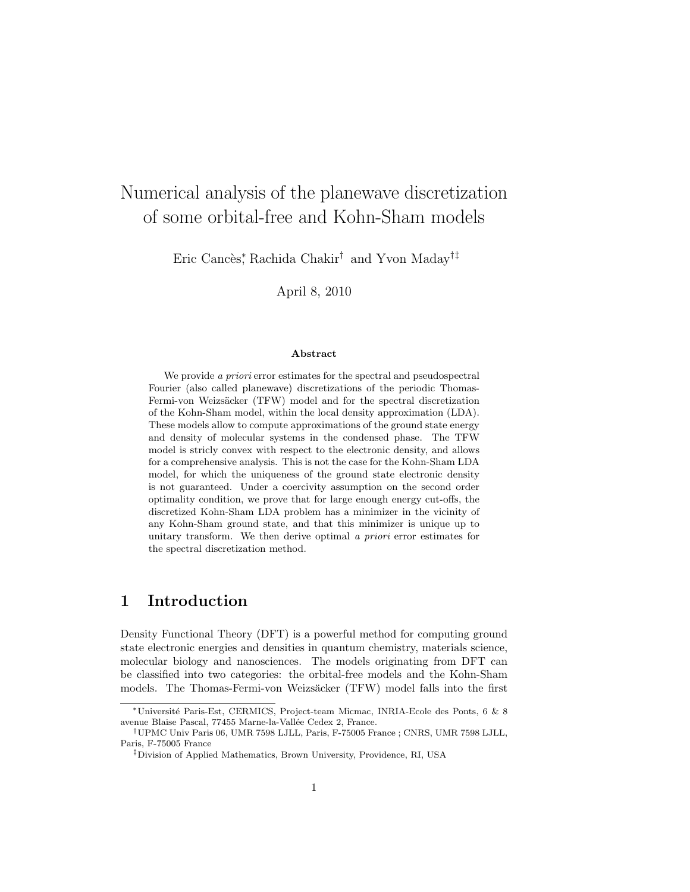# Numerical analysis of the planewave discretization of some orbital-free and Kohn-Sham models

Eric Cancès[*], Rachida Chakir[†] and Yvon Maday[†‡]

April 8, 2010

### Abstract

We provide *a priori* error estimates for the spectral and pseudospectral Fourier (also called planewave) discretizations of the periodic Thomas-Fermi-von Weizsäcker (TFW) model and for the spectral discretization of the Kohn-Sham model, within the local density approximation (LDA). These models allow to compute approximations of the ground state energy and density of molecular systems in the condensed phase. The TFW model is stricly convex with respect to the electronic density, and allows for a comprehensive analysis. This is not the case for the Kohn-Sham LDA model, for which the uniqueness of the ground state electronic density is not guaranteed. Under a coercivity assumption on the second order optimality condition, we prove that for large enough energy cut-offs, the discretized Kohn-Sham LDA problem has a minimizer in the vicinity of any Kohn-Sham ground state, and that this minimizer is unique up to unitary transform. We then derive optimal *a priori* error estimates for the spectral discretization method.

## 1 Introduction

Density Functional Theory (DFT) is a powerful method for computing ground state electronic energies and densities in quantum chemistry, materials science, molecular biology and nanosciences. The models originating from DFT can be classified into two categories: the orbital-free models and the Kohn-Sham models. The Thomas-Fermi-von Weizsäcker (TFW) model falls into the first

[*] Université Paris-Est, CERMICS, Project-team Micmac, INRIA-Ecole des Ponts, 6 & 8 avenue Blaise Pascal, 77455 Marne-la-Vallée Cedex 2, France.

[†] UPMC Univ Paris 06, UMR 7598 LJLL, Paris, F-75005 France ; CNRS, UMR 7598 LJLL, Paris, F-75005 France

[‡] Division of Applied Mathematics, Brown University, Providence, RI, USA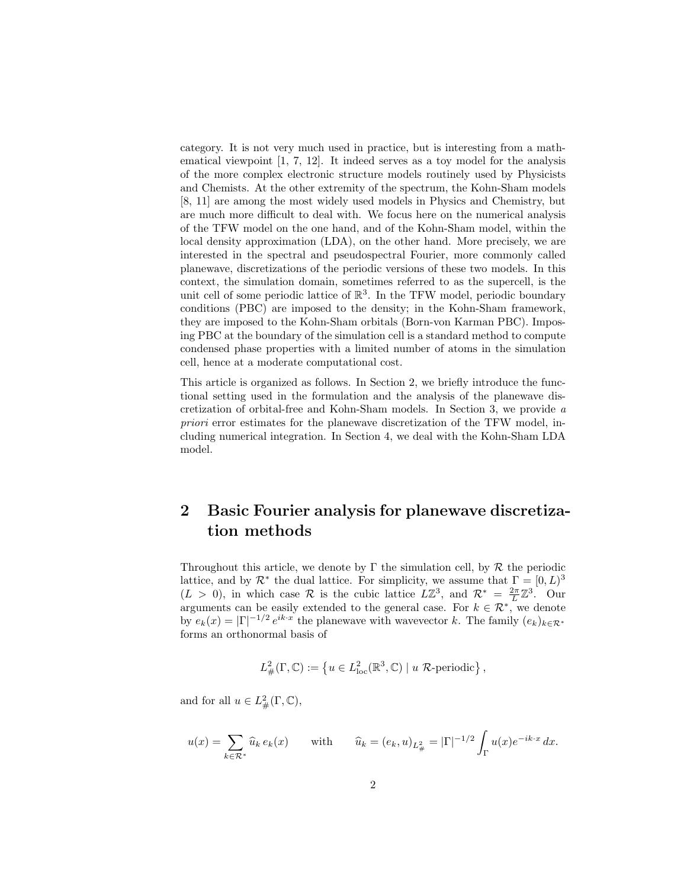category. It is not very much used in practice, but is interesting from a mathematical viewpoint [1, 7, 12]. It indeed serves as a toy model for the analysis of the more complex electronic structure models routinely used by Physicists and Chemists. At the other extremity of the spectrum, the Kohn-Sham models [8, 11] are among the most widely used models in Physics and Chemistry, but are much more difficult to deal with. We focus here on the numerical analysis of the TFW model on the one hand, and of the Kohn-Sham model, within the local density approximation (LDA), on the other hand. More precisely, we are interested in the spectral and pseudospectral Fourier, more commonly called planewave, discretizations of the periodic versions of these two models. In this context, the simulation domain, sometimes referred to as the supercell, is the unit cell of some periodic lattice of $\mathbb{R}^3$. In the TFW model, periodic boundary conditions (PBC) are imposed to the density; in the Kohn-Sham framework, they are imposed to the Kohn-Sham orbitals (Born-von Karman PBC). Imposing PBC at the boundary of the simulation cell is a standard method to compute condensed phase properties with a limited number of atoms in the simulation cell, hence at a moderate computational cost.

This article is organized as follows. In Section 2, we briefly introduce the functional setting used in the formulation and the analysis of the planewave discretization of orbital-free and Kohn-Sham models. In Section 3, we provide *a priori* error estimates for the planewave discretization of the TFW model, including numerical integration. In Section 4, we deal with the Kohn-Sham LDA model.

## 2 Basic Fourier analysis for planewave discretization methods

Throughout this article, we denote by $\Gamma$ the simulation cell, by $\mathcal{R}$ the periodic lattice, and by $\mathcal{R}^*$ the dual lattice. For simplicity, we assume that $\Gamma = [0, L)^3$ ($L > 0$), in which case $\mathcal{R}$ is the cubic lattice $L\mathbb{Z}^3$, and $\mathcal{R}^* = \frac{2\pi}{L}\mathbb{Z}^3$. Our arguments can be easily extended to the general case. For $k \in \mathcal{R}^*$, we denote by $e_k(x) = |\Gamma|^{-1/2} \, e^{ik\cdot x}$ the planewave with wavevector $k$. The family $(e_k)_{k\in\mathcal{R}^*}$ forms an orthonormal basis of

$$L^2_\#(\Gamma, \mathbb{C}) := \left\{ u \in L^2_{\rm loc}(\mathbb{R}^3, \mathbb{C}) \mid u \ \mathcal{R}\text{-periodic} \right\},$$

and for all $u \in L^2_\#(\Gamma, \mathbb{C})$,

$$u(x) = \sum_{k\in\mathcal{R}^*} \widehat{u}_k \, e_k(x) \qquad \text{with} \qquad \widehat{u}_k = (e_k, u)_{L^2_\#} = |\Gamma|^{-1/2} \int_\Gamma u(x) e^{-ik\cdot x} \, dx.$$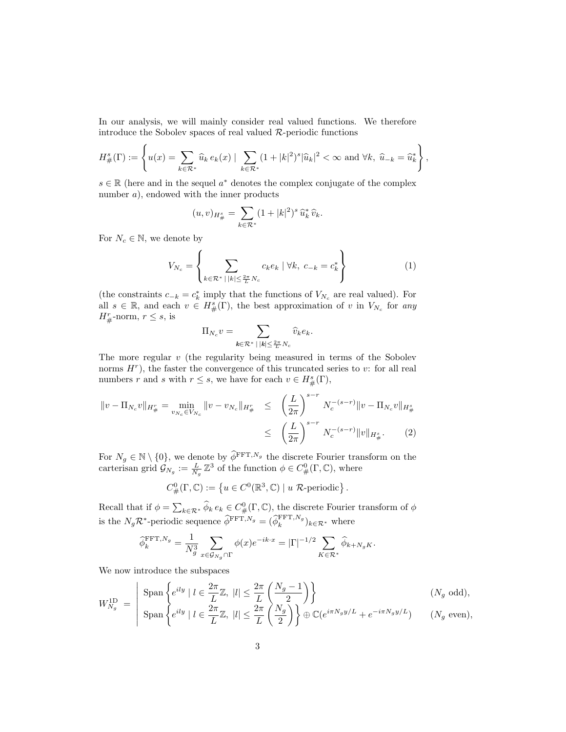In our analysis, we will mainly consider real valued functions. We therefore introduce the Sobolev spaces of real valued $\mathcal{R}$-periodic functions

$$
H^s_\#(\Gamma) := \left\{ u(x) = \sum_{k \in \mathcal{R}^*} \widehat{u}_k \, e_k(x) \mid \sum_{k \in \mathcal{R}^*} (1+|k|^2)^s |\widehat{u}_k|^2 < \infty \text{ and } \forall k, \; \widehat{u}_{-k} = \widehat{u}_k^* \right\},
$$

$s \in \mathbb{R}$ (here and in the sequel $a^*$ denotes the complex conjugate of the complex number $a$), endowed with the inner products

$$
(u, v)_{H^s_\#} = \sum_{k \in \mathcal{R}^*} (1+|k|^2)^s \, \widehat{u}_k^* \, \widehat{v}_k.
$$

For $N_c \in \mathbb{N}$, we denote by

$$
V_{N_c} = \left\{ \sum_{k \in \mathcal{R}^* \mid |k| \leq \frac{2\pi}{L} N_c} c_k e_k \mid \forall k, \; c_{-k} = c_k^* \right\} \tag{1}
$$

(the constraints $c_{-k} = c_k^*$ imply that the functions of $V_{N_c}$ are real valued). For all $s \in \mathbb{R}$, and each $v \in H^s_\#(\Gamma)$, the best approximation of $v$ in $V_{N_c}$ for *any* $H^r_\#$-norm, $r \leq s$, is

$$
\Pi_{N_c} v = \sum_{\boldsymbol{k} \in \mathcal{R}^* \mid |\boldsymbol{k}| \leq \frac{2\pi}{L} N_c} \widehat{v}_k e_k.
$$

The more regular $v$ (the regularity being measured in terms of the Sobolev norms $H^r$), the faster the convergence of this truncated series to $v$: for all real numbers $r$ and $s$ with $r \leq s$, we have for each $v \in H^s_\#(\Gamma)$,

$$
\begin{aligned}
\|v - \Pi_{N_c} v\|_{H^r_\#} = \min_{v_{N_c} \in V_{N_c}} \|v - v_{N_c}\|_{H^r_\#} \quad &\leq \quad \left(\frac{L}{2\pi}\right)^{s-r} N_c^{-(s-r)} \|v - \Pi_{N_c} v\|_{H^s_\#} \\
&\leq \quad \left(\frac{L}{2\pi}\right)^{s-r} N_c^{-(s-r)} \|v\|_{H^s_\#}. \qquad (2)
\end{aligned}
$$

For $N_g \in \mathbb{N} \setminus \{0\}$, we denote by $\widehat{\phi}^{\mathrm{FFT}, N_g}$ the discrete Fourier transform on the carterisan grid $\mathcal{G}_{N_g} := \frac{L}{N_g} \mathbb{Z}^3$ of the function $\phi \in C^0_\#(\Gamma, \mathbb{C})$, where

$$
C^0_\#(\Gamma, \mathbb{C}) := \left\{ u \in C^0(\mathbb{R}^3, \mathbb{C}) \mid u \; \mathcal{R}\text{-periodic} \right\}.
$$

Recall that if $\phi = \sum_{k \in \mathcal{R}^*} \widehat{\phi}_k \, e_k \in C^0_\#(\Gamma, \mathbb{C})$, the discrete Fourier transform of $\phi$ is the $N_g \mathcal{R}^*$-periodic sequence $\widehat{\phi}^{\mathrm{FFT}, N_g} = (\widehat{\phi}_k^{\mathrm{FFT}, N_g})_{k \in \mathcal{R}^*}$ where

$$
\widehat{\phi}_k^{\mathrm{FFT}, N_g} = \frac{1}{N_g^3} \sum_{x \in \mathcal{G}_{N_g} \cap \Gamma} \phi(x) e^{-ik \cdot x} = |\Gamma|^{-1/2} \sum_{K \in \mathcal{R}^*} \widehat{\phi}_{k + N_g K}.
$$

We now introduce the subspaces

$$
W^{\mathrm{1D}}_{N_g} = \left| \begin{array}{ll} \mathrm{Span} \left\{ e^{ily} \mid l \in \frac{2\pi}{L} \mathbb{Z}, \; |l| \leq \frac{2\pi}{L} \left( \frac{N_g - 1}{2} \right) \right\} & (N_g \text{ odd}), \\ \mathrm{Span} \left\{ e^{ily} \mid l \in \frac{2\pi}{L} \mathbb{Z}, \; |l| \leq \frac{2\pi}{L} \left( \frac{N_g}{2} \right) \right\} \oplus \mathbb{C}(e^{i\pi N_g y/L} + e^{-i\pi N_g y/L}) & (N_g \text{ even}), \end{array} \right.
$$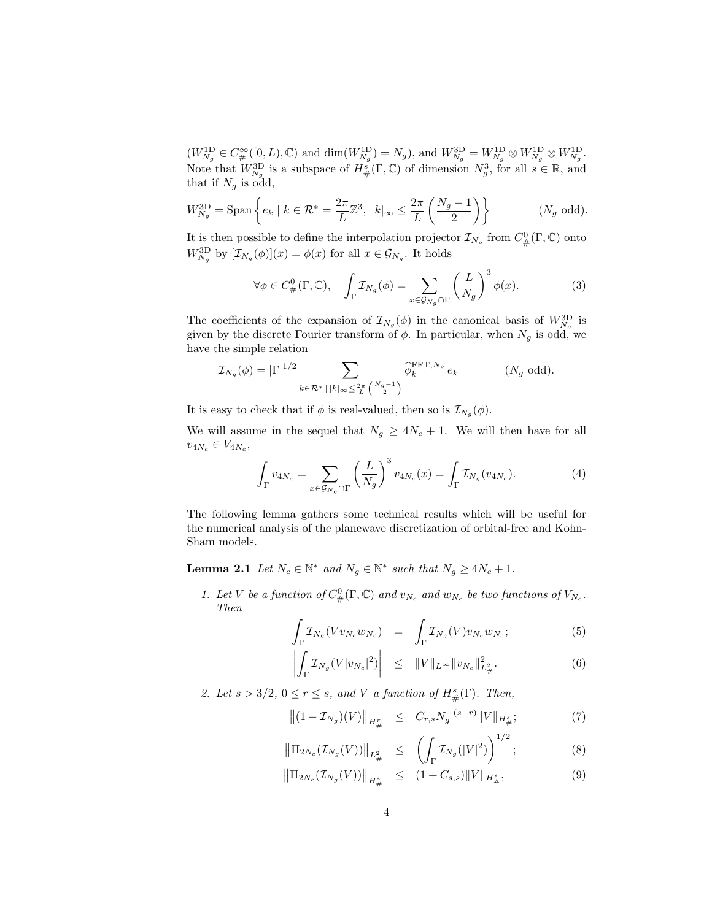($W_{N_g}^{\rm 1D} \in C^\infty_\#([0,L),\mathbb{C})$ and $\dim(W_{N_g}^{\rm 1D}) = N_g$), and $W_{N_g}^{\rm 3D} = W_{N_g}^{\rm 1D} \otimes W_{N_g}^{\rm 1D} \otimes W_{N_g}^{\rm 1D}$. Note that $W_{N_g}^{\rm 3D}$ is a subspace of $H^s_\#(\Gamma,\mathbb{C})$ of dimension $N_g^3$, for all $s \in \mathbb{R}$, and that if $N_g$ is odd,

$$W_{N_g}^{\rm 3D} = \mathrm{Span}\left\{ e_k \mid k \in \mathcal{R}^* = \frac{2\pi}{L}\mathbb{Z}^3, \; |k|_\infty \leq \frac{2\pi}{L}\left(\frac{N_g-1}{2}\right)\right\} \qquad (N_g \text{ odd}).$$

It is then possible to define the interpolation projector $\mathcal{I}_{N_g}$ from $C^0_\#(\Gamma,\mathbb{C})$ onto $W_{N_g}^{\rm 3D}$ by $[\mathcal{I}_{N_g}(\phi)](x) = \phi(x)$ for all $x \in \mathcal{G}_{N_g}$. It holds

$$\forall \phi \in C^0_\#(\Gamma,\mathbb{C}), \quad \int_\Gamma \mathcal{I}_{N_g}(\phi) = \sum_{x \in \mathcal{G}_{N_g} \cap \Gamma} \left(\frac{L}{N_g}\right)^3 \phi(x). \tag{3}$$

The coefficients of the expansion of $\mathcal{I}_{N_g}(\phi)$ in the canonical basis of $W_{N_g}^{\rm 3D}$ is given by the discrete Fourier transform of $\phi$. In particular, when $N_g$ is odd, we have the simple relation

$$\mathcal{I}_{N_g}(\phi) = |\Gamma|^{1/2} \sum_{k \in \mathcal{R}^* \,|\, |k|_\infty \leq \frac{2\pi}{L}\left(\frac{N_g-1}{2}\right)} \widehat{\phi}_k^{{\rm FFT},N_g} \, e_k \qquad (N_g \text{ odd}).$$

It is easy to check that if $\phi$ is real-valued, then so is $\mathcal{I}_{N_g}(\phi)$.

We will assume in the sequel that $N_g \geq 4N_c + 1$. We will then have for all $v_{4N_c} \in V_{4N_c}$,

$$\int_\Gamma v_{4N_c} = \sum_{x \in \mathcal{G}_{N_g} \cap \Gamma} \left(\frac{L}{N_g}\right)^3 v_{4N_c}(x) = \int_\Gamma \mathcal{I}_{N_g}(v_{4N_c}). \tag{4}$$

The following lemma gathers some technical results which will be useful for the numerical analysis of the planewave discretization of orbital-free and Kohn-Sham models.

**Lemma 2.1** *Let $N_c \in \mathbb{N}^*$ and $N_g \in \mathbb{N}^*$ such that $N_g \geq 4N_c + 1$.*

1. *Let $V$ be a function of $C^0_\#(\Gamma,\mathbb{C})$ and $v_{N_c}$ and $w_{N_c}$ be two functions of $V_{N_c}$. Then*

$$\int_\Gamma \mathcal{I}_{N_g}(V v_{N_c} w_{N_c}) = \int_\Gamma \mathcal{I}_{N_g}(V) v_{N_c} w_{N_c}; \tag{5}$$

$$\left| \int_\Gamma \mathcal{I}_{N_g}(V |v_{N_c}|^2) \right| \leq \|V\|_{L^\infty} \|v_{N_c}\|_{L^2_\#}^2. \tag{6}$$

2. *Let $s > 3/2$, $0 \leq r \leq s$, and $V$ a function of $H^s_\#(\Gamma)$. Then,*

$$\left\| (1 - \mathcal{I}_{N_g})(V) \right\|_{H^r_\#} \leq C_{r,s} N_g^{-(s-r)} \|V\|_{H^s_\#}; \tag{7}$$

$$\left\| \Pi_{2N_c}(\mathcal{I}_{N_g}(V)) \right\|_{L^2_\#} \leq \left( \int_\Gamma \mathcal{I}_{N_g}(|V|^2) \right)^{1/2}; \tag{8}$$

$$\left\| \Pi_{2N_c}(\mathcal{I}_{N_g}(V)) \right\|_{H^s_\#} \leq (1 + C_{s,s}) \|V\|_{H^s_\#}, \tag{9}$$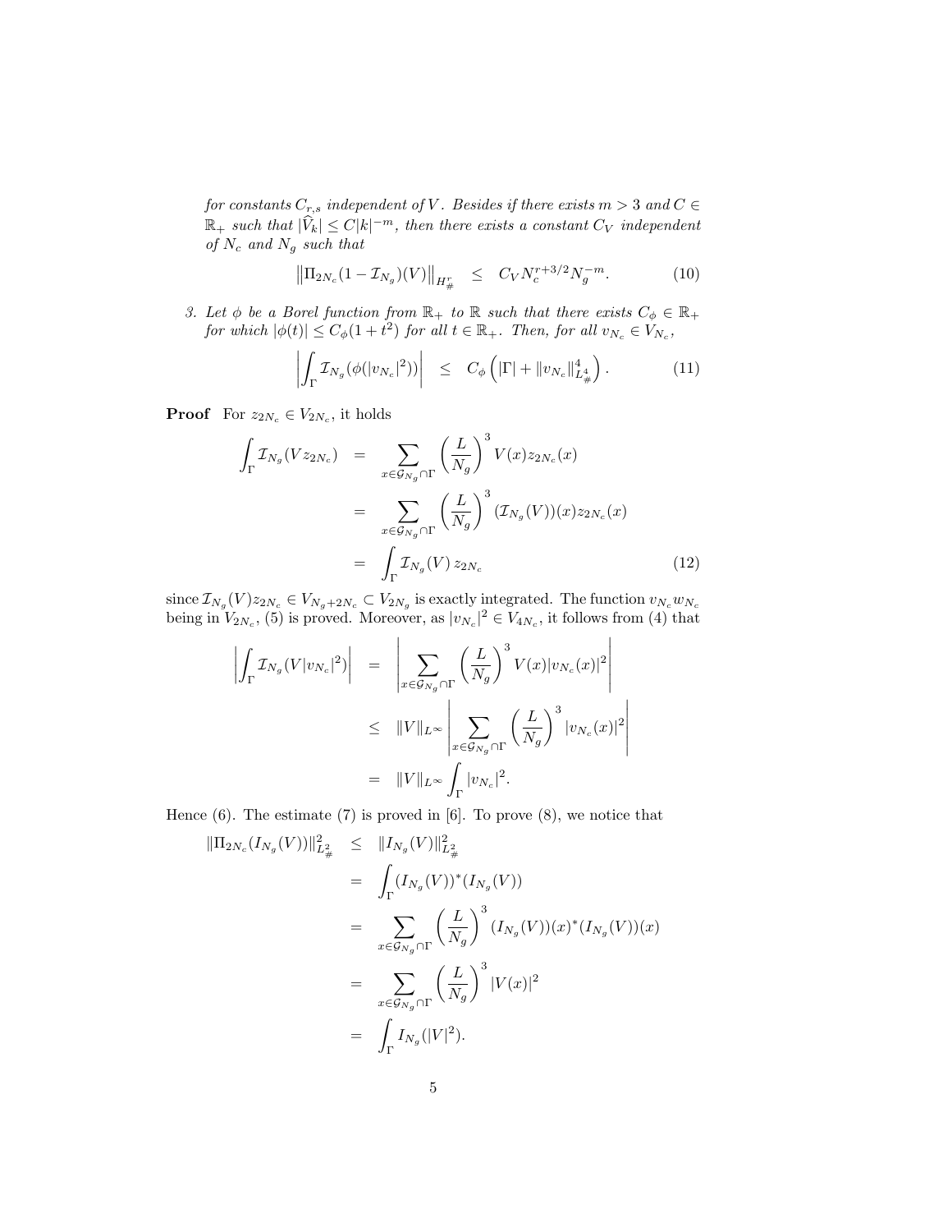*for constants $C_{r,s}$ independent of $V$. Besides if there exists $m > 3$ and $C \in \mathbb{R}_+$ such that $|\widehat{V}_k| \leq C|k|^{-m}$, then there exists a constant $C_V$ independent of $N_c$ and $N_g$ such that*

$$\left\| \Pi_{2N_c}(1 - \mathcal{I}_{N_g})(V) \right\|_{H^r_\#} \quad \leq \quad C_V N_c^{r+3/2} N_g^{-m}. \tag{10}$$

3. *Let $\phi$ be a Borel function from $\mathbb{R}_+$ to $\mathbb{R}$ such that there exists $C_\phi \in \mathbb{R}_+$ for which $|\phi(t)| \leq C_\phi(1 + t^2)$ for all $t \in \mathbb{R}_+$. Then, for all $v_{N_c} \in V_{N_c}$,*

$$\left| \int_\Gamma \mathcal{I}_{N_g}(\phi(|v_{N_c}|^2)) \right| \quad \leq \quad C_\phi \left( |\Gamma| + \|v_{N_c}\|^4_{L^4_\#} \right). \tag{11}$$

**Proof** For $z_{2N_c} \in V_{2N_c}$, it holds

$$\begin{aligned}
\int_\Gamma \mathcal{I}_{N_g}(V z_{2N_c}) &= \sum_{x \in \mathcal{G}_{N_g} \cap \Gamma} \left( \frac{L}{N_g} \right)^3 V(x) z_{2N_c}(x) \\
&= \sum_{x \in \mathcal{G}_{N_g} \cap \Gamma} \left( \frac{L}{N_g} \right)^3 (\mathcal{I}_{N_g}(V))(x) z_{2N_c}(x) \\
&= \int_\Gamma \mathcal{I}_{N_g}(V) \, z_{2N_c}
\end{aligned} \tag{12}$$

since $\mathcal{I}_{N_g}(V) z_{2N_c} \in V_{N_g + 2N_c} \subset V_{2N_g}$ is exactly integrated. The function $v_{N_c} w_{N_c}$ being in $V_{2N_c}$, (5) is proved. Moreover, as $|v_{N_c}|^2 \in V_{4N_c}$, it follows from (4) that

$$\begin{aligned}
\left| \int_\Gamma \mathcal{I}_{N_g}(V |v_{N_c}|^2) \right| &= \left| \sum_{x \in \mathcal{G}_{N_g} \cap \Gamma} \left( \frac{L}{N_g} \right)^3 V(x) |v_{N_c}(x)|^2 \right| \\
&\leq \|V\|_{L^\infty} \left| \sum_{x \in \mathcal{G}_{N_g} \cap \Gamma} \left( \frac{L}{N_g} \right)^3 |v_{N_c}(x)|^2 \right| \\
&= \|V\|_{L^\infty} \int_\Gamma |v_{N_c}|^2.
\end{aligned}$$

Hence (6). The estimate (7) is proved in [6]. To prove (8), we notice that

$$\begin{aligned}
\|\Pi_{2N_c}(I_{N_g}(V))\|^2_{L^2_\#} &\leq \|I_{N_g}(V)\|^2_{L^2_\#} \\
&= \int_\Gamma (I_{N_g}(V))^*(I_{N_g}(V)) \\
&= \sum_{x \in \mathcal{G}_{N_g} \cap \Gamma} \left( \frac{L}{N_g} \right)^3 (I_{N_g}(V))(x)^*(I_{N_g}(V))(x) \\
&= \sum_{x \in \mathcal{G}_{N_g} \cap \Gamma} \left( \frac{L}{N_g} \right)^3 |V(x)|^2 \\
&= \int_\Gamma I_{N_g}(|V|^2).
\end{aligned}$$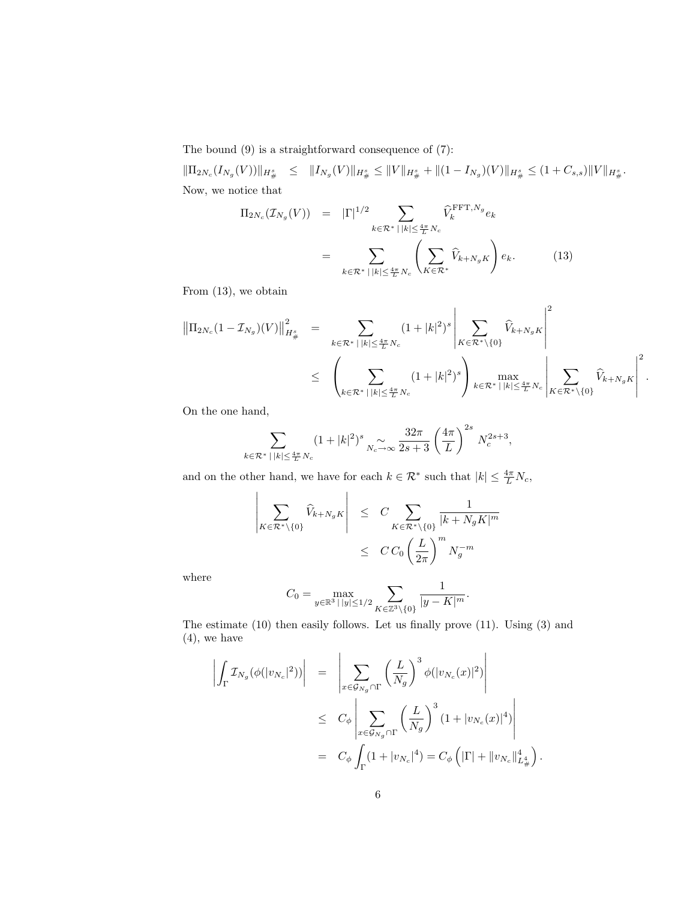The bound (9) is a straightforward consequence of (7):

$$\|\Pi_{2N_c}(I_{N_g}(V))\|_{H^s_\#} \leq \|I_{N_g}(V)\|_{H^s_\#} \leq \|V\|_{H^s_\#} + \|(1-I_{N_g})(V)\|_{H^s_\#} \leq (1+C_{s,s})\|V\|_{H^s_\#}.$$

Now, we notice that

$$\begin{aligned}
\Pi_{2N_c}(\mathcal{I}_{N_g}(V)) &= |\Gamma|^{1/2} \sum_{k\in\mathcal{R}^* \,|\, |k|\leq \frac{4\pi}{L}N_c} \widehat{V}_k^{\mathrm{FFT},N_g} e_k \\
&= \sum_{k\in\mathcal{R}^* \,|\, |k|\leq \frac{4\pi}{L}N_c} \left( \sum_{K\in\mathcal{R}^*} \widehat{V}_{k+N_gK} \right) e_k. \qquad (13)
\end{aligned}$$

From (13), we obtain

$$\begin{aligned}
\left\|\Pi_{2N_c}(1-\mathcal{I}_{N_g})(V)\right\|_{H^s_\#}^2 &= \sum_{k\in\mathcal{R}^* \,|\, |k|\leq \frac{4\pi}{L}N_c} (1+|k|^2)^s \left| \sum_{K\in\mathcal{R}^*\setminus\{0\}} \widehat{V}_{k+N_gK} \right|^2 \\
&\leq \left( \sum_{k\in\mathcal{R}^* \,|\, |k|\leq \frac{4\pi}{L}N_c} (1+|k|^2)^s \right) \max_{k\in\mathcal{R}^* \,|\, |k|\leq \frac{4\pi}{L}N_c} \left| \sum_{K\in\mathcal{R}^*\setminus\{0\}} \widehat{V}_{k+N_gK} \right|^2.
\end{aligned}$$

On the one hand,

$$\sum_{k\in\mathcal{R}^* \,|\, |k|\leq \frac{4\pi}{L}N_c} (1+|k|^2)^s \underset{N_c\to\infty}{\sim} \frac{32\pi}{2s+3} \left(\frac{4\pi}{L}\right)^{2s} N_c^{2s+3},$$

and on the other hand, we have for each $k\in\mathcal{R}^*$ such that $|k|\leq \frac{4\pi}{L}N_c$,

$$\begin{aligned}
\left| \sum_{K\in\mathcal{R}^*\setminus\{0\}} \widehat{V}_{k+N_gK} \right| &\leq C \sum_{K\in\mathcal{R}^*\setminus\{0\}} \frac{1}{|k+N_gK|^m} \\
&\leq C\, C_0 \left(\frac{L}{2\pi}\right)^m N_g^{-m}
\end{aligned}$$

where

$$C_0 = \max_{y\in\mathbb{R}^3 \,|\, |y|\leq 1/2} \sum_{K\in\mathbb{Z}^3\setminus\{0\}} \frac{1}{|y-K|^m}.$$

The estimate (10) then easily follows. Let us finally prove (11). Using (3) and (4), we have

$$\begin{aligned}
\left| \int_\Gamma \mathcal{I}_{N_g}(\phi(|v_{N_c}|^2)) \right| &= \left| \sum_{x\in\mathcal{G}_{N_g}\cap\Gamma} \left(\frac{L}{N_g}\right)^3 \phi(|v_{N_c}(x)|^2) \right| \\
&\leq C_\phi \left| \sum_{x\in\mathcal{G}_{N_g}\cap\Gamma} \left(\frac{L}{N_g}\right)^3 (1+|v_{N_c}(x)|^4) \right| \\
&= C_\phi \int_\Gamma (1+|v_{N_c}|^4) = C_\phi \left( |\Gamma| + \|v_{N_c}\|_{L^4_\#}^4 \right).
\end{aligned}$$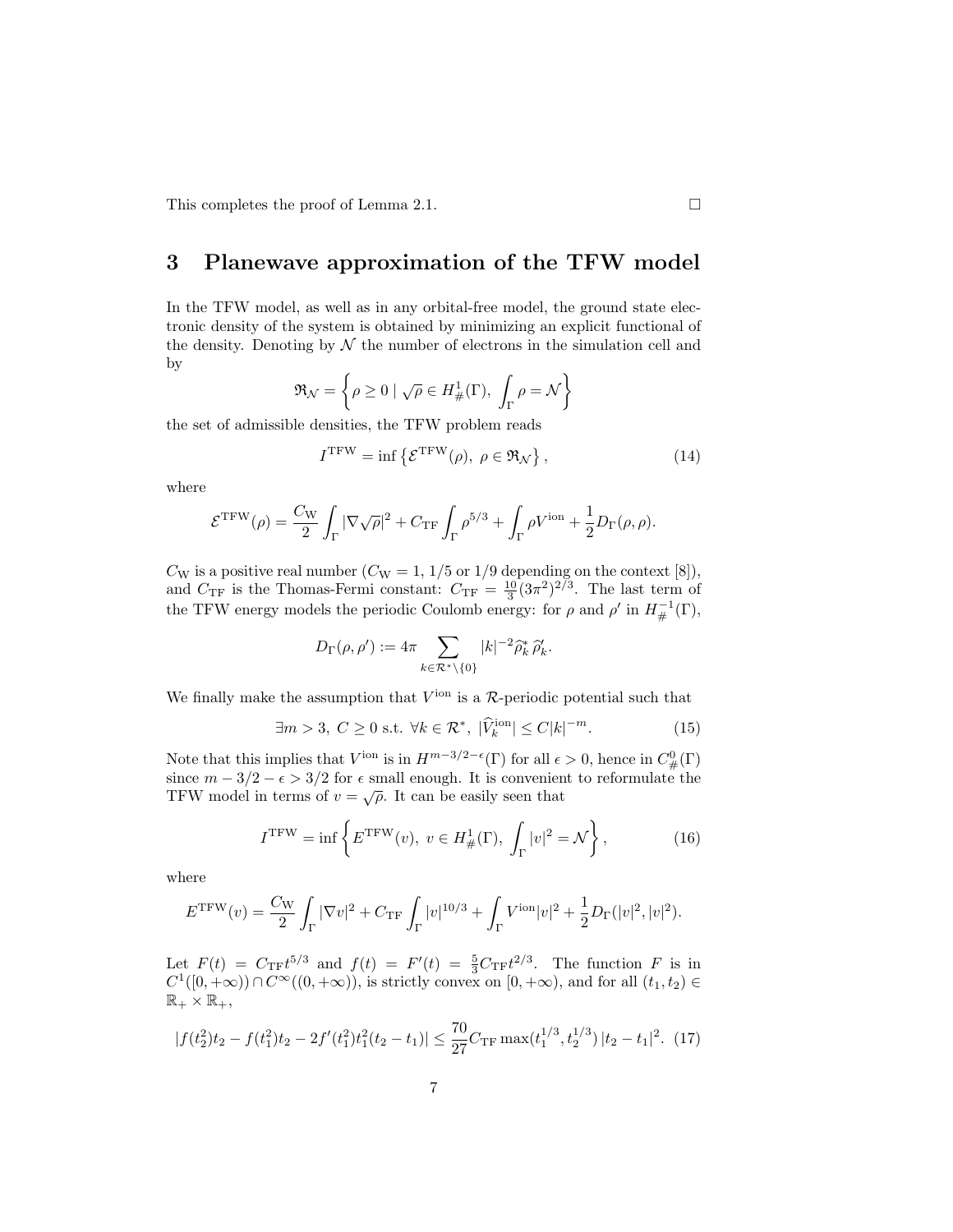This completes the proof of Lemma 2.1. □

## 3 Planewave approximation of the TFW model

In the TFW model, as well as in any orbital-free model, the ground state electronic density of the system is obtained by minimizing an explicit functional of the density. Denoting by $\mathcal{N}$ the number of electrons in the simulation cell and by

$$\mathfrak{R}_{\mathcal{N}} = \left\{ \rho \geq 0 \mid \sqrt{\rho} \in H^1_\#(\Gamma), \int_\Gamma \rho = \mathcal{N} \right\}$$

the set of admissible densities, the TFW problem reads

$$I^{\rm TFW} = \inf \left\{ \mathcal{E}^{\rm TFW}(\rho), \; \rho \in \mathfrak{R}_{\mathcal{N}} \right\}, \tag{14}$$

where

$$\mathcal{E}^{\rm TFW}(\rho) = \frac{C_{\rm W}}{2} \int_\Gamma |\nabla \sqrt{\rho}|^2 + C_{\rm TF} \int_\Gamma \rho^{5/3} + \int_\Gamma \rho V^{\rm ion} + \frac{1}{2} D_\Gamma(\rho, \rho).$$

$C_{\rm W}$ is a positive real number ($C_{\rm W} = 1$, $1/5$ or $1/9$ depending on the context [8]), and $C_{\rm TF}$ is the Thomas-Fermi constant: $C_{\rm TF} = \frac{10}{3}(3\pi^2)^{2/3}$. The last term of the TFW energy models the periodic Coulomb energy: for $\rho$ and $\rho'$ in $H^{-1}_\#(\Gamma)$,

$$D_\Gamma(\rho, \rho') := 4\pi \sum_{k \in \mathcal{R}^* \setminus \{0\}} |k|^{-2} \widehat{\rho}_k^* \, \widehat{\rho}'_k.$$

We finally make the assumption that $V^{\rm ion}$ is a $\mathcal{R}$-periodic potential such that

$$\exists m > 3, \; C \geq 0 \text{ s.t. } \forall k \in \mathcal{R}^*, \; |\widehat{V}_k^{\rm ion}| \leq C|k|^{-m}. \tag{15}$$

Note that this implies that $V^{\rm ion}$ is in $H^{m-3/2-\epsilon}(\Gamma)$ for all $\epsilon > 0$, hence in $C^0_\#(\Gamma)$ since $m - 3/2 - \epsilon > 3/2$ for $\epsilon$ small enough. It is convenient to reformulate the TFW model in terms of $v = \sqrt{\rho}$. It can be easily seen that

$$I^{\rm TFW} = \inf \left\{ E^{\rm TFW}(v), \; v \in H^1_\#(\Gamma), \; \int_\Gamma |v|^2 = \mathcal{N} \right\}, \tag{16}$$

where

$$E^{\rm TFW}(v) = \frac{C_{\rm W}}{2} \int_\Gamma |\nabla v|^2 + C_{\rm TF} \int_\Gamma |v|^{10/3} + \int_\Gamma V^{\rm ion} |v|^2 + \frac{1}{2} D_\Gamma(|v|^2, |v|^2).$$

Let $F(t) = C_{\rm TF} t^{5/3}$ and $f(t) = F'(t) = \frac{5}{3} C_{\rm TF} t^{2/3}$. The function $F$ is in $C^1([0, +\infty)) \cap C^\infty((0, +\infty))$, is strictly convex on $[0, +\infty)$, and for all $(t_1, t_2) \in \mathbb{R}_+ \times \mathbb{R}_+$,

$$|f(t_2^2)t_2 - f(t_1^2)t_2 - 2f'(t_1^2)t_1^2(t_2 - t_1)| \leq \frac{70}{27} C_{\rm TF} \max(t_1^{1/3}, t_2^{1/3}) \, |t_2 - t_1|^2. \tag{17}$$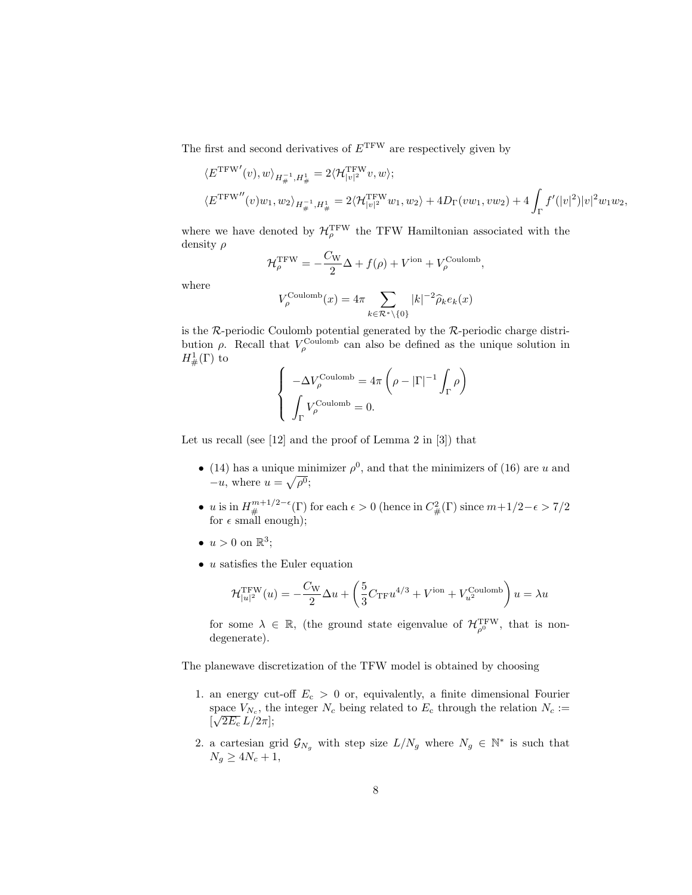The first and second derivatives of $E^{\rm TFW}$ are respectively given by

$$\langle E^{\rm TFW\prime}(v), w\rangle_{H^{-1}_\#, H^1_\#} = 2\langle \mathcal{H}^{\rm TFW}_{|v|^2} v, w\rangle;$$

$$\langle E^{\rm TFW\prime\prime}(v) w_1, w_2\rangle_{H^{-1}_\#, H^1_\#} = 2\langle \mathcal{H}^{\rm TFW}_{|v|^2} w_1, w_2\rangle + 4D_\Gamma(vw_1, vw_2) + 4\int_\Gamma f'(|v|^2)|v|^2 w_1 w_2,$$

where we have denoted by $\mathcal{H}^{\rm TFW}_\rho$ the TFW Hamiltonian associated with the density $\rho$

$$\mathcal{H}^{\rm TFW}_\rho = -\frac{C_{\rm W}}{2}\Delta + f(\rho) + V^{\rm ion} + V^{\rm Coulomb}_\rho,$$

where

$$V^{\rm Coulomb}_\rho(x) = 4\pi \sum_{k\in\mathcal{R}^*\setminus\{0\}} |k|^{-2}\widehat{\rho}_k e_k(x)$$

is the $\mathcal{R}$-periodic Coulomb potential generated by the $\mathcal{R}$-periodic charge distribution $\rho$. Recall that $V^{\rm Coulomb}_\rho$ can also be defined as the unique solution in $H^1_\#(\Gamma)$ to

$$\left\{ \begin{array}{l} -\Delta V^{\rm Coulomb}_\rho = 4\pi\left(\rho - |\Gamma|^{-1}\displaystyle\int_\Gamma \rho\right) \\ \displaystyle\int_\Gamma V^{\rm Coulomb}_\rho = 0. \end{array}\right.$$

Let us recall (see [12] and the proof of Lemma 2 in [3]) that

- (14) has a unique minimizer $\rho^0$, and that the minimizers of (16) are $u$ and $-u$, where $u = \sqrt{\rho^0}$;
- $u$ is in $H^{m+1/2-\epsilon}_\#(\Gamma)$ for each $\epsilon > 0$ (hence in $C^2_\#(\Gamma)$ since $m+1/2-\epsilon > 7/2$ for $\epsilon$ small enough);
- $u > 0$ on $\mathbb{R}^3$;
- $u$ satisfies the Euler equation

$$\mathcal{H}^{\rm TFW}_{|u|^2}(u) = -\frac{C_{\rm W}}{2}\Delta u + \left(\frac{5}{3}C_{\rm TF}u^{4/3} + V^{\rm ion} + V^{\rm Coulomb}_{u^2}\right)u = \lambda u$$

for some $\lambda \in \mathbb{R}$, (the ground state eigenvalue of $\mathcal{H}^{\rm TFW}_{\rho^0}$, that is non-degenerate).

The planewave discretization of the TFW model is obtained by choosing

1. an energy cut-off $E_{\rm c} > 0$ or, equivalently, a finite dimensional Fourier space $V_{N_c}$, the integer $N_c$ being related to $E_{\rm c}$ through the relation $N_c := [\sqrt{2E_{\rm c}}\, L/2\pi]$;
2. a cartesian grid $\mathcal{G}_{N_g}$ with step size $L/N_g$ where $N_g \in \mathbb{N}^*$ is such that $N_g \geq 4N_c + 1$,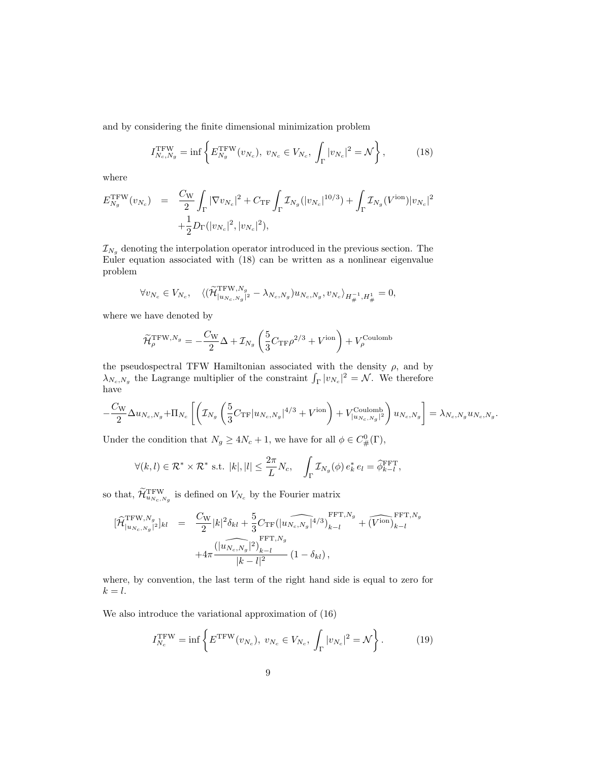and by considering the finite dimensional minimization problem

$$
I_{N_c,N_g}^{\rm TFW} = \inf \left\{ E_{N_g}^{\rm TFW}(v_{N_c}), \; v_{N_c} \in V_{N_c}, \; \int_\Gamma |v_{N_c}|^2 = \mathcal{N} \right\}, \tag{18}
$$

where

$$
\begin{aligned}
E_{N_g}^{\rm TFW}(v_{N_c}) &= \frac{C_{\rm W}}{2} \int_\Gamma |\nabla v_{N_c}|^2 + C_{\rm TF} \int_\Gamma \mathcal{I}_{N_g}(|v_{N_c}|^{10/3}) + \int_\Gamma \mathcal{I}_{N_g}(V^{\rm ion}) |v_{N_c}|^2 \\
&\quad + \frac{1}{2} D_\Gamma(|v_{N_c}|^2, |v_{N_c}|^2),
\end{aligned}
$$

$\mathcal{I}_{N_g}$ denoting the interpolation operator introduced in the previous section. The Euler equation associated with (18) can be written as a nonlinear eigenvalue problem

$$
\forall v_{N_c} \in V_{N_c}, \quad \langle (\widetilde{\mathcal{H}}^{{\rm TFW},N_g}_{|u_{N_c,N_g}|^2} - \lambda_{N_c,N_g}) u_{N_c,N_g}, v_{N_c} \rangle_{H^{-1}_\#, H^1_\#} = 0,
$$

where we have denoted by

$$
\widetilde{\mathcal{H}}^{{\rm TFW},N_g}_\rho = -\frac{C_{\rm W}}{2} \Delta + \mathcal{I}_{N_g} \left( \frac{5}{3} C_{\rm TF} \rho^{2/3} + V^{\rm ion} \right) + V^{\rm Coulomb}_\rho
$$

the pseudospectral TFW Hamiltonian associated with the density $\rho$, and by $\lambda_{N_c,N_g}$ the Lagrange multiplier of the constraint $\int_\Gamma |v_{N_c}|^2 = \mathcal{N}$. We therefore have

$$
-\frac{C_{\rm W}}{2} \Delta u_{N_c,N_g} + \Pi_{N_c} \left[ \left( \mathcal{I}_{N_g} \left( \frac{5}{3} C_{\rm TF} |u_{N_c,N_g}|^{4/3} + V^{\rm ion} \right) + V^{\rm Coulomb}_{|u_{N_c,N_g}|^2} \right) u_{N_c,N_g} \right] = \lambda_{N_c,N_g} u_{N_c,N_g}.
$$

Under the condition that $N_g \geq 4N_c + 1$, we have for all $\phi \in C^0_\#(\Gamma)$,

$$
\forall (k,l) \in \mathcal{R}^* \times \mathcal{R}^* \text{ s.t. } |k|, |l| \leq \frac{2\pi}{L} N_c, \quad \int_\Gamma \mathcal{I}_{N_g}(\phi) \, e_k^* \, e_l = \widehat{\phi}^{\rm FFT}_{k-l},
$$

so that, $\widetilde{\mathcal{H}}^{\rm TFW}_{u_{N_c,N_g}}$ is defined on $V_{N_c}$ by the Fourier matrix

$$
\begin{aligned}
[\widehat{\mathcal{H}}^{{\rm TFW},N_g}_{|u_{N_c,N_g}|^2}]_{kl} &= \frac{C_{\rm W}}{2} |k|^2 \delta_{kl} + \frac{5}{3} C_{\rm TF} \widehat{(|u_{N_c,N_g}|^{4/3})}^{{\rm FFT},N_g}_{k-l} + \widehat{(V^{\rm ion})}^{{\rm FFT},N_g}_{k-l} \\
&\quad + 4\pi \frac{\widehat{(|u_{N_c,N_g}|^2)}^{{\rm FFT},N_g}_{k-l}}{|k-l|^2} (1 - \delta_{kl}),
\end{aligned}
$$

where, by convention, the last term of the right hand side is equal to zero for $k = l$.

We also introduce the variational approximation of (16)

$$
I_{N_c}^{\rm TFW} = \inf \left\{ E^{\rm TFW}(v_{N_c}), \; v_{N_c} \in V_{N_c}, \; \int_\Gamma |v_{N_c}|^2 = \mathcal{N} \right\}. \tag{19}
$$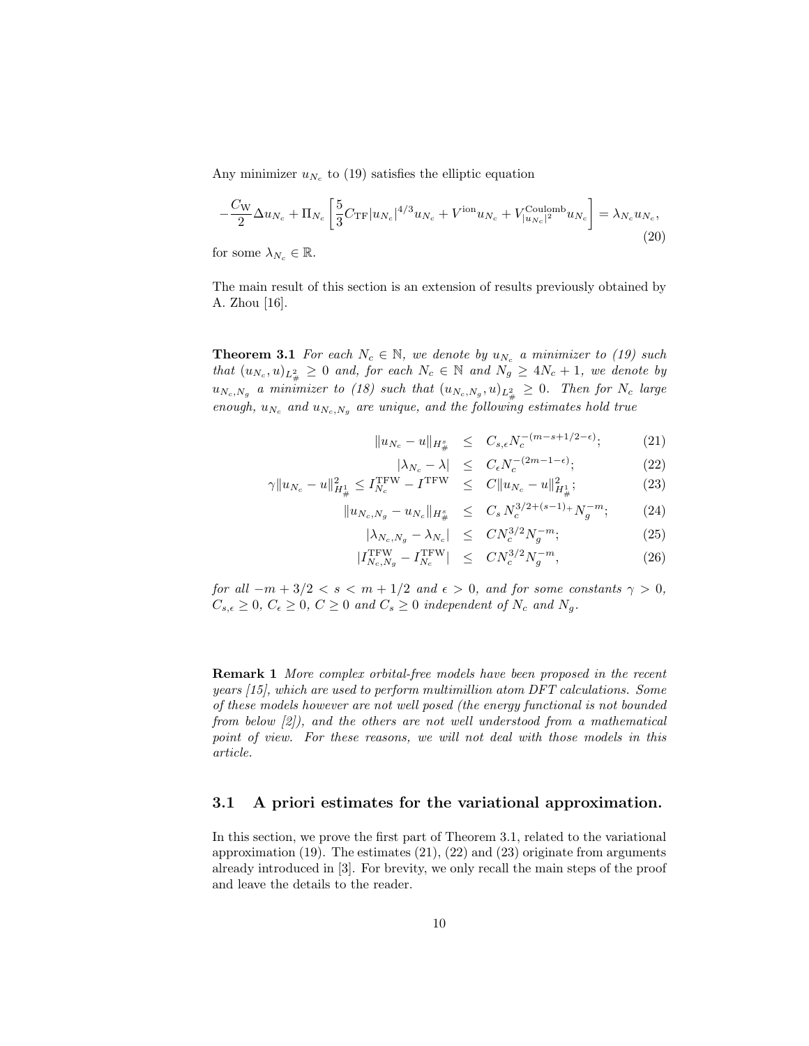Any minimizer $u_{N_c}$ to (19) satisfies the elliptic equation

$$-\frac{C_{\rm W}}{2}\Delta u_{N_c} + \Pi_{N_c}\left[\frac{5}{3}C_{\rm TF}|u_{N_c}|^{4/3}u_{N_c} + V^{\rm ion}u_{N_c} + V^{\rm Coulomb}_{|u_{N_c}|^2}u_{N_c}\right] = \lambda_{N_c}u_{N_c}, \tag{20}$$

for some $\lambda_{N_c} \in \mathbb{R}$.

The main result of this section is an extension of results previously obtained by A. Zhou [16].

**Theorem 3.1** *For each $N_c \in \mathbb{N}$, we denote by $u_{N_c}$ a minimizer to (19) such that $(u_{N_c}, u)_{L^2_\#} \geq 0$ and, for each $N_c \in \mathbb{N}$ and $N_g \geq 4N_c + 1$, we denote by $u_{N_c,N_g}$ a minimizer to (18) such that $(u_{N_c,N_g}, u)_{L^2_\#} \geq 0$. Then for $N_c$ large enough, $u_{N_c}$ and $u_{N_c,N_g}$ are unique, and the following estimates hold true*

$$\|u_{N_c} - u\|_{H^s_\#} \leq C_{s,\epsilon}N_c^{-(m-s+1/2-\epsilon)}; \tag{21}$$

$$|\lambda_{N_c} - \lambda| \leq C_\epsilon N_c^{-(2m-1-\epsilon)}; \tag{22}$$

$$\gamma\|u_{N_c} - u\|^2_{H^1_\#} \leq I^{\rm TFW}_{N_c} - I^{\rm TFW} \leq C\|u_{N_c} - u\|^2_{H^1_\#}; \tag{23}$$

$$\|u_{N_c,N_g} - u_{N_c}\|_{H^s_\#} \leq C_s\, N_c^{3/2+(s-1)_+}N_g^{-m}; \tag{24}$$

$$|\lambda_{N_c,N_g} - \lambda_{N_c}| \leq CN_c^{3/2}N_g^{-m}; \tag{25}$$

$$|I^{\rm TFW}_{N_c,N_g} - I^{\rm TFW}_{N_c}| \leq CN_c^{3/2}N_g^{-m}, \tag{26}$$

*for all $-m + 3/2 < s < m + 1/2$ and $\epsilon > 0$, and for some constants $\gamma > 0$, $C_{s,\epsilon} \geq 0$, $C_\epsilon \geq 0$, $C \geq 0$ and $C_s \geq 0$ independent of $N_c$ and $N_g$.*

**Remark 1** *More complex orbital-free models have been proposed in the recent years [15], which are used to perform multimillion atom DFT calculations. Some of these models however are not well posed (the energy functional is not bounded from below [2]), and the others are not well understood from a mathematical point of view. For these reasons, we will not deal with those models in this article.*

## 3.1 A priori estimates for the variational approximation.

In this section, we prove the first part of Theorem 3.1, related to the variational approximation (19). The estimates (21), (22) and (23) originate from arguments already introduced in [3]. For brevity, we only recall the main steps of the proof and leave the details to the reader.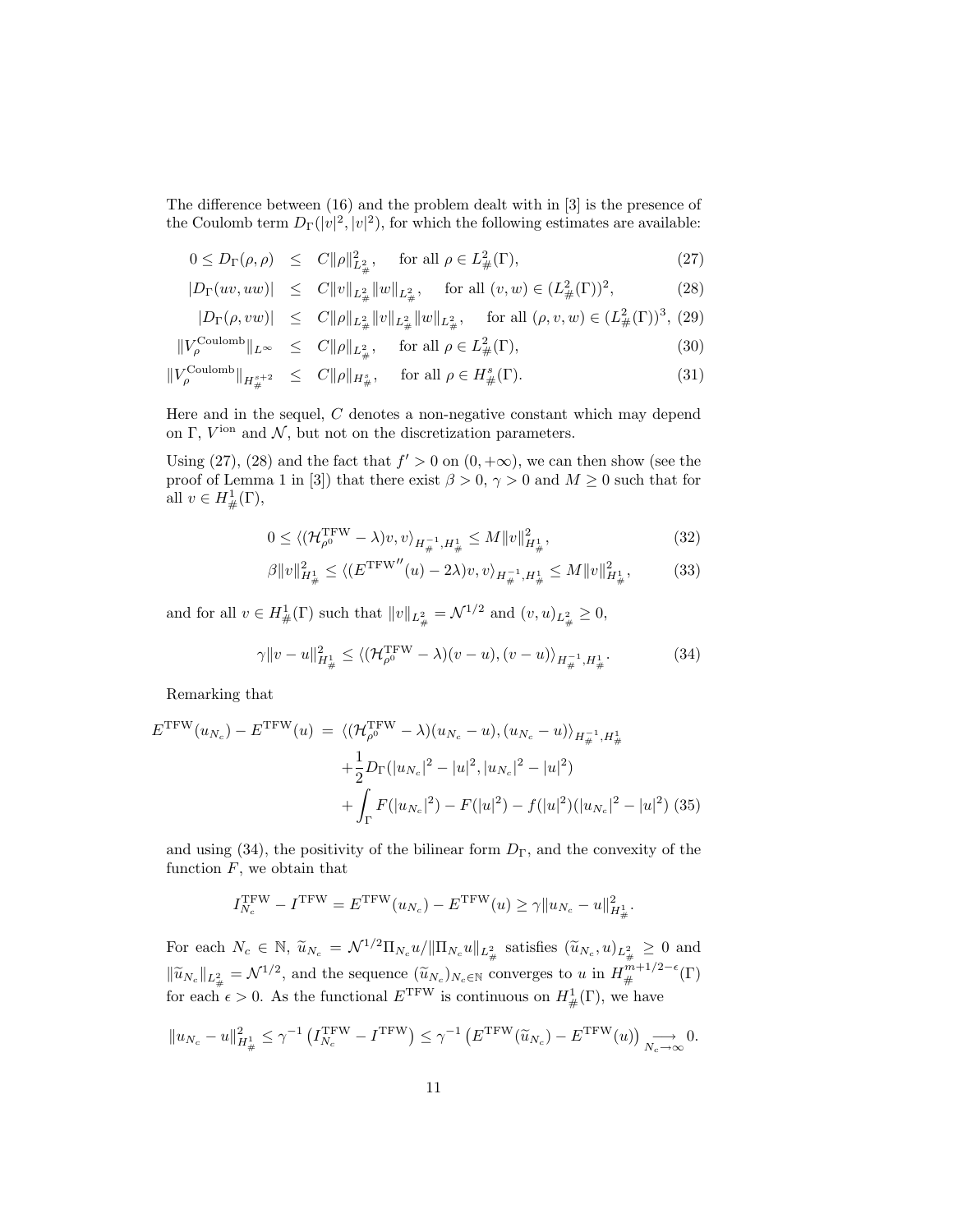The difference between (16) and the problem dealt with in [3] is the presence of the Coulomb term $D_\Gamma(|v|^2,|v|^2)$, for which the following estimates are available:

$$
\begin{aligned}
0 \le D_\Gamma(\rho,\rho) &\le C\|\rho\|_{L^2_\#}^2, \quad \text{for all } \rho \in L^2_\#(\Gamma), &(27)\\
|D_\Gamma(uv,uw)| &\le C\|v\|_{L^2_\#}\|w\|_{L^2_\#}, \quad \text{for all } (v,w) \in (L^2_\#(\Gamma))^2, &(28)\\
|D_\Gamma(\rho,vw)| &\le C\|\rho\|_{L^2_\#}\|v\|_{L^2_\#}\|w\|_{L^2_\#}, \quad \text{for all } (\rho,v,w) \in (L^2_\#(\Gamma))^3, &(29)\\
\|V_\rho^{\rm Coulomb}\|_{L^\infty} &\le C\|\rho\|_{L^2_\#}, \quad \text{for all } \rho \in L^2_\#(\Gamma), &(30)\\
\|V_\rho^{\rm Coulomb}\|_{H^{s+2}_\#} &\le C\|\rho\|_{H^s_\#}, \quad \text{for all } \rho \in H^s_\#(\Gamma). &(31)
\end{aligned}
$$

Here and in the sequel, $C$ denotes a non-negative constant which may depend on $\Gamma$, $V^{\rm ion}$ and $\mathcal{N}$, but not on the discretization parameters.

Using (27), (28) and the fact that $f' > 0$ on $(0,+\infty)$, we can then show (see the proof of Lemma 1 in [3]) that there exist $\beta > 0$, $\gamma > 0$ and $M \ge 0$ such that for all $v \in H^1_\#(\Gamma)$,

$$
0 \le \langle (\mathcal{H}_{\rho^0}^{\rm TFW} - \lambda)v, v\rangle_{H^{-1}_\#,H^1_\#} \le M\|v\|_{H^1_\#}^2, \qquad (32)
$$

$$
\beta\|v\|_{H^1_\#}^2 \le \langle (E^{\rm TFW''}(u) - 2\lambda)v, v\rangle_{H^{-1}_\#,H^1_\#} \le M\|v\|_{H^1_\#}^2, \qquad (33)
$$

and for all $v \in H^1_\#(\Gamma)$ such that $\|v\|_{L^2_\#} = \mathcal{N}^{1/2}$ and $(v,u)_{L^2_\#} \ge 0$,

$$
\gamma\|v-u\|_{H^1_\#}^2 \le \langle (\mathcal{H}_{\rho^0}^{\rm TFW} - \lambda)(v-u), (v-u)\rangle_{H^{-1}_\#,H^1_\#}. \qquad (34)
$$

Remarking that

$$
\begin{aligned}
E^{\rm TFW}(u_{N_c}) - E^{\rm TFW}(u) \;=\; & \langle (\mathcal{H}_{\rho^0}^{\rm TFW} - \lambda)(u_{N_c}-u), (u_{N_c}-u)\rangle_{H^{-1}_\#,H^1_\#} \\
& + \frac{1}{2} D_\Gamma(|u_{N_c}|^2 - |u|^2, |u_{N_c}|^2 - |u|^2) \\
& + \int_\Gamma F(|u_{N_c}|^2) - F(|u|^2) - f(|u|^2)(|u_{N_c}|^2 - |u|^2) \qquad (35)
\end{aligned}
$$

and using (34), the positivity of the bilinear form $D_\Gamma$, and the convexity of the function $F$, we obtain that

$$
I_{N_c}^{\rm TFW} - I^{\rm TFW} = E^{\rm TFW}(u_{N_c}) - E^{\rm TFW}(u) \ge \gamma\|u_{N_c} - u\|_{H^1_\#}^2.
$$

For each $N_c \in \mathbb{N}$, $\widetilde{u}_{N_c} = \mathcal{N}^{1/2}\Pi_{N_c}u/\|\Pi_{N_c}u\|_{L^2_\#}$ satisfies $(\widetilde{u}_{N_c},u)_{L^2_\#} \ge 0$ and $\|\widetilde{u}_{N_c}\|_{L^2_\#} = \mathcal{N}^{1/2}$, and the sequence $(\widetilde{u}_{N_c})_{N_c\in\mathbb{N}}$ converges to $u$ in $H^{m+1/2-\epsilon}_\#(\Gamma)$ for each $\epsilon > 0$. As the functional $E^{\rm TFW}$ is continuous on $H^1_\#(\Gamma)$, we have

$$
\|u_{N_c} - u\|_{H^1_\#}^2 \le \gamma^{-1}\left(I_{N_c}^{\rm TFW} - I^{\rm TFW}\right) \le \gamma^{-1}\left(E^{\rm TFW}(\widetilde{u}_{N_c}) - E^{\rm TFW}(u)\right) \underset{N_c\to\infty}{\longrightarrow} 0.
$$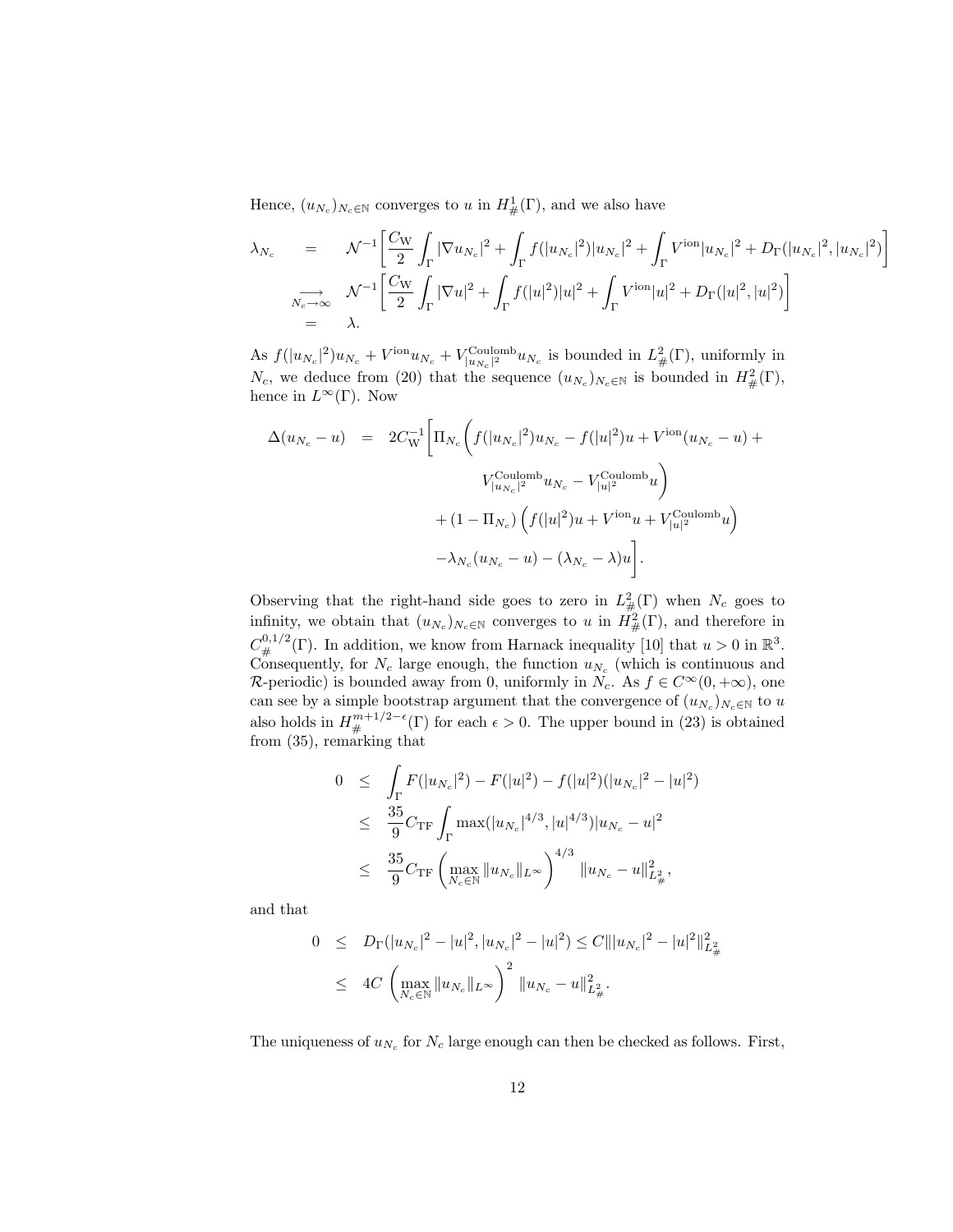Hence, $(u_{N_c})_{N_c\in\mathbb{N}}$ converges to $u$ in $H^1_\#(\Gamma)$, and we also have

$$
\begin{aligned}
\lambda_{N_c} &= \mathcal{N}^{-1}\left[\frac{C_{\rm W}}{2}\int_\Gamma |\nabla u_{N_c}|^2 + \int_\Gamma f(|u_{N_c}|^2)|u_{N_c}|^2 + \int_\Gamma V^{\rm ion}|u_{N_c}|^2 + D_\Gamma(|u_{N_c}|^2,|u_{N_c}|^2)\right] \\
&\underset{N_c\to\infty}{\longrightarrow} \mathcal{N}^{-1}\left[\frac{C_{\rm W}}{2}\int_\Gamma |\nabla u|^2 + \int_\Gamma f(|u|^2)|u|^2 + \int_\Gamma V^{\rm ion}|u|^2 + D_\Gamma(|u|^2,|u|^2)\right] \\
&= \lambda.
\end{aligned}
$$

As $f(|u_{N_c}|^2)u_{N_c} + V^{\rm ion}u_{N_c} + V^{\rm Coulomb}_{|u_{N_c}|^2}u_{N_c}$ is bounded in $L^2_\#(\Gamma)$, uniformly in $N_c$, we deduce from (20) that the sequence $(u_{N_c})_{N_c\in\mathbb{N}}$ is bounded in $H^2_\#(\Gamma)$, hence in $L^\infty(\Gamma)$. Now

$$
\begin{aligned}
\Delta(u_{N_c}-u) = 2C_{\rm W}^{-1}\Bigg[&\Pi_{N_c}\Big(f(|u_{N_c}|^2)u_{N_c} - f(|u|^2)u + V^{\rm ion}(u_{N_c}-u) + \\
&\qquad V^{\rm Coulomb}_{|u_{N_c}|^2}u_{N_c} - V^{\rm Coulomb}_{|u|^2}u\Big) \\
&+ (1-\Pi_{N_c})\left(f(|u|^2)u + V^{\rm ion}u + V^{\rm Coulomb}_{|u|^2}u\right) \\
&-\lambda_{N_c}(u_{N_c}-u) - (\lambda_{N_c}-\lambda)u\Bigg].
\end{aligned}
$$

Observing that the right-hand side goes to zero in $L^2_\#(\Gamma)$ when $N_c$ goes to infinity, we obtain that $(u_{N_c})_{N_c\in\mathbb{N}}$ converges to $u$ in $H^2_\#(\Gamma)$, and therefore in $C^{0,1/2}_\#(\Gamma)$. In addition, we know from Harnack inequality [10] that $u > 0$ in $\mathbb{R}^3$. Consequently, for $N_c$ large enough, the function $u_{N_c}$ (which is continuous and $\mathcal{R}$-periodic) is bounded away from 0, uniformly in $N_c$. As $f \in C^\infty(0,+\infty)$, one can see by a simple bootstrap argument that the convergence of $(u_{N_c})_{N_c\in\mathbb{N}}$ to $u$ also holds in $H^{m+1/2-\epsilon}_\#(\Gamma)$ for each $\epsilon > 0$. The upper bound in (23) is obtained from (35), remarking that

$$
\begin{aligned}
0 &\le \int_\Gamma F(|u_{N_c}|^2) - F(|u|^2) - f(|u|^2)(|u_{N_c}|^2 - |u|^2) \\
&\le \frac{35}{9}C_{\rm TF}\int_\Gamma \max(|u_{N_c}|^{4/3},|u|^{4/3})|u_{N_c}-u|^2 \\
&\le \frac{35}{9}C_{\rm TF}\left(\max_{N_c\in\mathbb{N}}\|u_{N_c}\|_{L^\infty}\right)^{4/3}\|u_{N_c}-u\|^2_{L^2_\#},
\end{aligned}
$$

and that

$$
\begin{aligned}
0 &\le D_\Gamma(|u_{N_c}|^2-|u|^2, |u_{N_c}|^2-|u|^2) \le C\||u_{N_c}|^2-|u|^2\|^2_{L^2_\#} \\
&\le 4C\left(\max_{N_c\in\mathbb{N}}\|u_{N_c}\|_{L^\infty}\right)^2\|u_{N_c}-u\|^2_{L^2_\#}.
\end{aligned}
$$

The uniqueness of $u_{N_c}$ for $N_c$ large enough can then be checked as follows. First,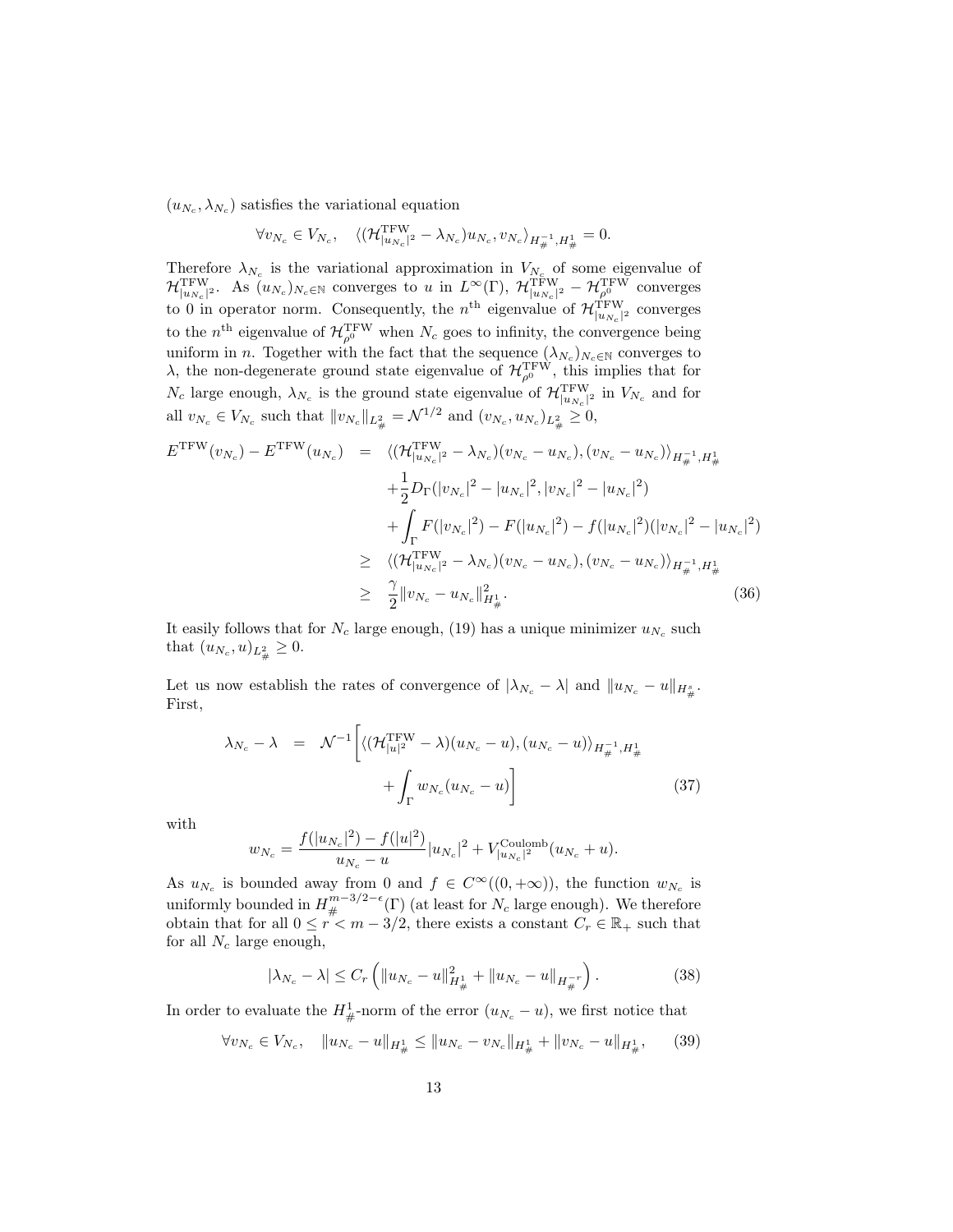$(u_{N_c}, \lambda_{N_c})$ satisfies the variational equation

$$\forall v_{N_c} \in V_{N_c}, \quad \langle (\mathcal{H}^{\rm TFW}_{|u_{N_c}|^2} - \lambda_{N_c}) u_{N_c}, v_{N_c} \rangle_{H^{-1}_\#, H^1_\#} = 0.$$

Therefore $\lambda_{N_c}$ is the variational approximation in $V_{N_c}$ of some eigenvalue of $\mathcal{H}^{\rm TFW}_{|u_{N_c}|^2}$. As $(u_{N_c})_{N_c \in \mathbb{N}}$ converges to $u$ in $L^\infty(\Gamma)$, $\mathcal{H}^{\rm TFW}_{|u_{N_c}|^2} - \mathcal{H}^{\rm TFW}_{\rho^0}$ converges to 0 in operator norm. Consequently, the $n^{\rm th}$ eigenvalue of $\mathcal{H}^{\rm TFW}_{|u_{N_c}|^2}$ converges to the $n^{\rm th}$ eigenvalue of $\mathcal{H}^{\rm TFW}_{\rho^0}$ when $N_c$ goes to infinity, the convergence being uniform in $n$. Together with the fact that the sequence $(\lambda_{N_c})_{N_c \in \mathbb{N}}$ converges to $\lambda$, the non-degenerate ground state eigenvalue of $\mathcal{H}^{\rm TFW}_{\rho^0}$, this implies that for $N_c$ large enough, $\lambda_{N_c}$ is the ground state eigenvalue of $\mathcal{H}^{\rm TFW}_{|u_{N_c}|^2}$ in $V_{N_c}$ and for all $v_{N_c} \in V_{N_c}$ such that $\|v_{N_c}\|_{L^2_\#} = \mathcal{N}^{1/2}$ and $(v_{N_c}, u_{N_c})_{L^2_\#} \geq 0$,

$$\begin{aligned}
E^{\rm TFW}(v_{N_c}) - E^{\rm TFW}(u_{N_c}) &= \langle (\mathcal{H}^{\rm TFW}_{|u_{N_c}|^2} - \lambda_{N_c})(v_{N_c} - u_{N_c}), (v_{N_c} - u_{N_c}) \rangle_{H^{-1}_\#, H^1_\#} \\
&\quad + \frac{1}{2} D_\Gamma(|v_{N_c}|^2 - |u_{N_c}|^2, |v_{N_c}|^2 - |u_{N_c}|^2) \\
&\quad + \int_\Gamma F(|v_{N_c}|^2) - F(|u_{N_c}|^2) - f(|u_{N_c}|^2)(|v_{N_c}|^2 - |u_{N_c}|^2) \\
&\geq \langle (\mathcal{H}^{\rm TFW}_{|u_{N_c}|^2} - \lambda_{N_c})(v_{N_c} - u_{N_c}), (v_{N_c} - u_{N_c}) \rangle_{H^{-1}_\#, H^1_\#} \\
&\geq \frac{\gamma}{2} \|v_{N_c} - u_{N_c}\|^2_{H^1_\#}. \qquad (36)
\end{aligned}$$

It easily follows that for $N_c$ large enough, (19) has a unique minimizer $u_{N_c}$ such that $(u_{N_c}, u)_{L^2_\#} \geq 0$.

Let us now establish the rates of convergence of $|\lambda_{N_c} - \lambda|$ and $\|u_{N_c} - u\|_{H^s_\#}$. First,

$$\begin{aligned}
\lambda_{N_c} - \lambda &= \mathcal{N}^{-1} \Bigg[ \langle (\mathcal{H}^{\rm TFW}_{|u|^2} - \lambda)(u_{N_c} - u), (u_{N_c} - u) \rangle_{H^{-1}_\#, H^1_\#} \\
&\qquad + \int_\Gamma w_{N_c}(u_{N_c} - u) \Bigg] \qquad (37)
\end{aligned}$$

with

$$w_{N_c} = \frac{f(|u_{N_c}|^2) - f(|u|^2)}{u_{N_c} - u} |u_{N_c}|^2 + V^{\rm Coulomb}_{|u_{N_c}|^2}(u_{N_c} + u).$$

As $u_{N_c}$ is bounded away from 0 and $f \in C^\infty((0, +\infty))$, the function $w_{N_c}$ is uniformly bounded in $H^{m-3/2-\epsilon}_\#(\Gamma)$ (at least for $N_c$ large enough). We therefore obtain that for all $0 \leq r < m - 3/2$, there exists a constant $C_r \in \mathbb{R}_+$ such that for all $N_c$ large enough,

$$|\lambda_{N_c} - \lambda| \leq C_r \left( \|u_{N_c} - u\|^2_{H^1_\#} + \|u_{N_c} - u\|_{H^{-r}_\#} \right). \qquad (38)$$

In order to evaluate the $H^1_\#$-norm of the error $(u_{N_c} - u)$, we first notice that

$$\forall v_{N_c} \in V_{N_c}, \quad \|u_{N_c} - u\|_{H^1_\#} \leq \|u_{N_c} - v_{N_c}\|_{H^1_\#} + \|v_{N_c} - u\|_{H^1_\#}, \qquad (39)$$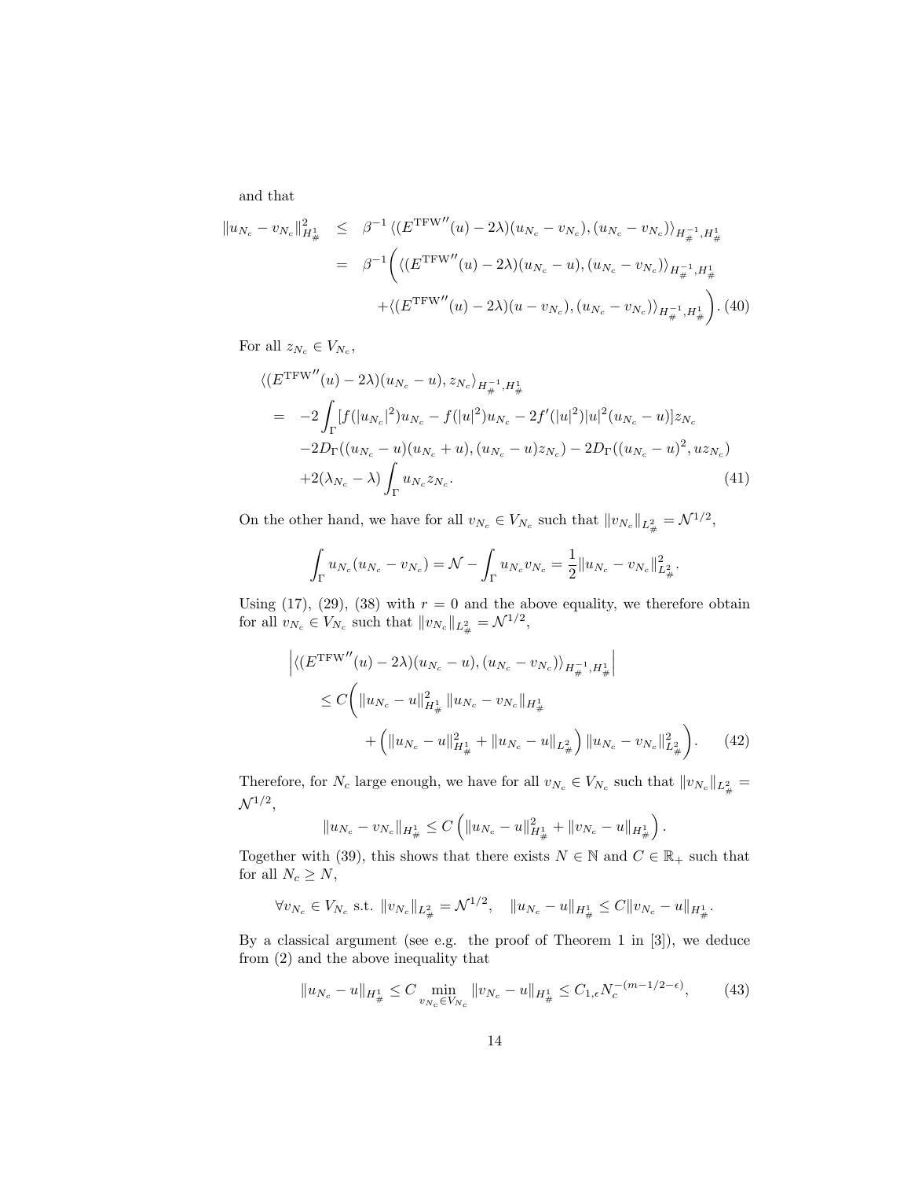and that

$$
\begin{aligned}
\|u_{N_c} - v_{N_c}\|_{H^1_\#}^2 &\leq \beta^{-1} \langle (E^{\rm TFW''}(u) - 2\lambda)(u_{N_c} - v_{N_c}), (u_{N_c} - v_{N_c}) \rangle_{H^{-1}_\#, H^1_\#} \\
&= \beta^{-1} \bigg( \langle (E^{\rm TFW''}(u) - 2\lambda)(u_{N_c} - u), (u_{N_c} - v_{N_c}) \rangle_{H^{-1}_\#, H^1_\#} \\
&\qquad + \langle (E^{\rm TFW''}(u) - 2\lambda)(u - v_{N_c}), (u_{N_c} - v_{N_c}) \rangle_{H^{-1}_\#, H^1_\#} \bigg). \quad (40)
\end{aligned}
$$

For all $z_{N_c} \in V_{N_c}$,

$$
\begin{aligned}
&\langle (E^{\rm TFW''}(u) - 2\lambda)(u_{N_c} - u), z_{N_c} \rangle_{H^{-1}_\#, H^1_\#} \\
&= -2 \int_\Gamma [f(|u_{N_c}|^2) u_{N_c} - f(|u|^2) u_{N_c} - 2f'(|u|^2)|u|^2 (u_{N_c} - u)] z_{N_c} \\
&\quad -2D_\Gamma((u_{N_c} - u)(u_{N_c} + u), (u_{N_c} - u) z_{N_c}) - 2D_\Gamma((u_{N_c} - u)^2, u z_{N_c}) \\
&\quad +2(\lambda_{N_c} - \lambda) \int_\Gamma u_{N_c} z_{N_c}. \qquad (41)
\end{aligned}
$$

On the other hand, we have for all $v_{N_c} \in V_{N_c}$ such that $\|v_{N_c}\|_{L^2_\#} = \mathcal{N}^{1/2}$,

$$
\int_\Gamma u_{N_c}(u_{N_c} - v_{N_c}) = \mathcal{N} - \int_\Gamma u_{N_c} v_{N_c} = \frac{1}{2} \|u_{N_c} - v_{N_c}\|_{L^2_\#}^2.
$$

Using (17), (29), (38) with $r = 0$ and the above equality, we therefore obtain for all $v_{N_c} \in V_{N_c}$ such that $\|v_{N_c}\|_{L^2_\#} = \mathcal{N}^{1/2}$,

$$
\begin{aligned}
&\left| \langle (E^{\rm TFW''}(u) - 2\lambda)(u_{N_c} - u), (u_{N_c} - v_{N_c}) \rangle_{H^{-1}_\#, H^1_\#} \right| \\
&\quad \leq C \bigg( \|u_{N_c} - u\|_{H^1_\#}^2 \, \|u_{N_c} - v_{N_c}\|_{H^1_\#} \\
&\qquad\qquad + \left( \|u_{N_c} - u\|_{H^1_\#}^2 + \|u_{N_c} - u\|_{L^2_\#} \right) \|u_{N_c} - v_{N_c}\|_{L^2_\#}^2 \bigg). \qquad (42)
\end{aligned}
$$

Therefore, for $N_c$ large enough, we have for all $v_{N_c} \in V_{N_c}$ such that $\|v_{N_c}\|_{L^2_\#} = \mathcal{N}^{1/2}$,

$$
\|u_{N_c} - v_{N_c}\|_{H^1_\#} \leq C \left( \|u_{N_c} - u\|_{H^1_\#}^2 + \|v_{N_c} - u\|_{H^1_\#} \right).
$$

Together with (39), this shows that there exists $N \in \mathbb{N}$ and $C \in \mathbb{R}_+$ such that for all $N_c \geq N$,

$$
\forall v_{N_c} \in V_{N_c} \text{ s.t. } \|v_{N_c}\|_{L^2_\#} = \mathcal{N}^{1/2}, \quad \|u_{N_c} - u\|_{H^1_\#} \leq C \|v_{N_c} - u\|_{H^1_\#}.
$$

By a classical argument (see e.g. the proof of Theorem 1 in [3]), we deduce from (2) and the above inequality that

$$
\|u_{N_c} - u\|_{H^1_\#} \leq C \min_{v_{N_c} \in V_{N_c}} \|v_{N_c} - u\|_{H^1_\#} \leq C_{1,\epsilon} N_c^{-(m-1/2-\epsilon)}, \qquad (43)
$$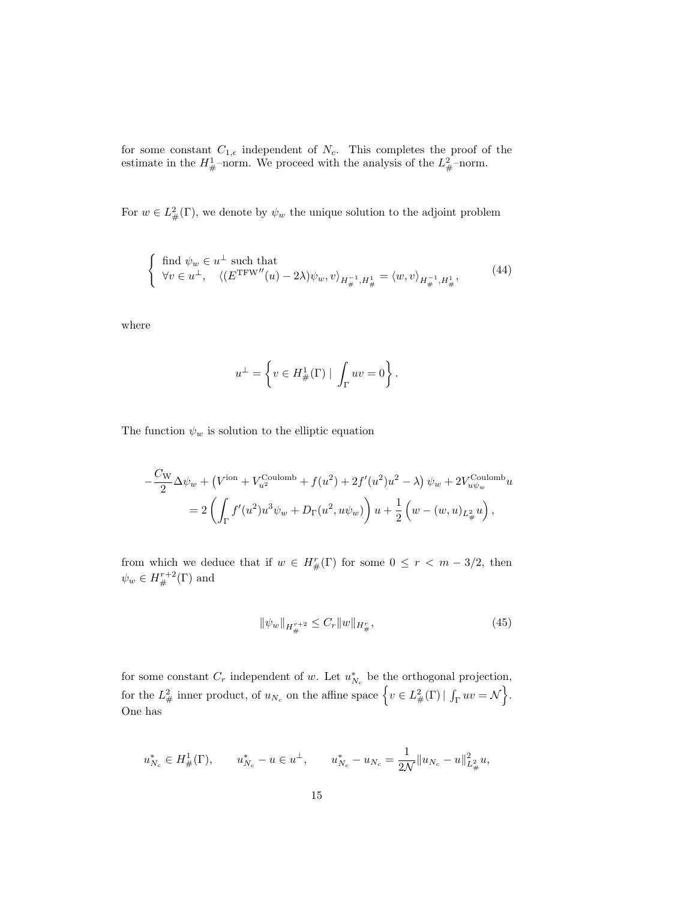for some constant $C_{1,\epsilon}$ independent of $N_c$. This completes the proof of the estimate in the $H^1_\#$–norm. We proceed with the analysis of the $L^2_\#$–norm.

For $w \in L^2_\#(\Gamma)$, we denote by $\psi_w$ the unique solution to the adjoint problem

$$
\left\{ \begin{array}{l} \text{find } \psi_w \in u^\perp \text{ such that} \\ \forall v \in u^\perp, \quad \langle (E^{\mathrm{TFW}''}(u) - 2\lambda)\psi_w, v\rangle_{H^{-1}_\#, H^1_\#} = \langle w, v\rangle_{H^{-1}_\#, H^1_\#}, \end{array} \right. \tag{44}
$$

where

$$
u^\perp = \left\{ v \in H^1_\#(\Gamma) \mid \int_\Gamma uv = 0 \right\}.
$$

The function $\psi_w$ is solution to the elliptic equation

$$
\begin{aligned}
-\frac{C_{\mathrm{W}}}{2}\Delta\psi_w + \left(V^{\mathrm{ion}} + V^{\mathrm{Coulomb}}_{u^2} + f(u^2) + 2f'(u^2)u^2 - \lambda\right)\psi_w + 2V^{\mathrm{Coulomb}}_{u\psi_w} u \\
= 2\left(\int_\Gamma f'(u^2)u^3\psi_w + D_\Gamma(u^2, u\psi_w)\right) u + \frac{1}{2}\left(w - (w,u)_{L^2_\#} u\right),
\end{aligned}
$$

from which we deduce that if $w \in H^r_\#(\Gamma)$ for some $0 \le r < m - 3/2$, then $\psi_w \in H^{r+2}_\#(\Gamma)$ and

$$
\|\psi_w\|_{H^{r+2}_\#} \le C_r \|w\|_{H^r_\#}, \tag{45}
$$

for some constant $C_r$ independent of $w$. Let $u^*_{N_c}$ be the orthogonal projection, for the $L^2_\#$ inner product, of $u_{N_c}$ on the affine space $\left\{ v \in L^2_\#(\Gamma) \mid \int_\Gamma uv = \mathcal{N} \right\}$. One has

$$
u^*_{N_c} \in H^1_\#(\Gamma), \qquad u^*_{N_c} - u \in u^\perp, \qquad u^*_{N_c} - u_{N_c} = \frac{1}{2\mathcal{N}}\|u_{N_c} - u\|^2_{L^2_\#} u,
$$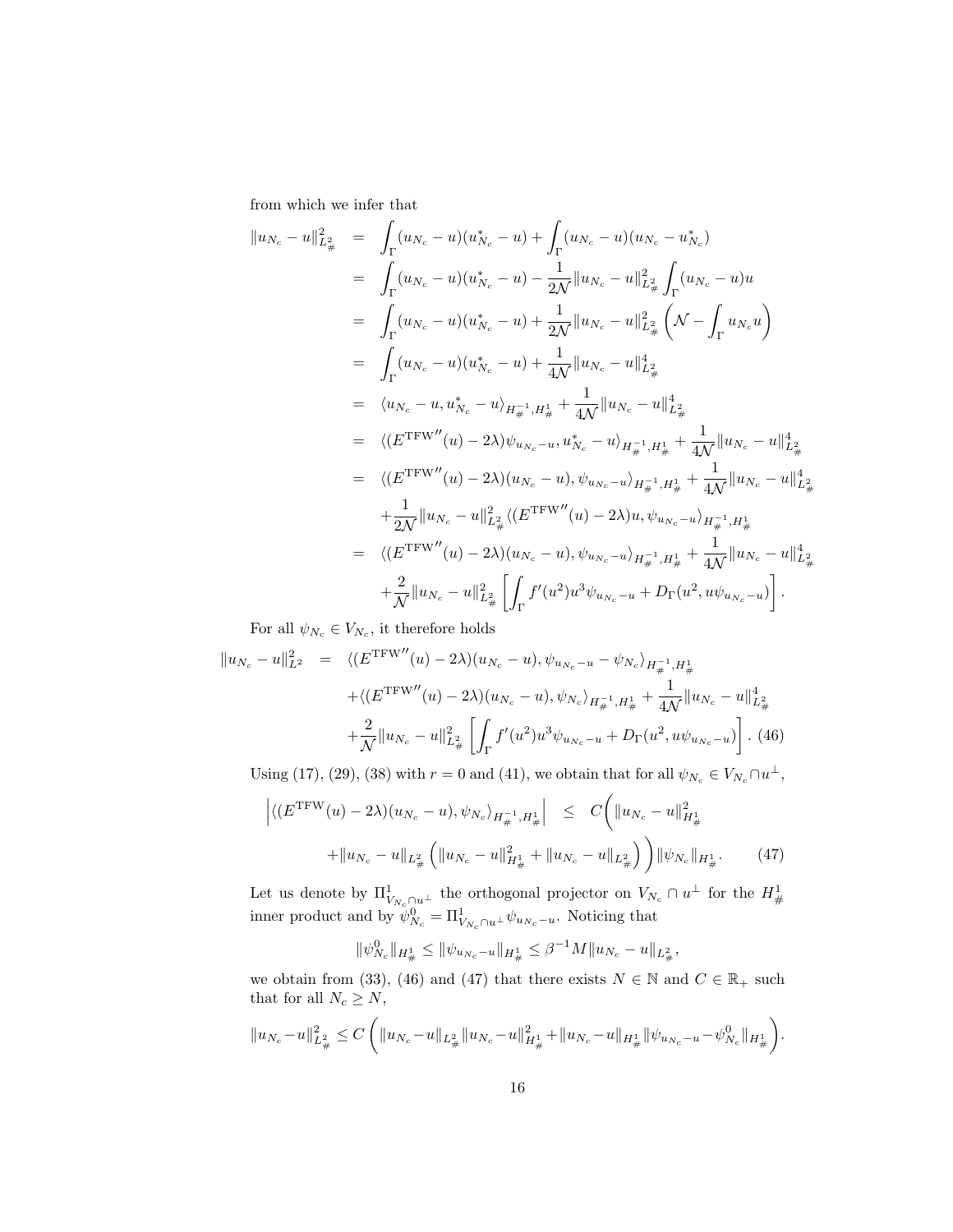from which we infer that

$$
\begin{aligned}
\|u_{N_c} - u\|_{L^2_\#}^2 &= \int_\Gamma (u_{N_c} - u)(u_{N_c}^* - u) + \int_\Gamma (u_{N_c} - u)(u_{N_c} - u_{N_c}^*) \\
&= \int_\Gamma (u_{N_c} - u)(u_{N_c}^* - u) - \frac{1}{2\mathcal{N}} \|u_{N_c} - u\|_{L^2_\#}^2 \int_\Gamma (u_{N_c} - u) u \\
&= \int_\Gamma (u_{N_c} - u)(u_{N_c}^* - u) + \frac{1}{2\mathcal{N}} \|u_{N_c} - u\|_{L^2_\#}^2 \left( \mathcal{N} - \int_\Gamma u_{N_c} u \right) \\
&= \int_\Gamma (u_{N_c} - u)(u_{N_c}^* - u) + \frac{1}{4\mathcal{N}} \|u_{N_c} - u\|_{L^2_\#}^4 \\
&= \langle u_{N_c} - u, u_{N_c}^* - u \rangle_{H^{-1}_\#, H^1_\#} + \frac{1}{4\mathcal{N}} \|u_{N_c} - u\|_{L^2_\#}^4 \\
&= \langle (E^{\mathrm{TFW}''}(u) - 2\lambda) \psi_{u_{N_c} - u}, u_{N_c}^* - u \rangle_{H^{-1}_\#, H^1_\#} + \frac{1}{4\mathcal{N}} \|u_{N_c} - u\|_{L^2_\#}^4 \\
&= \langle (E^{\mathrm{TFW}''}(u) - 2\lambda)(u_{N_c} - u), \psi_{u_{N_c} - u} \rangle_{H^{-1}_\#, H^1_\#} + \frac{1}{4\mathcal{N}} \|u_{N_c} - u\|_{L^2_\#}^4 \\
&\quad + \frac{1}{2\mathcal{N}} \|u_{N_c} - u\|_{L^2_\#}^2 \langle (E^{\mathrm{TFW}''}(u) - 2\lambda) u, \psi_{u_{N_c} - u} \rangle_{H^{-1}_\#, H^1_\#} \\
&= \langle (E^{\mathrm{TFW}''}(u) - 2\lambda)(u_{N_c} - u), \psi_{u_{N_c} - u} \rangle_{H^{-1}_\#, H^1_\#} + \frac{1}{4\mathcal{N}} \|u_{N_c} - u\|_{L^2_\#}^4 \\
&\quad + \frac{2}{\mathcal{N}} \|u_{N_c} - u\|_{L^2_\#}^2 \left[ \int_\Gamma f'(u^2) u^3 \psi_{u_{N_c} - u} + D_\Gamma(u^2, u \psi_{u_{N_c} - u}) \right].
\end{aligned}
$$

For all $\psi_{N_c} \in V_{N_c}$, it therefore holds

$$
\begin{aligned}
\|u_{N_c} - u\|_{L^2}^2 &= \langle (E^{\mathrm{TFW}''}(u) - 2\lambda)(u_{N_c} - u), \psi_{u_{N_c} - u} - \psi_{N_c} \rangle_{H^{-1}_\#, H^1_\#} \\
&\quad + \langle (E^{\mathrm{TFW}''}(u) - 2\lambda)(u_{N_c} - u), \psi_{N_c} \rangle_{H^{-1}_\#, H^1_\#} + \frac{1}{4\mathcal{N}} \|u_{N_c} - u\|_{L^2_\#}^4 \\
&\quad + \frac{2}{\mathcal{N}} \|u_{N_c} - u\|_{L^2_\#}^2 \left[ \int_\Gamma f'(u^2) u^3 \psi_{u_{N_c} - u} + D_\Gamma(u^2, u \psi_{u_{N_c} - u}) \right]. \quad (46)
\end{aligned}
$$

Using (17), (29), (38) with $r = 0$ and (41), we obtain that for all $\psi_{N_c} \in V_{N_c} \cap u^\perp$,

$$
\begin{aligned}
\left| \langle (E^{\mathrm{TFW}}(u) - 2\lambda)(u_{N_c} - u), \psi_{N_c} \rangle_{H^{-1}_\#, H^1_\#} \right| &\leq C \bigg( \|u_{N_c} - u\|_{H^1_\#}^2 \\
&\quad + \|u_{N_c} - u\|_{L^2_\#} \left( \|u_{N_c} - u\|_{H^1_\#}^2 + \|u_{N_c} - u\|_{L^2_\#} \right) \bigg) \|\psi_{N_c}\|_{H^1_\#}. \quad (47)
\end{aligned}
$$

Let us denote by $\Pi^1_{V_{N_c} \cap u^\perp}$ the orthogonal projector on $V_{N_c} \cap u^\perp$ for the $H^1_\#$ inner product and by $\psi^0_{N_c} = \Pi^1_{V_{N_c} \cap u^\perp} \psi_{u_{N_c} - u}$. Noticing that

$$
\|\psi^0_{N_c}\|_{H^1_\#} \leq \|\psi_{u_{N_c} - u}\|_{H^1_\#} \leq \beta^{-1} M \|u_{N_c} - u\|_{L^2_\#},
$$

we obtain from (33), (46) and (47) that there exists $N \in \mathbb{N}$ and $C \in \mathbb{R}_+$ such that for all $N_c \geq N$,

$$
\|u_{N_c} - u\|_{L^2_\#}^2 \leq C \left( \|u_{N_c} - u\|_{L^2_\#} \|u_{N_c} - u\|_{H^1_\#}^2 + \|u_{N_c} - u\|_{H^1_\#} \|\psi_{u_{N_c} - u} - \psi^0_{N_c}\|_{H^1_\#} \right).
$$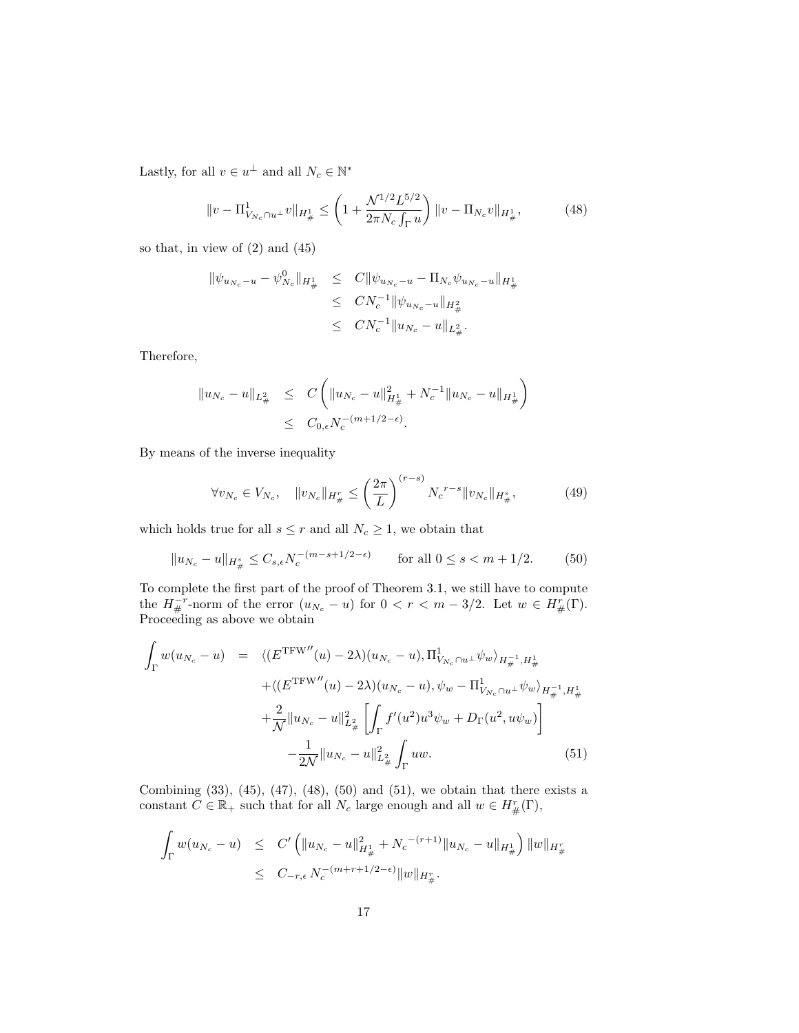Lastly, for all $v \in u^\perp$ and all $N_c \in \mathbb{N}^*$

$$\|v - \Pi^1_{V_{N_c} \cap u^\perp} v\|_{H^1_\#} \leq \left( 1 + \frac{\mathcal{N}^{1/2} L^{5/2}}{2\pi N_c \int_\Gamma u} \right) \|v - \Pi_{N_c} v\|_{H^1_\#}, \tag{48}$$

so that, in view of (2) and (45)

$$\begin{aligned}
\|\psi_{u_{N_c}-u} - \psi^0_{N_c}\|_{H^1_\#} &\leq C \|\psi_{u_{N_c}-u} - \Pi_{N_c} \psi_{u_{N_c}-u}\|_{H^1_\#} \\
&\leq C N_c^{-1} \|\psi_{u_{N_c}-u}\|_{H^2_\#} \\
&\leq C N_c^{-1} \|u_{N_c} - u\|_{L^2_\#}.
\end{aligned}$$

Therefore,

$$\begin{aligned}
\|u_{N_c} - u\|_{L^2_\#} &\leq C \left( \|u_{N_c} - u\|^2_{H^1_\#} + N_c^{-1} \|u_{N_c} - u\|_{H^1_\#} \right) \\
&\leq C_{0,\epsilon} N_c^{-(m+1/2-\epsilon)}.
\end{aligned}$$

By means of the inverse inequality

$$\forall v_{N_c} \in V_{N_c}, \quad \|v_{N_c}\|_{H^r_\#} \leq \left( \frac{2\pi}{L} \right)^{(r-s)} {N_c}^{r-s} \|v_{N_c}\|_{H^s_\#}, \tag{49}$$

which holds true for all $s \leq r$ and all $N_c \geq 1$, we obtain that

$$\|u_{N_c} - u\|_{H^s_\#} \leq C_{s,\epsilon} N_c^{-(m-s+1/2-\epsilon)} \qquad \text{for all } 0 \leq s < m + 1/2. \tag{50}$$

To complete the first part of the proof of Theorem 3.1, we still have to compute the $H^{-r}_\#$-norm of the error $(u_{N_c} - u)$ for $0 < r < m - 3/2$. Let $w \in H^r_\#(\Gamma)$. Proceeding as above we obtain

$$\begin{aligned}
\int_\Gamma w(u_{N_c} - u) &= \langle (E^{\mathrm{TFW}\prime\prime}(u) - 2\lambda)(u_{N_c} - u), \Pi^1_{V_{N_c} \cap u^\perp} \psi_w \rangle_{H^{-1}_\#, H^1_\#} \\
&\quad + \langle (E^{\mathrm{TFW}\prime\prime}(u) - 2\lambda)(u_{N_c} - u), \psi_w - \Pi^1_{V_{N_c} \cap u^\perp} \psi_w \rangle_{H^{-1}_\#, H^1_\#} \\
&\quad + \frac{2}{\mathcal{N}} \|u_{N_c} - u\|^2_{L^2_\#} \left[ \int_\Gamma f'(u^2) u^3 \psi_w + D_\Gamma(u^2, u\psi_w) \right] \\
&\quad - \frac{1}{2\mathcal{N}} \|u_{N_c} - u\|^2_{L^2_\#} \int_\Gamma uw.
\end{aligned} \tag{51}$$

Combining (33), (45), (47), (48), (50) and (51), we obtain that there exists a constant $C \in \mathbb{R}_+$ such that for all $N_c$ large enough and all $w \in H^r_\#(\Gamma)$,

$$\begin{aligned}
\int_\Gamma w(u_{N_c} - u) &\leq C' \left( \|u_{N_c} - u\|^2_{H^1_\#} + {N_c}^{-(r+1)} \|u_{N_c} - u\|_{H^1_\#} \right) \|w\|_{H^r_\#} \\
&\leq C_{-r,\epsilon} \, N_c^{-(m+r+1/2-\epsilon)} \|w\|_{H^r_\#}.
\end{aligned}$$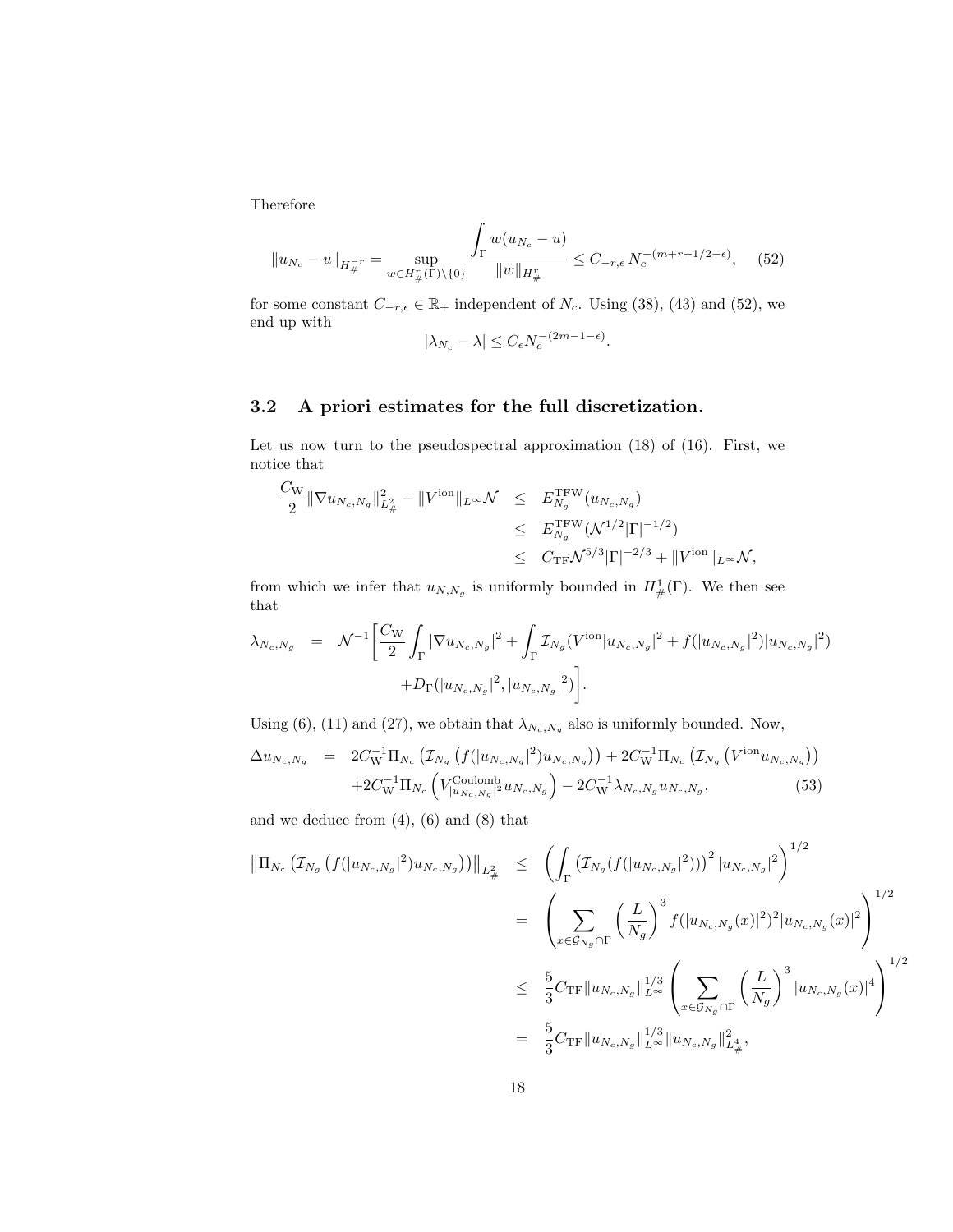Therefore

$$\|u_{N_c} - u\|_{H_\#^{-r}} = \sup_{w \in H_\#^r(\Gamma)\setminus\{0\}} \frac{\displaystyle\int_\Gamma w(u_{N_c} - u)}{\|w\|_{H_\#^r}} \leq C_{-r,\epsilon}\, N_c^{-(m+r+1/2-\epsilon)}, \qquad (52)$$

for some constant $C_{-r,\epsilon} \in \mathbb{R}_+$ independent of $N_c$. Using (38), (43) and (52), we end up with

$$|\lambda_{N_c} - \lambda| \leq C_\epsilon N_c^{-(2m-1-\epsilon)}.$$

### 3.2 A priori estimates for the full discretization.

Let us now turn to the pseudospectral approximation (18) of (16). First, we notice that

$$\begin{aligned}
\frac{C_{\rm W}}{2}\|\nabla u_{N_c,N_g}\|_{L^2_\#}^2 - \|V^{\rm ion}\|_{L^\infty}\mathcal{N} &\leq E_{N_g}^{\rm TFW}(u_{N_c,N_g}) \\
&\leq E_{N_g}^{\rm TFW}(\mathcal{N}^{1/2}|\Gamma|^{-1/2}) \\
&\leq C_{\rm TF}\mathcal{N}^{5/3}|\Gamma|^{-2/3} + \|V^{\rm ion}\|_{L^\infty}\mathcal{N},
\end{aligned}$$

from which we infer that $u_{N,N_g}$ is uniformly bounded in $H^1_\#(\Gamma)$. We then see that

$$\begin{aligned}
\lambda_{N_c,N_g} &= \mathcal{N}^{-1}\bigg[\frac{C_{\rm W}}{2}\int_\Gamma |\nabla u_{N_c,N_g}|^2 + \int_\Gamma \mathcal{I}_{N_g}(V^{\rm ion}|u_{N_c,N_g}|^2 + f(|u_{N_c,N_g}|^2)|u_{N_c,N_g}|^2) \\
&\qquad + D_\Gamma(|u_{N_c,N_g}|^2, |u_{N_c,N_g}|^2)\bigg].
\end{aligned}$$

Using (6), (11) and (27), we obtain that $\lambda_{N_c,N_g}$ also is uniformly bounded. Now,

$$\begin{aligned}
\Delta u_{N_c,N_g} &= 2C_{\rm W}^{-1}\Pi_{N_c}\left(\mathcal{I}_{N_g}\left(f(|u_{N_c,N_g}|^2)u_{N_c,N_g}\right)\right) + 2C_{\rm W}^{-1}\Pi_{N_c}\left(\mathcal{I}_{N_g}\left(V^{\rm ion}u_{N_c,N_g}\right)\right) \\
&\quad + 2C_{\rm W}^{-1}\Pi_{N_c}\left(V^{\rm Coulomb}_{|u_{N_c,N_g}|^2}u_{N_c,N_g}\right) - 2C_{\rm W}^{-1}\lambda_{N_c,N_g}u_{N_c,N_g}, \qquad (53)
\end{aligned}$$

and we deduce from (4), (6) and (8) that

$$\begin{aligned}
\left\|\Pi_{N_c}\left(\mathcal{I}_{N_g}\left(f(|u_{N_c,N_g}|^2)u_{N_c,N_g}\right)\right)\right\|_{L^2_\#} &\leq \left(\int_\Gamma \left(\mathcal{I}_{N_g}(f(|u_{N_c,N_g}|^2))\right)^2 |u_{N_c,N_g}|^2\right)^{1/2} \\
&= \left(\sum_{x\in\mathcal{G}_{N_g}\cap\Gamma}\left(\frac{L}{N_g}\right)^3 f(|u_{N_c,N_g}(x)|^2)^2|u_{N_c,N_g}(x)|^2\right)^{1/2} \\
&\leq \frac{5}{3}C_{\rm TF}\|u_{N_c,N_g}\|_{L^\infty}^{1/3}\left(\sum_{x\in\mathcal{G}_{N_g}\cap\Gamma}\left(\frac{L}{N_g}\right)^3|u_{N_c,N_g}(x)|^4\right)^{1/2} \\
&= \frac{5}{3}C_{\rm TF}\|u_{N_c,N_g}\|_{L^\infty}^{1/3}\|u_{N_c,N_g}\|_{L^4_\#}^2,
\end{aligned}$$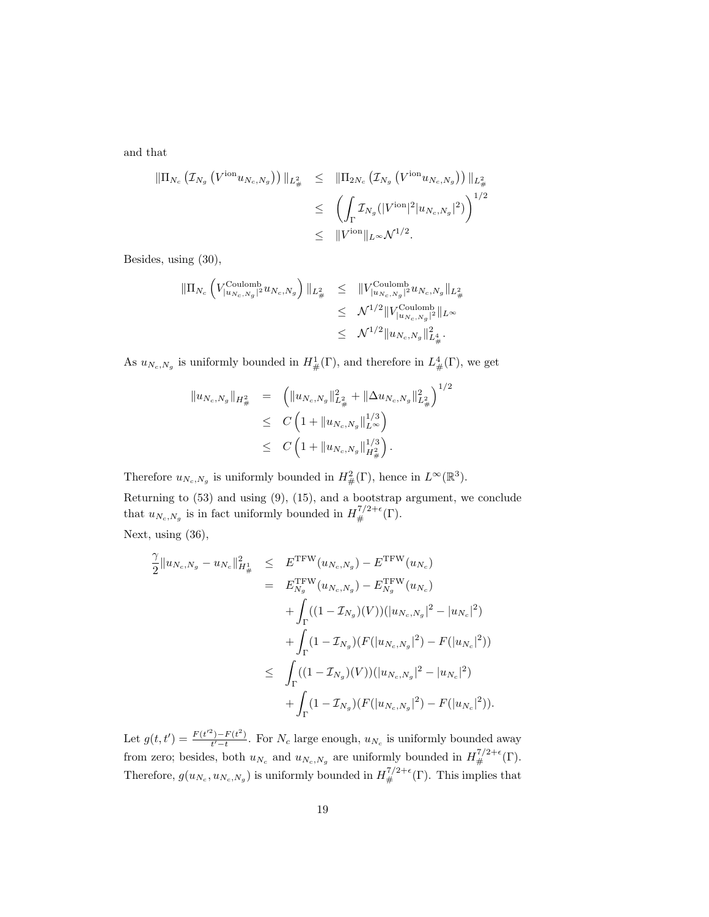and that

$$
\begin{aligned}
\|\Pi_{N_c}\left(\mathcal{I}_{N_g}\left(V^{\rm ion} u_{N_c,N_g}\right)\right)\|_{L^2_\#} &\leq \|\Pi_{2N_c}\left(\mathcal{I}_{N_g}\left(V^{\rm ion} u_{N_c,N_g}\right)\right)\|_{L^2_\#} \\
&\leq \left(\int_\Gamma \mathcal{I}_{N_g}(|V^{\rm ion}|^2 |u_{N_c,N_g}|^2)\right)^{1/2} \\
&\leq \|V^{\rm ion}\|_{L^\infty} \mathcal{N}^{1/2}.
\end{aligned}
$$

Besides, using (30),

$$
\begin{aligned}
\|\Pi_{N_c}\left(V^{\rm Coulomb}_{|u_{N_c,N_g}|^2} u_{N_c,N_g}\right)\|_{L^2_\#} &\leq \|V^{\rm Coulomb}_{|u_{N_c,N_g}|^2} u_{N_c,N_g}\|_{L^2_\#} \\
&\leq \mathcal{N}^{1/2} \|V^{\rm Coulomb}_{|u_{N_c,N_g}|^2}\|_{L^\infty} \\
&\leq \mathcal{N}^{1/2} \|u_{N_c,N_g}\|^2_{L^4_\#}.
\end{aligned}
$$

As $u_{N_c,N_g}$ is uniformly bounded in $H^1_\#(\Gamma)$, and therefore in $L^4_\#(\Gamma)$, we get

$$
\begin{aligned}
\|u_{N_c,N_g}\|_{H^2_\#} &= \left(\|u_{N_c,N_g}\|^2_{L^2_\#} + \|\Delta u_{N_c,N_g}\|^2_{L^2_\#}\right)^{1/2} \\
&\leq C\left(1 + \|u_{N_c,N_g}\|^{1/3}_{L^\infty}\right) \\
&\leq C\left(1 + \|u_{N_c,N_g}\|^{1/3}_{H^2_\#}\right).
\end{aligned}
$$

Therefore $u_{N_c,N_g}$ is uniformly bounded in $H^2_\#(\Gamma)$, hence in $L^\infty(\mathbb{R}^3)$.

Returning to (53) and using (9), (15), and a bootstrap argument, we conclude that $u_{N_c,N_g}$ is in fact uniformly bounded in $H^{7/2+\epsilon}_\#(\Gamma)$.

Next, using (36),

$$
\begin{aligned}
\frac{\gamma}{2}\|u_{N_c,N_g} - u_{N_c}\|^2_{H^1_\#} &\leq E^{\rm TFW}(u_{N_c,N_g}) - E^{\rm TFW}(u_{N_c}) \\
&= E^{\rm TFW}_{N_g}(u_{N_c,N_g}) - E^{\rm TFW}_{N_g}(u_{N_c}) \\
&\quad + \int_\Gamma ((1-\mathcal{I}_{N_g})(V))(|u_{N_c,N_g}|^2 - |u_{N_c}|^2) \\
&\quad + \int_\Gamma (1-\mathcal{I}_{N_g})(F(|u_{N_c,N_g}|^2) - F(|u_{N_c}|^2)) \\
&\leq \int_\Gamma ((1-\mathcal{I}_{N_g})(V))(|u_{N_c,N_g}|^2 - |u_{N_c}|^2) \\
&\quad + \int_\Gamma (1-\mathcal{I}_{N_g})(F(|u_{N_c,N_g}|^2) - F(|u_{N_c}|^2)).
\end{aligned}
$$

Let $g(t,t') = \frac{F(t'^2)-F(t^2)}{t'-t}$. For $N_c$ large enough, $u_{N_c}$ is uniformly bounded away from zero; besides, both $u_{N_c}$ and $u_{N_c,N_g}$ are uniformly bounded in $H^{7/2+\epsilon}_\#(\Gamma)$. Therefore, $g(u_{N_c}, u_{N_c,N_g})$ is uniformly bounded in $H^{7/2+\epsilon}_\#(\Gamma)$. This implies that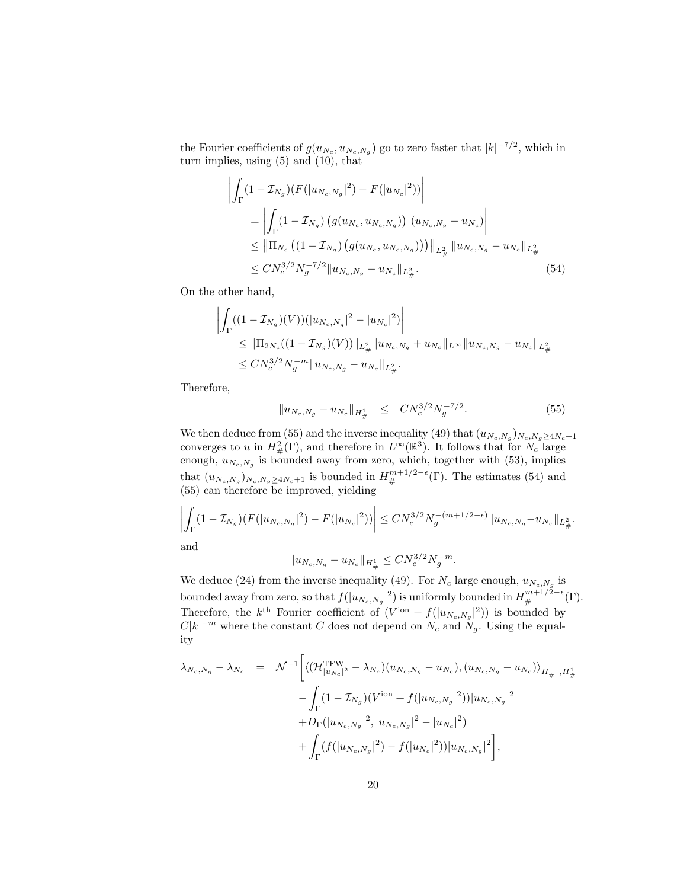the Fourier coefficients of $g(u_{N_c}, u_{N_c,N_g})$ go to zero faster that $|k|^{-7/2}$, which in turn implies, using (5) and (10), that

$$
\begin{aligned}
&\left| \int_\Gamma (1-\mathcal{I}_{N_g})(F(|u_{N_c,N_g}|^2) - F(|u_{N_c}|^2)) \right| \\
&\quad = \left| \int_\Gamma (1-\mathcal{I}_{N_g}) \left( g(u_{N_c}, u_{N_c,N_g}) \right) \, (u_{N_c,N_g} - u_{N_c}) \right| \\
&\quad \leq \left\| \Pi_{N_c} \left( (1-\mathcal{I}_{N_g}) \left( g(u_{N_c}, u_{N_c,N_g}) \right) \right) \right\|_{L^2_\#} \|u_{N_c,N_g} - u_{N_c}\|_{L^2_\#} \\
&\quad \leq C N_c^{3/2} N_g^{-7/2} \|u_{N_c,N_g} - u_{N_c}\|_{L^2_\#}. \qquad (54)
\end{aligned}
$$

On the other hand,

$$
\begin{aligned}
&\left| \int_\Gamma ((1-\mathcal{I}_{N_g})(V))(|u_{N_c,N_g}|^2 - |u_{N_c}|^2) \right| \\
&\quad \leq \|\Pi_{2N_c}((1-\mathcal{I}_{N_g})(V))\|_{L^2_\#} \|u_{N_c,N_g} + u_{N_c}\|_{L^\infty} \|u_{N_c,N_g} - u_{N_c}\|_{L^2_\#} \\
&\quad \leq C N_c^{3/2} N_g^{-m} \|u_{N_c,N_g} - u_{N_c}\|_{L^2_\#}.
\end{aligned}
$$

Therefore,

$$
\|u_{N_c,N_g} - u_{N_c}\|_{H^1_\#} \quad \leq \quad C N_c^{3/2} N_g^{-7/2}. \qquad (55)
$$

We then deduce from (55) and the inverse inequality (49) that $(u_{N_c,N_g})_{N_c,N_g \geq 4N_c+1}$ converges to $u$ in $H^2_\#(\Gamma)$, and therefore in $L^\infty(\mathbb{R}^3)$. It follows that for $N_c$ large enough, $u_{N_c,N_g}$ is bounded away from zero, which, together with (53), implies that $(u_{N_c,N_g})_{N_c,N_g \geq 4N_c+1}$ is bounded in $H^{m+1/2-\epsilon}_\#(\Gamma)$. The estimates (54) and (55) can therefore be improved, yielding

$$
\left| \int_\Gamma (1-\mathcal{I}_{N_g})(F(|u_{N_c,N_g}|^2) - F(|u_{N_c}|^2)) \right| \leq C N_c^{3/2} N_g^{-(m+1/2-\epsilon)} \|u_{N_c,N_g} - u_{N_c}\|_{L^2_\#}.
$$

and

$$
\|u_{N_c,N_g} - u_{N_c}\|_{H^1_\#} \leq C N_c^{3/2} N_g^{-m}.
$$

We deduce (24) from the inverse inequality (49). For $N_c$ large enough, $u_{N_c,N_g}$ is bounded away from zero, so that $f(|u_{N_c,N_g}|^2)$ is uniformly bounded in $H^{m+1/2-\epsilon}_\#(\Gamma)$. Therefore, the $k^{\rm th}$ Fourier coefficient of $(V^{\rm ion} + f(|u_{N_c,N_g}|^2))$ is bounded by $C|k|^{-m}$ where the constant $C$ does not depend on $N_c$ and $N_g$. Using the equality

$$
\begin{aligned}
\lambda_{N_c,N_g} - \lambda_{N_c} \quad = \quad & \mathcal{N}^{-1} \Bigg[ \langle (\mathcal{H}^{\rm TFW}_{|u_{N_c}|^2} - \lambda_{N_c})(u_{N_c,N_g} - u_{N_c}), (u_{N_c,N_g} - u_{N_c}) \rangle_{H^{-1}_\#, H^1_\#} \\
& - \int_\Gamma (1-\mathcal{I}_{N_g})(V^{\rm ion} + f(|u_{N_c,N_g}|^2)) |u_{N_c,N_g}|^2 \\
& + D_\Gamma(|u_{N_c,N_g}|^2, |u_{N_c,N_g}|^2 - |u_{N_c}|^2) \\
& + \int_\Gamma (f(|u_{N_c,N_g}|^2) - f(|u_{N_c}|^2)) |u_{N_c,N_g}|^2 \Bigg],
\end{aligned}
$$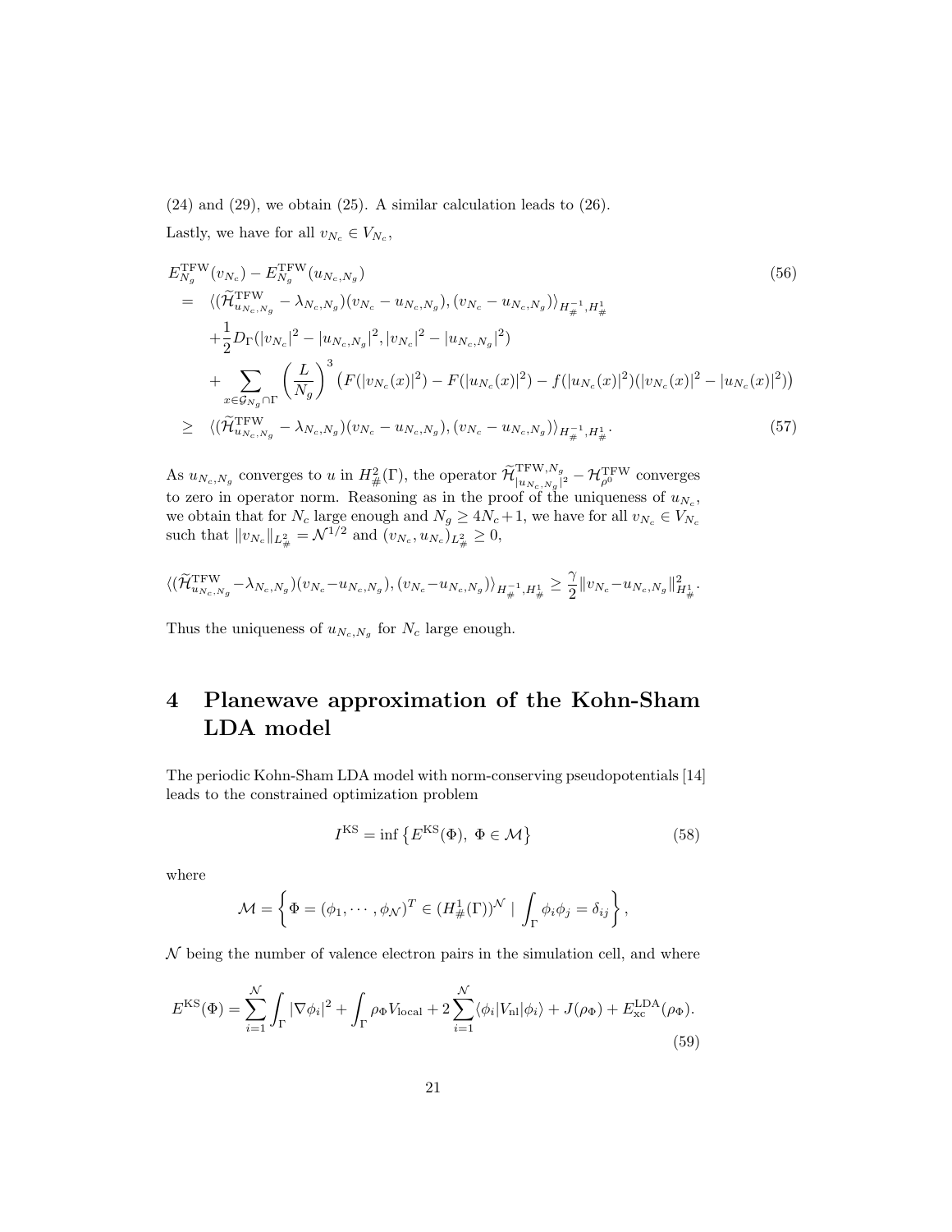(24) and (29), we obtain (25). A similar calculation leads to (26).

Lastly, we have for all $v_{N_c} \in V_{N_c}$,

$$
\begin{aligned}
& E_{N_g}^{\rm TFW}(v_{N_c}) - E_{N_g}^{\rm TFW}(u_{N_c,N_g}) \qquad\qquad (56)\\
= \; & \langle (\widetilde{\mathcal{H}}_{u_{N_c,N_g}}^{\rm TFW} - \lambda_{N_c,N_g})(v_{N_c} - u_{N_c,N_g}), (v_{N_c} - u_{N_c,N_g}) \rangle_{H_\#^{-1}, H_\#^1} \\
& + \frac{1}{2} D_\Gamma(|v_{N_c}|^2 - |u_{N_c,N_g}|^2, |v_{N_c}|^2 - |u_{N_c,N_g}|^2) \\
& + \sum_{x \in \mathcal{G}_{N_g} \cap \Gamma} \left( \frac{L}{N_g} \right)^3 \left( F(|v_{N_c}(x)|^2) - F(|u_{N_c}(x)|^2) - f(|u_{N_c}(x)|^2)(|v_{N_c}(x)|^2 - |u_{N_c}(x)|^2) \right) \\
\geq \; & \langle (\widetilde{\mathcal{H}}_{u_{N_c,N_g}}^{\rm TFW} - \lambda_{N_c,N_g})(v_{N_c} - u_{N_c,N_g}), (v_{N_c} - u_{N_c,N_g}) \rangle_{H_\#^{-1}, H_\#^1}. \qquad\qquad (57)
\end{aligned}
$$

As $u_{N_c,N_g}$ converges to $u$ in $H^2_\#(\Gamma)$, the operator $\widetilde{\mathcal{H}}^{{\rm TFW},N_g}_{|u_{N_c,N_g}|^2} - \mathcal{H}^{\rm TFW}_{\rho^0}$ converges to zero in operator norm. Reasoning as in the proof of the uniqueness of $u_{N_c}$, we obtain that for $N_c$ large enough and $N_g \geq 4N_c+1$, we have for all $v_{N_c} \in V_{N_c}$ such that $\|v_{N_c}\|_{L^2_\#} = \mathcal{N}^{1/2}$ and $(v_{N_c}, u_{N_c})_{L^2_\#} \geq 0$,

$$
\langle (\widetilde{\mathcal{H}}_{u_{N_c,N_g}}^{\rm TFW} - \lambda_{N_c,N_g})(v_{N_c} - u_{N_c,N_g}), (v_{N_c} - u_{N_c,N_g}) \rangle_{H_\#^{-1}, H_\#^1} \geq \frac{\gamma}{2} \|v_{N_c} - u_{N_c,N_g}\|^2_{H^1_\#}.
$$

Thus the uniqueness of $u_{N_c,N_g}$ for $N_c$ large enough.

# 4 Planewave approximation of the Kohn-Sham LDA model

The periodic Kohn-Sham LDA model with norm-conserving pseudopotentials [14] leads to the constrained optimization problem

$$
I^{\rm KS} = \inf \left\{ E^{\rm KS}(\Phi), \; \Phi \in \mathcal{M} \right\} \tag{58}
$$

where

$$
\mathcal{M} = \left\{ \Phi = (\phi_1, \cdots, \phi_\mathcal{N})^T \in (H^1_\#(\Gamma))^\mathcal{N} \; | \; \int_\Gamma \phi_i \phi_j = \delta_{ij} \right\},
$$

$\mathcal{N}$ being the number of valence electron pairs in the simulation cell, and where

$$
E^{\rm KS}(\Phi) = \sum_{i=1}^{\mathcal{N}} \int_\Gamma |\nabla \phi_i|^2 + \int_\Gamma \rho_\Phi V_{\rm local} + 2 \sum_{i=1}^{\mathcal{N}} \langle \phi_i | V_{\rm nl} | \phi_i \rangle + J(\rho_\Phi) + E^{\rm LDA}_{\rm xc}(\rho_\Phi). \tag{59}
$$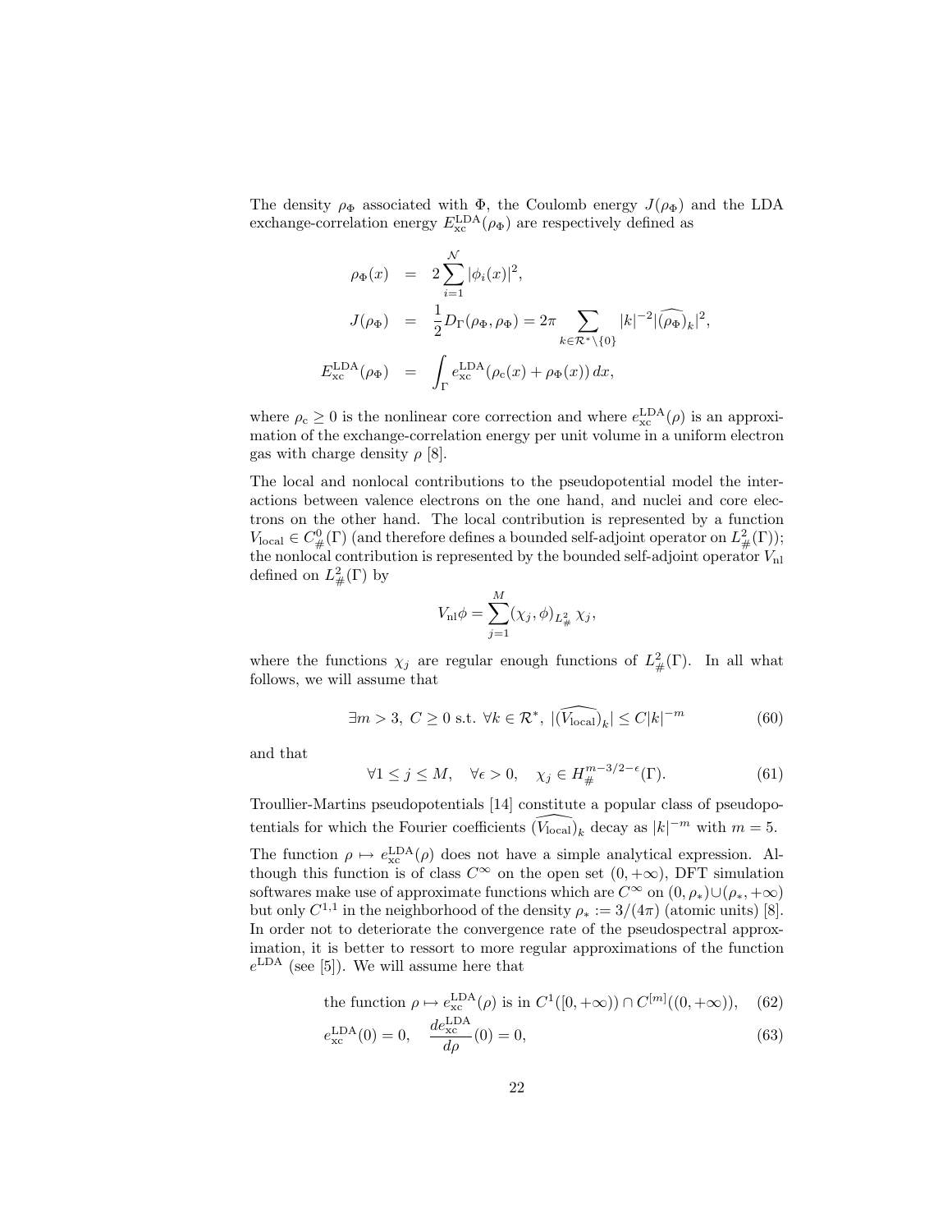The density $\rho_\Phi$ associated with $\Phi$, the Coulomb energy $J(\rho_\Phi)$ and the LDA exchange-correlation energy $E_{\rm xc}^{\rm LDA}(\rho_\Phi)$ are respectively defined as

$$
\begin{aligned}
\rho_\Phi(x) &= 2\sum_{i=1}^{\mathcal{N}} |\phi_i(x)|^2, \\
J(\rho_\Phi) &= \frac{1}{2} D_\Gamma(\rho_\Phi, \rho_\Phi) = 2\pi \sum_{k \in \mathcal{R}^* \setminus \{0\}} |k|^{-2} |\widehat{(\rho_\Phi)}_k|^2, \\
E_{\rm xc}^{\rm LDA}(\rho_\Phi) &= \int_\Gamma e_{\rm xc}^{\rm LDA}(\rho_{\rm c}(x) + \rho_\Phi(x))\, dx,
\end{aligned}
$$

where $\rho_{\rm c} \geq 0$ is the nonlinear core correction and where $e_{\rm xc}^{\rm LDA}(\rho)$ is an approximation of the exchange-correlation energy per unit volume in a uniform electron gas with charge density $\rho$ [8].

The local and nonlocal contributions to the pseudopotential model the interactions between valence electrons on the one hand, and nuclei and core electrons on the other hand. The local contribution is represented by a function $V_{\rm local} \in C^0_\#(\Gamma)$ (and therefore defines a bounded self-adjoint operator on $L^2_\#(\Gamma)$); the nonlocal contribution is represented by the bounded self-adjoint operator $V_{\rm nl}$ defined on $L^2_\#(\Gamma)$ by

$$
V_{\rm nl}\phi = \sum_{j=1}^{M} (\chi_j, \phi)_{L^2_\#}\, \chi_j,
$$

where the functions $\chi_j$ are regular enough functions of $L^2_\#(\Gamma)$. In all what follows, we will assume that

$$
\exists m > 3,\ C \geq 0 \text{ s.t. } \forall k \in \mathcal{R}^*,\ |\widehat{(V_{\rm local})}_k| \leq C|k|^{-m} \tag{60}
$$

and that

$$
\forall 1 \leq j \leq M, \quad \forall \epsilon > 0, \quad \chi_j \in H_\#^{m-3/2-\epsilon}(\Gamma). \tag{61}
$$

Troullier-Martins pseudopotentials [14] constitute a popular class of pseudopotentials for which the Fourier coefficients $\widehat{(V_{\rm local})}_k$ decay as $|k|^{-m}$ with $m = 5$.

The function $\rho \mapsto e_{\rm xc}^{\rm LDA}(\rho)$ does not have a simple analytical expression. Although this function is of class $C^\infty$ on the open set $(0, +\infty)$, DFT simulation softwares make use of approximate functions which are $C^\infty$ on $(0, \rho_*) \cup (\rho_*, +\infty)$ but only $C^{1,1}$ in the neighborhood of the density $\rho_* := 3/(4\pi)$ (atomic units) [8]. In order not to deteriorate the convergence rate of the pseudospectral approximation, it is better to ressort to more regular approximations of the function $e^{\rm LDA}$ (see [5]). We will assume here that

$$
\text{the function } \rho \mapsto e_{\rm xc}^{\rm LDA}(\rho) \text{ is in } C^1([0, +\infty)) \cap C^{[m]}((0, +\infty)), \tag{62}
$$

$$
e_{\rm xc}^{\rm LDA}(0) = 0, \quad \frac{de_{\rm xc}^{\rm LDA}}{d\rho}(0) = 0, \tag{63}
$$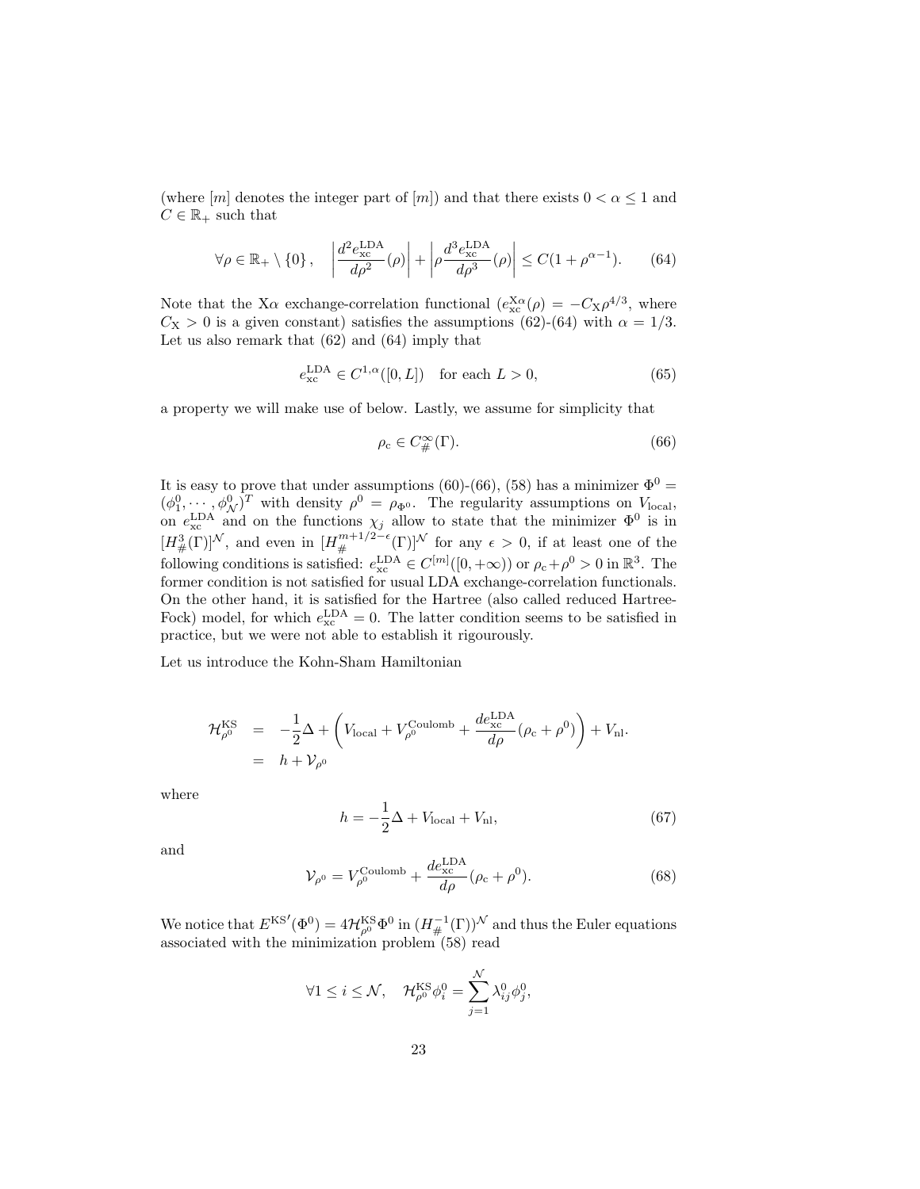(where $[m]$ denotes the integer part of $[m]$) and that there exists $0 < \alpha \leq 1$ and $C \in \mathbb{R}_+$ such that

$$\forall \rho \in \mathbb{R}_+ \setminus \{0\}, \quad \left| \frac{d^2 e_{\rm xc}^{\rm LDA}}{d\rho^2}(\rho) \right| + \left| \rho \frac{d^3 e_{\rm xc}^{\rm LDA}}{d\rho^3}(\rho) \right| \leq C(1 + \rho^{\alpha - 1}). \qquad (64)$$

Note that the X$\alpha$ exchange-correlation functional ($e_{\rm xc}^{\rm X\alpha}(\rho) = -C_{\rm X}\rho^{4/3}$, where $C_{\rm X} > 0$ is a given constant) satisfies the assumptions (62)-(64) with $\alpha = 1/3$. Let us also remark that (62) and (64) imply that

$$e_{\rm xc}^{\rm LDA} \in C^{1,\alpha}([0, L]) \quad \text{for each } L > 0, \qquad (65)$$

a property we will make use of below. Lastly, we assume for simplicity that

$$\rho_{\rm c} \in C_\#^\infty(\Gamma). \qquad (66)$$

It is easy to prove that under assumptions (60)-(66), (58) has a minimizer $\Phi^0 = (\phi_1^0, \cdots, \phi_{\mathcal{N}}^0)^T$ with density $\rho^0 = \rho_{\Phi^0}$. The regularity assumptions on $V_{\rm local}$, on $e_{\rm xc}^{\rm LDA}$ and on the functions $\chi_j$ allow to state that the minimizer $\Phi^0$ is in $[H_\#^3(\Gamma)]^{\mathcal{N}}$, and even in $[H_\#^{m+1/2-\epsilon}(\Gamma)]^{\mathcal{N}}$ for any $\epsilon > 0$, if at least one of the following conditions is satisfied: $e_{\rm xc}^{\rm LDA} \in C^{[m]}([0, +\infty))$ or $\rho_{\rm c} + \rho^0 > 0$ in $\mathbb{R}^3$. The former condition is not satisfied for usual LDA exchange-correlation functionals. On the other hand, it is satisfied for the Hartree (also called reduced Hartree-Fock) model, for which $e_{\rm xc}^{\rm LDA} = 0$. The latter condition seems to be satisfied in practice, but we were not able to establish it rigourously.

Let us introduce the Kohn-Sham Hamiltonian

$$\begin{aligned}
\mathcal{H}_{\rho^0}^{\rm KS} &= -\frac{1}{2}\Delta + \left( V_{\rm local} + V_{\rho^0}^{\rm Coulomb} + \frac{de_{\rm xc}^{\rm LDA}}{d\rho}(\rho_{\rm c} + \rho^0) \right) + V_{\rm nl}. \\
&= h + \mathcal{V}_{\rho^0}
\end{aligned}$$

where

$$h = -\frac{1}{2}\Delta + V_{\rm local} + V_{\rm nl}, \qquad (67)$$

and

$$\mathcal{V}_{\rho^0} = V_{\rho^0}^{\rm Coulomb} + \frac{de_{\rm xc}^{\rm LDA}}{d\rho}(\rho_{\rm c} + \rho^0). \qquad (68)$$

We notice that $E^{\rm KS\prime}(\Phi^0) = 4\mathcal{H}_{\rho^0}^{\rm KS}\Phi^0$ in $(H_\#^{-1}(\Gamma))^{\mathcal{N}}$ and thus the Euler equations associated with the minimization problem (58) read

$$\forall 1 \leq i \leq \mathcal{N}, \quad \mathcal{H}_{\rho^0}^{\rm KS}\phi_i^0 = \sum_{j=1}^{\mathcal{N}} \lambda_{ij}^0 \phi_j^0,$$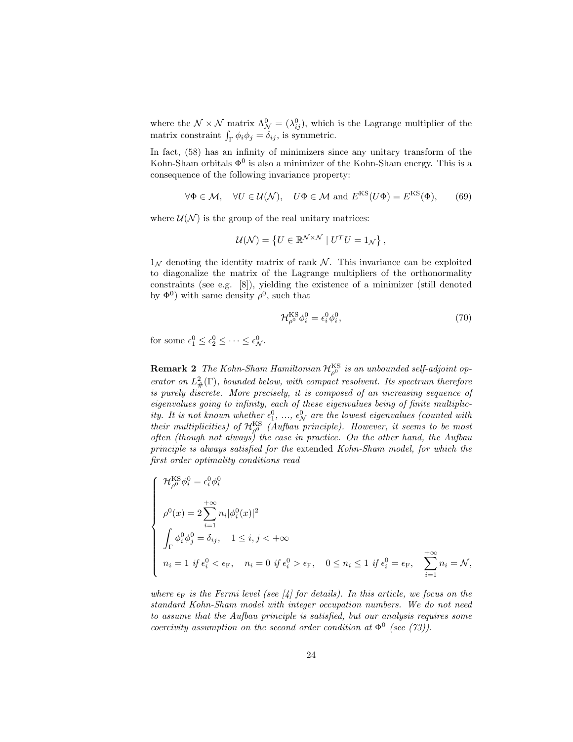where the $\mathcal{N} \times \mathcal{N}$ matrix $\Lambda^0_{\mathcal{N}} = (\lambda^0_{ij})$, which is the Lagrange multiplier of the matrix constraint $\int_\Gamma \phi_i \phi_j = \delta_{ij}$, is symmetric.

In fact, (58) has an infinity of minimizers since any unitary transform of the Kohn-Sham orbitals $\Phi^0$ is also a minimizer of the Kohn-Sham energy. This is a consequence of the following invariance property:

$$\forall \Phi \in \mathcal{M}, \quad \forall U \in \mathcal{U}(\mathcal{N}), \quad U\Phi \in \mathcal{M} \text{ and } E^{\rm KS}(U\Phi) = E^{\rm KS}(\Phi), \tag{69}$$

where $\mathcal{U}(\mathcal{N})$ is the group of the real unitary matrices:

$$\mathcal{U}(\mathcal{N}) = \left\{ U \in \mathbb{R}^{\mathcal{N}\times\mathcal{N}} \mid U^T U = 1_{\mathcal{N}} \right\},$$

$1_{\mathcal{N}}$ denoting the identity matrix of rank $\mathcal{N}$. This invariance can be exploited to diagonalize the matrix of the Lagrange multipliers of the orthonormality constraints (see e.g. [8]), yielding the existence of a minimizer (still denoted by $\Phi^0$) with same density $\rho^0$, such that

$$\mathcal{H}^{\rm KS}_{\rho^0} \phi^0_i = \epsilon^0_i \phi^0_i, \tag{70}$$

for some $\epsilon^0_1 \le \epsilon^0_2 \le \cdots \le \epsilon^0_{\mathcal{N}}$.

**Remark 2** *The Kohn-Sham Hamiltonian $\mathcal{H}^{\rm KS}_{\rho^0}$ is an unbounded self-adjoint operator on $L^2_\#(\Gamma)$, bounded below, with compact resolvent. Its spectrum therefore is purely discrete. More precisely, it is composed of an increasing sequence of eigenvalues going to infinity, each of these eigenvalues being of finite multiplicity. It is not known whether $\epsilon^0_1$, ..., $\epsilon^0_{\mathcal{N}}$ are the lowest eigenvalues (counted with their multiplicities) of $\mathcal{H}^{\rm KS}_{\rho^0}$ (Aufbau principle). However, it seems to be most often (though not always) the case in practice. On the other hand, the Aufbau principle is always satisfied for the* extended *Kohn-Sham model, for which the first order optimality conditions read*

$$\left\{ \begin{array}{l} \mathcal{H}^{\rm KS}_{\rho^0} \phi^0_i = \epsilon^0_i \phi^0_i \\[2ex] \displaystyle \rho^0(x) = 2 \sum_{i=1}^{+\infty} n_i |\phi^0_i(x)|^2 \\[2ex] \displaystyle \int_\Gamma \phi^0_i \phi^0_j = \delta_{ij}, \quad 1 \le i,j < +\infty \\[2ex] \displaystyle n_i = 1 \text{ if } \epsilon^0_i < \epsilon_{\rm F}, \quad n_i = 0 \text{ if } \epsilon^0_i > \epsilon_{\rm F}, \quad 0 \le n_i \le 1 \text{ if } \epsilon^0_i = \epsilon_{\rm F}, \quad \sum_{i=1}^{+\infty} n_i = \mathcal{N}, \end{array} \right.$$

*where $\epsilon_{\rm F}$ is the Fermi level (see [4] for details). In this article, we focus on the standard Kohn-Sham model with integer occupation numbers. We do not need to assume that the Aufbau principle is satisfied, but our analysis requires some coercivity assumption on the second order condition at $\Phi^0$ (see (73)).*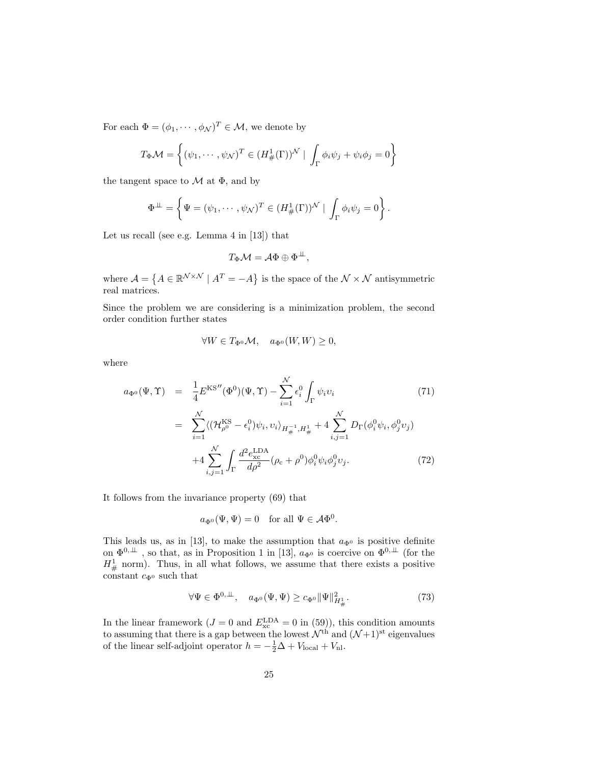For each $\Phi = (\phi_1, \cdots, \phi_\mathcal{N})^T \in \mathcal{M}$, we denote by

$$T_\Phi \mathcal{M} = \left\{ (\psi_1, \cdots, \psi_\mathcal{N})^T \in (H^1_\#(\Gamma))^\mathcal{N} \mid \int_\Gamma \phi_i \psi_j + \psi_i \phi_j = 0 \right\}$$

the tangent space to $\mathcal{M}$ at $\Phi$, and by

$$\Phi^{\perp\!\!\!\perp} = \left\{ \Psi = (\psi_1, \cdots, \psi_\mathcal{N})^T \in (H^1_\#(\Gamma))^\mathcal{N} \mid \int_\Gamma \phi_i \psi_j = 0 \right\}.$$

Let us recall (see e.g. Lemma 4 in [13]) that

$$T_\Phi \mathcal{M} = \mathcal{A}\Phi \oplus \Phi^{\perp\!\!\!\perp},$$

where $\mathcal{A} = \left\{ A \in \mathbb{R}^{\mathcal{N}\times\mathcal{N}} \mid A^T = -A \right\}$ is the space of the $\mathcal{N} \times \mathcal{N}$ antisymmetric real matrices.

Since the problem we are considering is a minimization problem, the second order condition further states

$$\forall W \in T_{\Phi^0}\mathcal{M}, \quad a_{\Phi^0}(W, W) \geq 0,$$

where

$$
\begin{aligned}
a_{\Phi^0}(\Psi, \Upsilon) &= \frac{1}{4} E^{\mathrm{KS}\prime\prime}(\Phi^0)(\Psi, \Upsilon) - \sum_{i=1}^{\mathcal{N}} \epsilon_i^0 \int_\Gamma \psi_i \upsilon_i \qquad (71)\\
&= \sum_{i=1}^{\mathcal{N}} \langle (\mathcal{H}^{\mathrm{KS}}_{\rho^0} - \epsilon_i^0)\psi_i, \upsilon_i \rangle_{H^{-1}_\#, H^1_\#} + 4 \sum_{i,j=1}^{\mathcal{N}} D_\Gamma(\phi_i^0 \psi_i, \phi_j^0 \upsilon_j) \\
&\quad + 4 \sum_{i,j=1}^{\mathcal{N}} \int_\Gamma \frac{d^2 e_{\mathrm{xc}}^{\mathrm{LDA}}}{d\rho^2}(\rho_\mathrm{c} + \rho^0) \phi_i^0 \psi_i \phi_j^0 \upsilon_j. \qquad (72)
\end{aligned}
$$

It follows from the invariance property (69) that

$$a_{\Phi^0}(\Psi, \Psi) = 0 \quad \text{for all } \Psi \in \mathcal{A}\Phi^0.$$

This leads us, as in [13], to make the assumption that $a_{\Phi^0}$ is positive definite on $\Phi^{0,\perp\!\!\!\perp}$, so that, as in Proposition 1 in [13], $a_{\Phi^0}$ is coercive on $\Phi^{0,\perp\!\!\!\perp}$ (for the $H^1_\#$ norm). Thus, in all what follows, we assume that there exists a positive constant $c_{\Phi^0}$ such that

$$\forall \Psi \in \Phi^{0,\perp\!\!\!\perp}, \quad a_{\Phi^0}(\Psi, \Psi) \geq c_{\Phi^0} \|\Psi\|^2_{H^1_\#}. \qquad (73)$$

In the linear framework ($J = 0$ and $E_{\mathrm{xc}}^{\mathrm{LDA}} = 0$ in (59)), this condition amounts to assuming that there is a gap between the lowest $\mathcal{N}^{\mathrm{th}}$ and $(\mathcal{N}+1)^{\mathrm{st}}$ eigenvalues of the linear self-adjoint operator $h = -\frac{1}{2}\Delta + V_{\mathrm{local}} + V_{\mathrm{nl}}$.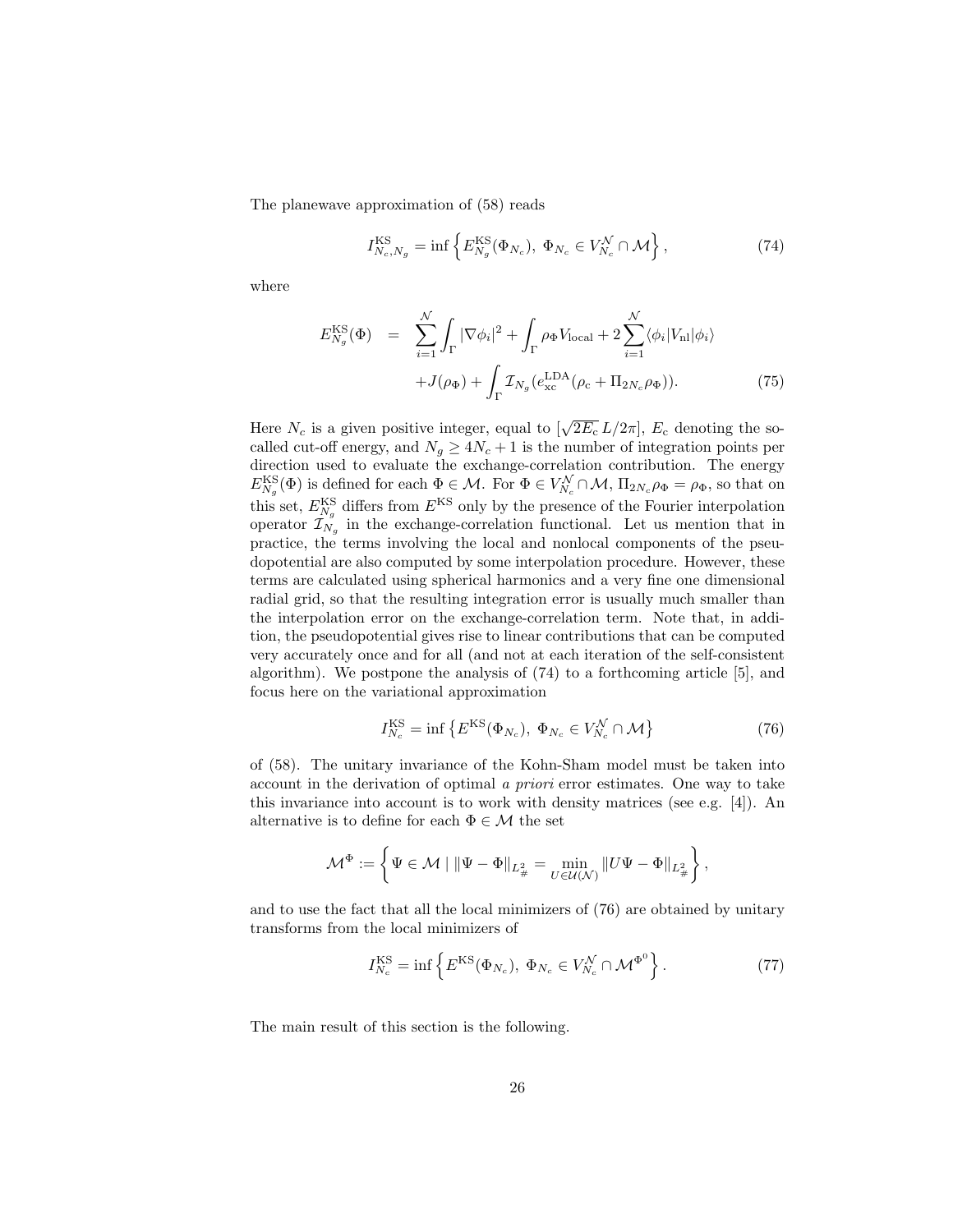The planewave approximation of (58) reads

$$I^{\rm KS}_{N_c,N_g} = \inf \left\{ E^{\rm KS}_{N_g}(\Phi_{N_c}), \; \Phi_{N_c} \in V_{N_c}^{\mathcal{N}} \cap \mathcal{M} \right\}, \tag{74}$$

where

$$\begin{aligned} E^{\rm KS}_{N_g}(\Phi) &= \sum_{i=1}^{\mathcal{N}} \int_\Gamma |\nabla \phi_i|^2 + \int_\Gamma \rho_\Phi V_{\rm local} + 2 \sum_{i=1}^{\mathcal{N}} \langle \phi_i | V_{\rm nl} | \phi_i \rangle \\ & \quad + J(\rho_\Phi) + \int_\Gamma \mathcal{I}_{N_g}(e_{\rm xc}^{\rm LDA}(\rho_{\rm c} + \Pi_{2N_c}\rho_\Phi)). \end{aligned} \tag{75}$$

Here $N_c$ is a given positive integer, equal to $[\sqrt{2E_{\rm c}}\, L/2\pi]$, $E_{\rm c}$ denoting the so-called cut-off energy, and $N_g \geq 4N_c + 1$ is the number of integration points per direction used to evaluate the exchange-correlation contribution. The energy $E^{\rm KS}_{N_g}(\Phi)$ is defined for each $\Phi \in \mathcal{M}$. For $\Phi \in V_{N_c}^{\mathcal{N}} \cap \mathcal{M}$, $\Pi_{2N_c}\rho_\Phi = \rho_\Phi$, so that on this set, $E^{\rm KS}_{N_g}$ differs from $E^{\rm KS}$ only by the presence of the Fourier interpolation operator $\mathcal{I}_{N_g}$ in the exchange-correlation functional. Let us mention that in practice, the terms involving the local and nonlocal components of the pseudopotential are also computed by some interpolation procedure. However, these terms are calculated using spherical harmonics and a very fine one dimensional radial grid, so that the resulting integration error is usually much smaller than the interpolation error on the exchange-correlation term. Note that, in addition, the pseudopotential gives rise to linear contributions that can be computed very accurately once and for all (and not at each iteration of the self-consistent algorithm). We postpone the analysis of (74) to a forthcoming article [5], and focus here on the variational approximation

$$I^{\rm KS}_{N_c} = \inf \left\{ E^{\rm KS}(\Phi_{N_c}), \; \Phi_{N_c} \in V_{N_c}^{\mathcal{N}} \cap \mathcal{M} \right\} \tag{76}$$

of (58). The unitary invariance of the Kohn-Sham model must be taken into account in the derivation of optimal *a priori* error estimates. One way to take this invariance into account is to work with density matrices (see e.g. [4]). An alternative is to define for each $\Phi \in \mathcal{M}$ the set

$$\mathcal{M}^\Phi := \left\{ \Psi \in \mathcal{M} \mid \|\Psi - \Phi\|_{L^2_\#} = \min_{U \in \mathcal{U}(\mathcal{N})} \|U\Psi - \Phi\|_{L^2_\#} \right\},$$

and to use the fact that all the local minimizers of (76) are obtained by unitary transforms from the local minimizers of

$$I^{\rm KS}_{N_c} = \inf \left\{ E^{\rm KS}(\Phi_{N_c}), \; \Phi_{N_c} \in V_{N_c}^{\mathcal{N}} \cap \mathcal{M}^{\Phi^0} \right\}. \tag{77}$$

The main result of this section is the following.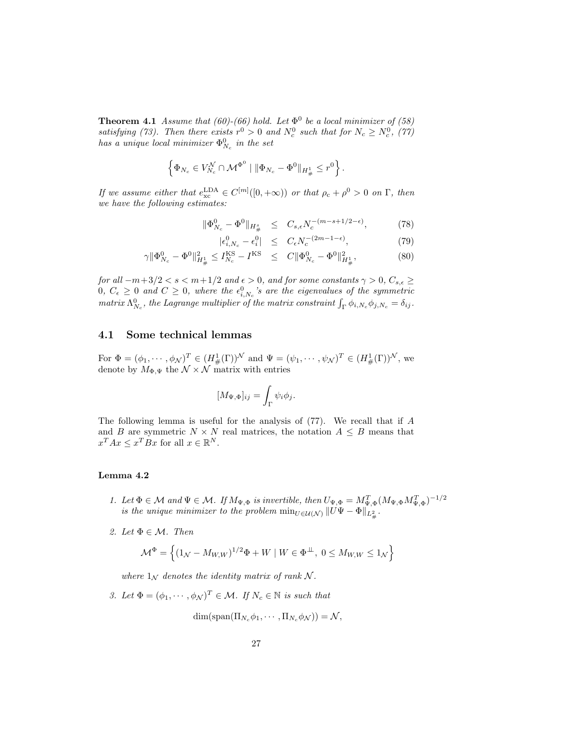**Theorem 4.1** *Assume that (60)-(66) hold. Let $\Phi^0$ be a local minimizer of (58) satisfying (73). Then there exists $r^0 > 0$ and $N_c^0$ such that for $N_c \geq N_c^0$, (77) has a unique local minimizer $\Phi_{N_c}^0$ in the set*

$$\left\{ \Phi_{N_c} \in V_{N_c}^{\mathcal{N}} \cap \mathcal{M}^{\Phi^0} \mid \|\Phi_{N_c} - \Phi^0\|_{H^1_\#} \leq r^0 \right\}.$$

*If we assume either that $e_{\rm xc}^{\rm LDA} \in C^{[m]}([0,+\infty))$ or that $\rho_{\rm c} + \rho^0 > 0$ on $\Gamma$, then we have the following estimates:*

$$\|\Phi_{N_c}^0 - \Phi^0\|_{H^s_\#} \leq C_{s,\epsilon} N_c^{-(m-s+1/2-\epsilon)}, \tag{78}$$

$$|\epsilon_{i,N_c}^0 - \epsilon_i^0| \leq C_\epsilon N_c^{-(2m-1-\epsilon)}, \tag{79}$$

$$\gamma \|\Phi_{N_c}^0 - \Phi^0\|_{H^1_\#}^2 \leq I_{N_c}^{\rm KS} - I^{\rm KS} \leq C \|\Phi_{N_c}^0 - \Phi^0\|_{H^1_\#}^2, \tag{80}$$

*for all $-m+3/2 < s < m+1/2$ and $\epsilon > 0$, and for some constants $\gamma > 0$, $C_{s,\epsilon} \geq 0$, $C_\epsilon \geq 0$ and $C \geq 0$, where the $\epsilon_{i,N_c}^0$'s are the eigenvalues of the symmetric matrix $\Lambda_{N_c}^0$, the Lagrange multiplier of the matrix constraint $\int_\Gamma \phi_{i,N_c}\phi_{j,N_c} = \delta_{ij}$.*

## 4.1 Some technical lemmas

For $\Phi = (\phi_1, \cdots, \phi_{\mathcal{N}})^T \in (H^1_\#(\Gamma))^{\mathcal{N}}$ and $\Psi = (\psi_1, \cdots, \psi_{\mathcal{N}})^T \in (H^1_\#(\Gamma))^{\mathcal{N}}$, we denote by $M_{\Phi,\Psi}$ the $\mathcal{N} \times \mathcal{N}$ matrix with entries

$$[M_{\Psi,\Phi}]_{ij} = \int_\Gamma \psi_i \phi_j.$$

The following lemma is useful for the analysis of (77). We recall that if $A$ and $B$ are symmetric $N \times N$ real matrices, the notation $A \leq B$ means that $x^T A x \leq x^T B x$ for all $x \in \mathbb{R}^N$.

**Lemma 4.2**

1. *Let $\Phi \in \mathcal{M}$ and $\Psi \in \mathcal{M}$. If $M_{\Psi,\Phi}$ is invertible, then $U_{\Psi,\Phi} = M_{\Psi,\Phi}^T (M_{\Psi,\Phi} M_{\Psi,\Phi}^T)^{-1/2}$ is the unique minimizer to the problem $\min_{U \in \mathcal{U}(\mathcal{N})} \|U\Psi - \Phi\|_{L^2_\#}$.*

2. *Let $\Phi \in \mathcal{M}$. Then*

$$\mathcal{M}^\Phi = \left\{ (1_{\mathcal{N}} - M_{W,W})^{1/2}\Phi + W \mid W \in \Phi^{\perp\!\!\perp},\ 0 \leq M_{W,W} \leq 1_{\mathcal{N}} \right\}$$

*where $1_{\mathcal{N}}$ denotes the identity matrix of rank $\mathcal{N}$.*

3. *Let $\Phi = (\phi_1, \cdots, \phi_{\mathcal{N}})^T \in \mathcal{M}$. If $N_c \in \mathbb{N}$ is such that*

$$\dim(\mathrm{span}(\Pi_{N_c}\phi_1, \cdots, \Pi_{N_c}\phi_{\mathcal{N}})) = \mathcal{N},$$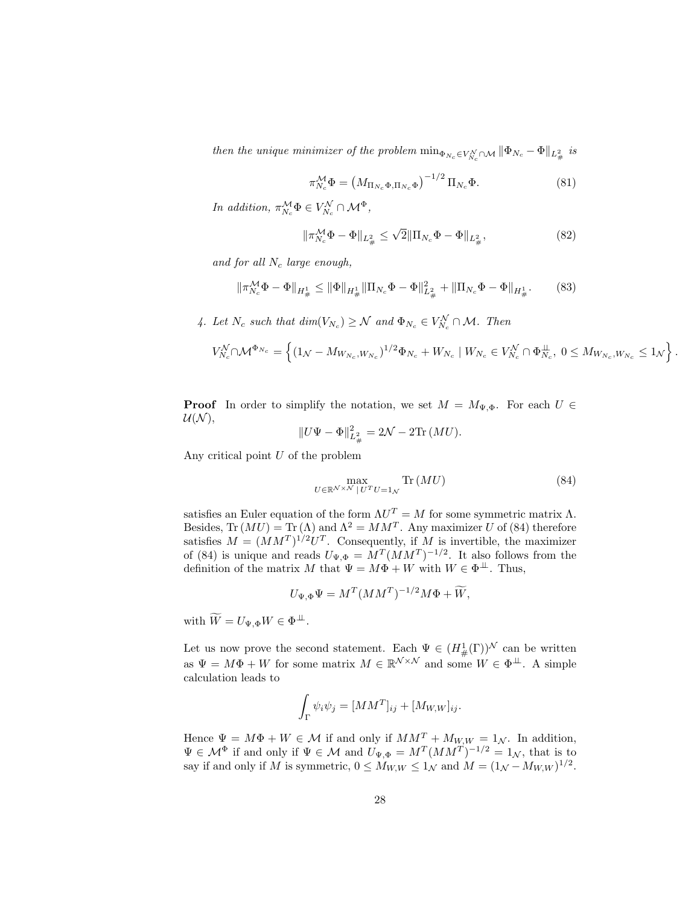*then the unique minimizer of the problem* $\min_{\Phi_{N_c} \in V_{N_c}^{\mathcal{N}} \cap \mathcal{M}} \|\Phi_{N_c} - \Phi\|_{L^2_\#}$ *is*

$$\pi_{N_c}^{\mathcal{M}} \Phi = \left(M_{\Pi_{N_c}\Phi, \Pi_{N_c}\Phi}\right)^{-1/2} \Pi_{N_c}\Phi. \tag{81}$$

*In addition,* $\pi_{N_c}^{\mathcal{M}} \Phi \in V_{N_c}^{\mathcal{N}} \cap \mathcal{M}^\Phi$*,*

$$\|\pi_{N_c}^{\mathcal{M}} \Phi - \Phi\|_{L^2_\#} \leq \sqrt{2} \|\Pi_{N_c}\Phi - \Phi\|_{L^2_\#}, \tag{82}$$

*and for all* $N_c$ *large enough,*

$$\|\pi_{N_c}^{\mathcal{M}} \Phi - \Phi\|_{H^1_\#} \leq \|\Phi\|_{H^1_\#} \|\Pi_{N_c}\Phi - \Phi\|_{L^2_\#}^2 + \|\Pi_{N_c}\Phi - \Phi\|_{H^1_\#}. \tag{83}$$

4. *Let* $N_c$ *such that* $dim(V_{N_c}) \geq \mathcal{N}$ *and* $\Phi_{N_c} \in V_{N_c}^{\mathcal{N}} \cap \mathcal{M}$*. Then*

$$V_{N_c}^{\mathcal{N}} \cap \mathcal{M}^{\Phi_{N_c}} = \left\{ (1_{\mathcal{N}} - M_{W_{N_c}, W_{N_c}})^{1/2} \Phi_{N_c} + W_{N_c} \mid W_{N_c} \in V_{N_c}^{\mathcal{N}} \cap \Phi_{N_c}^{\perp\!\!\perp},\ 0 \leq M_{W_{N_c}, W_{N_c}} \leq 1_{\mathcal{N}} \right\}.$$

**Proof** In order to simplify the notation, we set $M = M_{\Psi,\Phi}$. For each $U \in \mathcal{U}(\mathcal{N})$,

$$\|U\Psi - \Phi\|_{L^2_\#}^2 = 2\mathcal{N} - 2\mathrm{Tr}\,(MU).$$

Any critical point $U$ of the problem

$$\max_{U \in \mathbb{R}^{\mathcal{N} \times \mathcal{N}} \mid U^T U = 1_{\mathcal{N}}} \mathrm{Tr}\,(MU) \tag{84}$$

satisfies an Euler equation of the form $\Lambda U^T = M$ for some symmetric matrix $\Lambda$. Besides, $\mathrm{Tr}\,(MU) = \mathrm{Tr}\,(\Lambda)$ and $\Lambda^2 = MM^T$. Any maximizer $U$ of (84) therefore satisfies $M = (MM^T)^{1/2} U^T$. Consequently, if $M$ is invertible, the maximizer of (84) is unique and reads $U_{\Psi,\Phi} = M^T (MM^T)^{-1/2}$. It also follows from the definition of the matrix $M$ that $\Psi = M\Phi + W$ with $W \in \Phi^{\perp\!\!\perp}$. Thus,

$$U_{\Psi,\Phi}\Psi = M^T (MM^T)^{-1/2} M\Phi + \widetilde{W},$$

with $\widetilde{W} = U_{\Psi,\Phi} W \in \Phi^{\perp\!\!\perp}$.

Let us now prove the second statement. Each $\Psi \in (H^1_\#(\Gamma))^{\mathcal{N}}$ can be written as $\Psi = M\Phi + W$ for some matrix $M \in \mathbb{R}^{\mathcal{N} \times \mathcal{N}}$ and some $W \in \Phi^{\perp\!\!\perp}$. A simple calculation leads to

$$\int_\Gamma \psi_i \psi_j = [MM^T]_{ij} + [M_{W,W}]_{ij}.$$

Hence $\Psi = M\Phi + W \in \mathcal{M}$ if and only if $MM^T + M_{W,W} = 1_{\mathcal{N}}$. In addition, $\Psi \in \mathcal{M}^\Phi$ if and only if $\Psi \in \mathcal{M}$ and $U_{\Psi,\Phi} = M^T (MM^T)^{-1/2} = 1_{\mathcal{N}}$, that is to say if and only if $M$ is symmetric, $0 \leq M_{W,W} \leq 1_{\mathcal{N}}$ and $M = (1_{\mathcal{N}} - M_{W,W})^{1/2}$.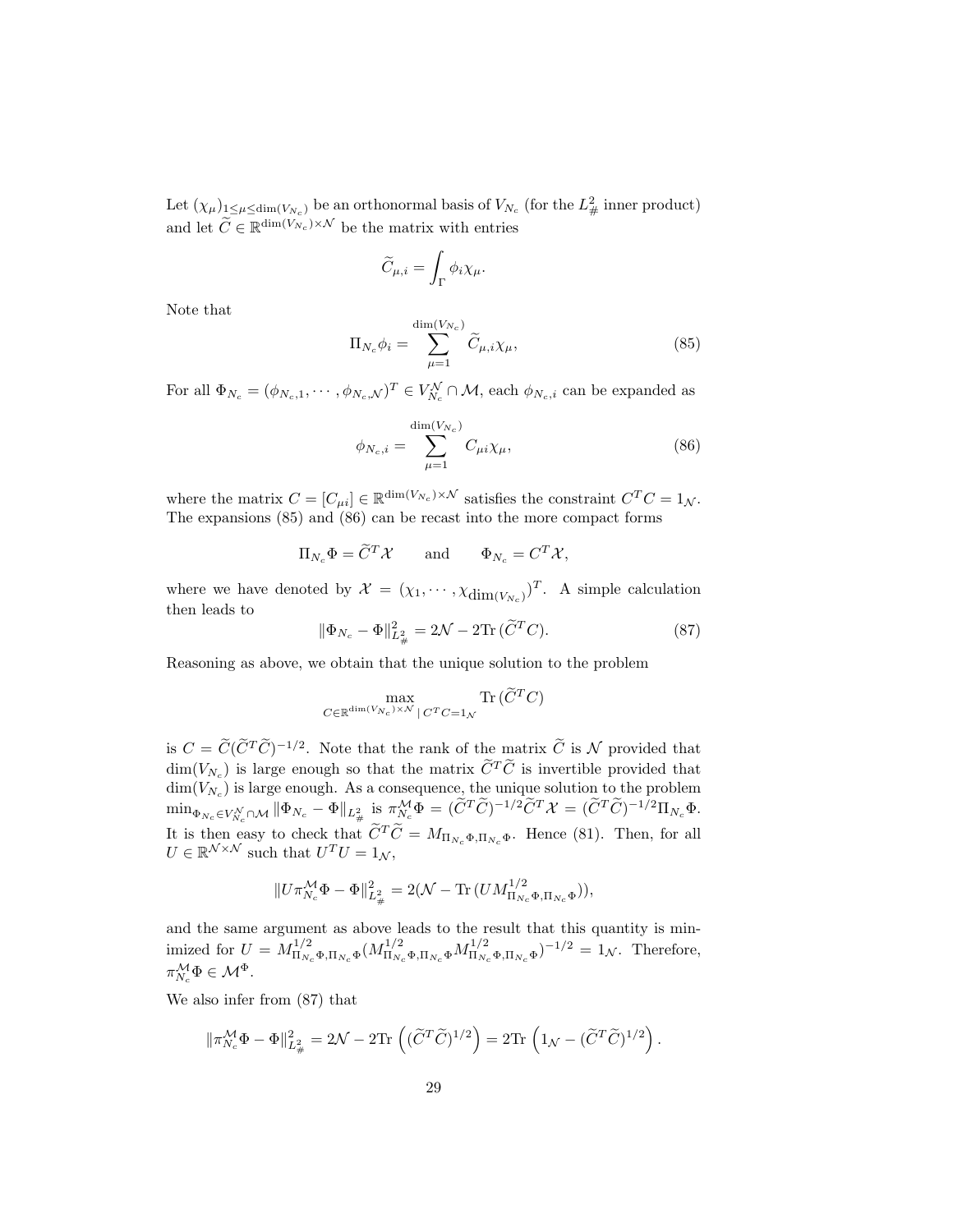Let $(\chi_\mu)_{1\le \mu \le \dim(V_{N_c})}$ be an orthonormal basis of $V_{N_c}$ (for the $L^2_\#$ inner product) and let $\widetilde{C} \in \mathbb{R}^{\dim(V_{N_c})\times \mathcal{N}}$ be the matrix with entries

$$\widetilde{C}_{\mu,i} = \int_\Gamma \phi_i \chi_\mu.$$

Note that

$$\Pi_{N_c}\phi_i = \sum_{\mu=1}^{\dim(V_{N_c})} \widetilde{C}_{\mu,i}\chi_\mu, \tag{85}$$

For all $\Phi_{N_c} = (\phi_{N_c,1}, \cdots, \phi_{N_c,\mathcal{N}})^T \in V_{N_c}^{\mathcal{N}} \cap \mathcal{M}$, each $\phi_{N_c,i}$ can be expanded as

$$\phi_{N_c,i} = \sum_{\mu=1}^{\dim(V_{N_c})} C_{\mu i}\chi_\mu, \tag{86}$$

where the matrix $C = [C_{\mu i}] \in \mathbb{R}^{\dim(V_{N_c})\times\mathcal{N}}$ satisfies the constraint $C^TC = 1_{\mathcal{N}}$. The expansions (85) and (86) can be recast into the more compact forms

$$\Pi_{N_c}\Phi = \widetilde{C}^T\mathcal{X} \qquad \text{and} \qquad \Phi_{N_c} = C^T\mathcal{X},$$

where we have denoted by $\mathcal{X} = (\chi_1, \cdots, \chi_{\dim(V_{N_c})})^T$. A simple calculation then leads to

$$\|\Phi_{N_c} - \Phi\|^2_{L^2_\#} = 2\mathcal{N} - 2\mathrm{Tr}\,(\widetilde{C}^TC). \tag{87}$$

Reasoning as above, we obtain that the unique solution to the problem

$$\max_{C\in\mathbb{R}^{\dim(V_{N_c})\times\mathcal{N}} \,|\, C^TC=1_{\mathcal{N}}} \mathrm{Tr}\,(\widetilde{C}^TC)$$

is $C = \widetilde{C}(\widetilde{C}^T\widetilde{C})^{-1/2}$. Note that the rank of the matrix $\widetilde{C}$ is $\mathcal{N}$ provided that $\dim(V_{N_c})$ is large enough so that the matrix $\widetilde{C}^T\widetilde{C}$ is invertible provided that $\dim(V_{N_c})$ is large enough. As a consequence, the unique solution to the problem $\min_{\Phi_{N_c}\in V_{N_c}^{\mathcal{N}}\cap\mathcal{M}} \|\Phi_{N_c} - \Phi\|_{L^2_\#}$ is $\pi^{\mathcal{M}}_{N_c}\Phi = (\widetilde{C}^T\widetilde{C})^{-1/2}\widetilde{C}^T\mathcal{X} = (\widetilde{C}^T\widetilde{C})^{-1/2}\Pi_{N_c}\Phi$. It is then easy to check that $\widetilde{C}^T\widetilde{C} = M_{\Pi_{N_c}\Phi,\Pi_{N_c}\Phi}$. Hence (81). Then, for all $U\in\mathbb{R}^{\mathcal{N}\times\mathcal{N}}$ such that $U^TU = 1_{\mathcal{N}}$,

$$\|U\pi^{\mathcal{M}}_{N_c}\Phi - \Phi\|^2_{L^2_\#} = 2(\mathcal{N} - \mathrm{Tr}\,(UM^{1/2}_{\Pi_{N_c}\Phi,\Pi_{N_c}\Phi})),$$

and the same argument as above leads to the result that this quantity is minimized for $U = M^{1/2}_{\Pi_{N_c}\Phi,\Pi_{N_c}\Phi}(M^{1/2}_{\Pi_{N_c}\Phi,\Pi_{N_c}\Phi}M^{1/2}_{\Pi_{N_c}\Phi,\Pi_{N_c}\Phi})^{-1/2} = 1_{\mathcal{N}}$. Therefore, $\pi^{\mathcal{M}}_{N_c}\Phi \in \mathcal{M}^\Phi$.

We also infer from (87) that

$$\|\pi^{\mathcal{M}}_{N_c}\Phi - \Phi\|^2_{L^2_\#} = 2\mathcal{N} - 2\mathrm{Tr}\,\left((\widetilde{C}^T\widetilde{C})^{1/2}\right) = 2\mathrm{Tr}\,\left(1_{\mathcal{N}} - (\widetilde{C}^T\widetilde{C})^{1/2}\right).$$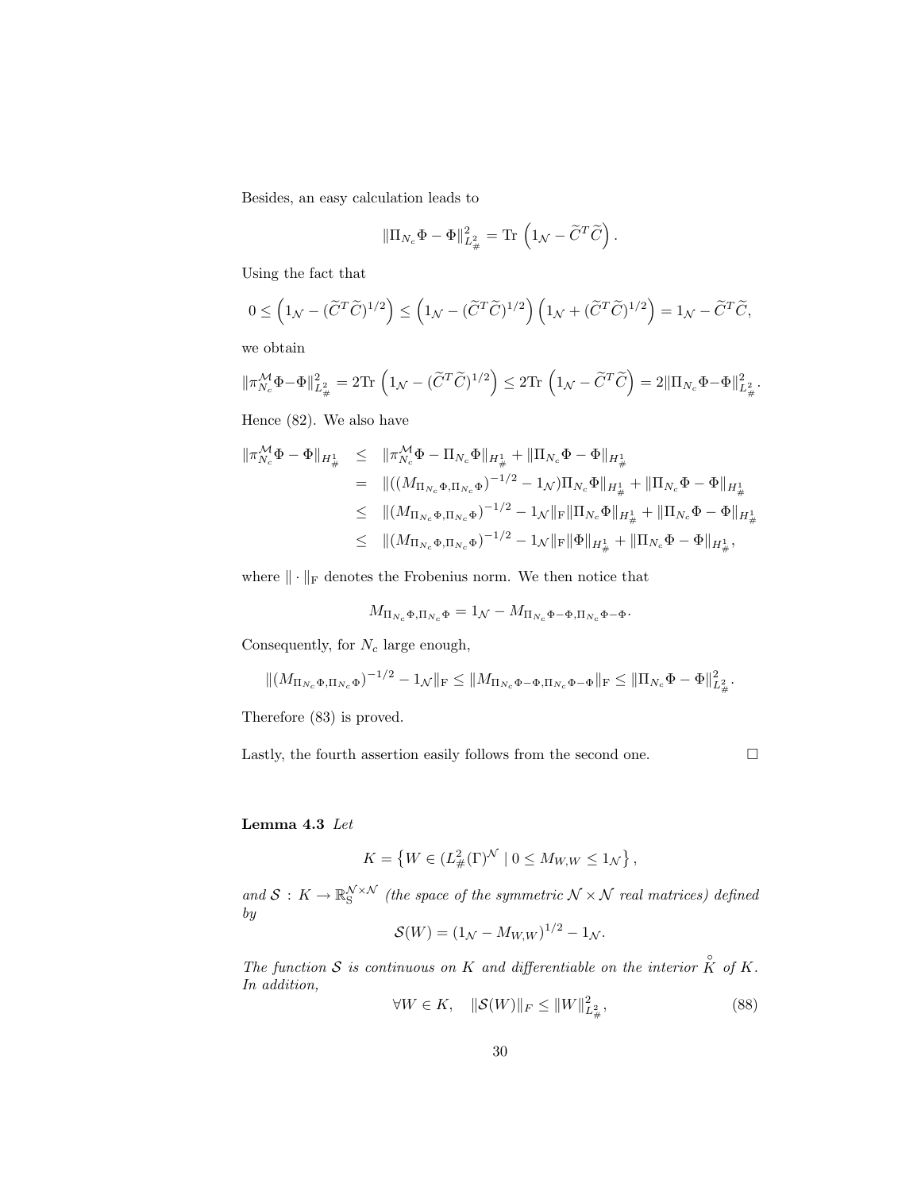Besides, an easy calculation leads to

$$\|\Pi_{N_c}\Phi - \Phi\|_{L^2_\#}^2 = \mathrm{Tr}\left(1_\mathcal{N} - \widetilde{C}^T\widetilde{C}\right).$$

Using the fact that

$$0 \leq \left(1_\mathcal{N} - (\widetilde{C}^T\widetilde{C})^{1/2}\right) \leq \left(1_\mathcal{N} - (\widetilde{C}^T\widetilde{C})^{1/2}\right)\left(1_\mathcal{N} + (\widetilde{C}^T\widetilde{C})^{1/2}\right) = 1_\mathcal{N} - \widetilde{C}^T\widetilde{C},$$

we obtain

$$\|\pi^\mathcal{M}_{N_c}\Phi - \Phi\|_{L^2_\#}^2 = 2\mathrm{Tr}\left(1_\mathcal{N} - (\widetilde{C}^T\widetilde{C})^{1/2}\right) \leq 2\mathrm{Tr}\left(1_\mathcal{N} - \widetilde{C}^T\widetilde{C}\right) = 2\|\Pi_{N_c}\Phi - \Phi\|_{L^2_\#}^2.$$

Hence (82). We also have

$$\begin{aligned}
\|\pi^\mathcal{M}_{N_c}\Phi - \Phi\|_{H^1_\#} &\leq \|\pi^\mathcal{M}_{N_c}\Phi - \Pi_{N_c}\Phi\|_{H^1_\#} + \|\Pi_{N_c}\Phi - \Phi\|_{H^1_\#} \\
&= \|((M_{\Pi_{N_c}\Phi,\Pi_{N_c}\Phi})^{-1/2} - 1_\mathcal{N})\Pi_{N_c}\Phi\|_{H^1_\#} + \|\Pi_{N_c}\Phi - \Phi\|_{H^1_\#} \\
&\leq \|(M_{\Pi_{N_c}\Phi,\Pi_{N_c}\Phi})^{-1/2} - 1_\mathcal{N}\|_\mathrm{F}\|\Pi_{N_c}\Phi\|_{H^1_\#} + \|\Pi_{N_c}\Phi - \Phi\|_{H^1_\#} \\
&\leq \|(M_{\Pi_{N_c}\Phi,\Pi_{N_c}\Phi})^{-1/2} - 1_\mathcal{N}\|_\mathrm{F}\|\Phi\|_{H^1_\#} + \|\Pi_{N_c}\Phi - \Phi\|_{H^1_\#},
\end{aligned}$$

where $\|\cdot\|_\mathrm{F}$ denotes the Frobenius norm. We then notice that

$$M_{\Pi_{N_c}\Phi,\Pi_{N_c}\Phi} = 1_\mathcal{N} - M_{\Pi_{N_c}\Phi-\Phi,\Pi_{N_c}\Phi-\Phi}.$$

Consequently, for $N_c$ large enough,

$$\|(M_{\Pi_{N_c}\Phi,\Pi_{N_c}\Phi})^{-1/2} - 1_\mathcal{N}\|_\mathrm{F} \leq \|M_{\Pi_{N_c}\Phi-\Phi,\Pi_{N_c}\Phi-\Phi}\|_\mathrm{F} \leq \|\Pi_{N_c}\Phi - \Phi\|_{L^2_\#}^2.$$

Therefore (83) is proved.

Lastly, the fourth assertion easily follows from the second one. □

**Lemma 4.3** *Let*

$$K = \left\{W \in (L^2_\#(\Gamma))^\mathcal{N} \mid 0 \leq M_{W,W} \leq 1_\mathcal{N}\right\},$$

*and* $\mathcal{S} : K \to \mathbb{R}^{\mathcal{N}\times\mathcal{N}}_\mathrm{S}$ *(the space of the symmetric* $\mathcal{N}\times\mathcal{N}$ *real matrices) defined by*

$$\mathcal{S}(W) = (1_\mathcal{N} - M_{W,W})^{1/2} - 1_\mathcal{N}.$$

*The function* $\mathcal{S}$ *is continuous on* $K$ *and differentiable on the interior* $\overset{\circ}{K}$ *of* $K$*. In addition,*

$$\forall W \in K, \quad \|\mathcal{S}(W)\|_F \leq \|W\|_{L^2_\#}^2, \tag{88}$$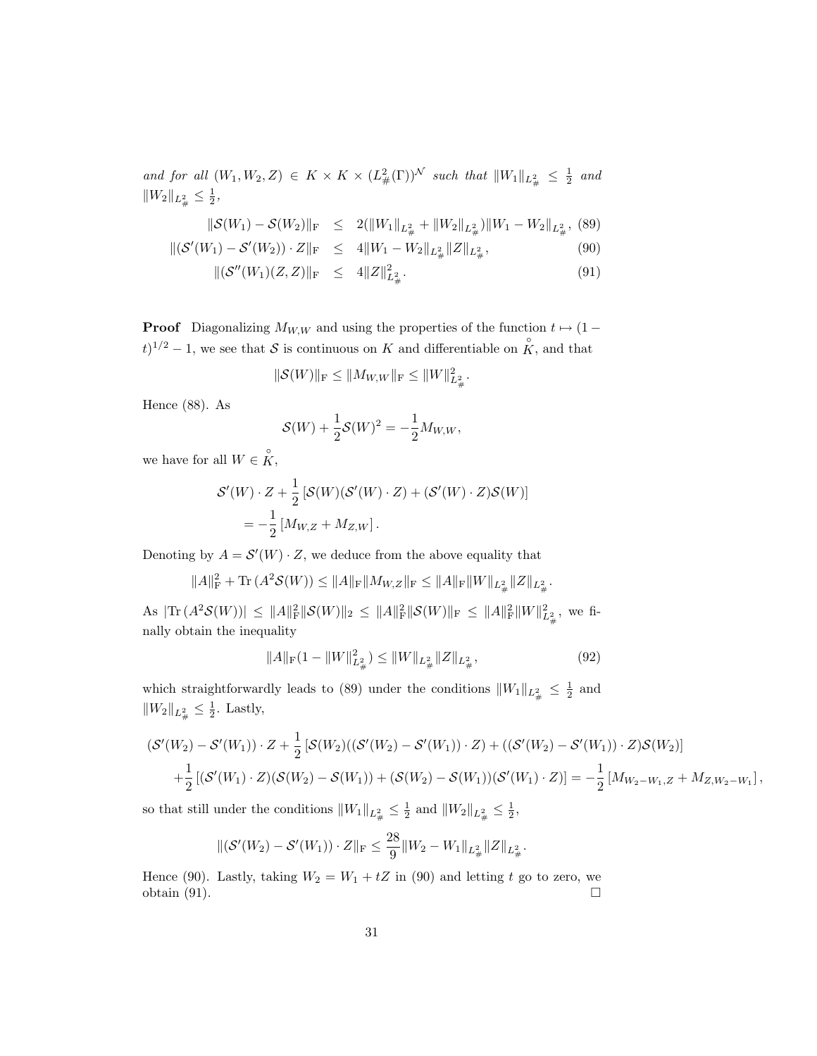*and for all* $(W_1, W_2, Z) \in K \times K \times (L^2_\#(\Gamma))^{\mathcal{N}}$ *such that* $\|W_1\|_{L^2_\#} \leq \frac{1}{2}$ *and* $\|W_2\|_{L^2_\#} \leq \frac{1}{2}$,

$$\|\mathcal{S}(W_1) - \mathcal{S}(W_2)\|_{\mathrm{F}} \leq 2(\|W_1\|_{L^2_\#} + \|W_2\|_{L^2_\#})\|W_1 - W_2\|_{L^2_\#}, \tag{89}$$

$$\|(\mathcal{S}'(W_1) - \mathcal{S}'(W_2)) \cdot Z\|_{\mathrm{F}} \leq 4\|W_1 - W_2\|_{L^2_\#}\|Z\|_{L^2_\#}, \tag{90}$$

$$\|(\mathcal{S}''(W_1)(Z,Z)\|_{\mathrm{F}} \leq 4\|Z\|^2_{L^2_\#}. \tag{91}$$

**Proof** Diagonalizing $M_{W,W}$ and using the properties of the function $t \mapsto (1-t)^{1/2} - 1$, we see that $\mathcal{S}$ is continuous on $K$ and differentiable on $\overset{\circ}{K}$, and that

$$\|\mathcal{S}(W)\|_{\mathrm{F}} \leq \|M_{W,W}\|_{\mathrm{F}} \leq \|W\|^2_{L^2_\#}.$$

Hence (88). As

$$\mathcal{S}(W) + \frac{1}{2}\mathcal{S}(W)^2 = -\frac{1}{2}M_{W,W},$$

we have for all $W \in \overset{\circ}{K}$,

$$\begin{aligned}
&\mathcal{S}'(W) \cdot Z + \frac{1}{2}\left[\mathcal{S}(W)(\mathcal{S}'(W) \cdot Z) + (\mathcal{S}'(W) \cdot Z)\mathcal{S}(W)\right] \\
&\quad = -\frac{1}{2}\left[M_{W,Z} + M_{Z,W}\right].
\end{aligned}$$

Denoting by $A = \mathcal{S}'(W) \cdot Z$, we deduce from the above equality that

$$\|A\|^2_{\mathrm{F}} + \mathrm{Tr}\,(A^2\mathcal{S}(W)) \leq \|A\|_{\mathrm{F}}\|M_{W,Z}\|_{\mathrm{F}} \leq \|A\|_{\mathrm{F}}\|W\|_{L^2_\#}\|Z\|_{L^2_\#}.$$

As $|\mathrm{Tr}\,(A^2\mathcal{S}(W))| \leq \|A\|^2_{\mathrm{F}}\|\mathcal{S}(W)\|_2 \leq \|A\|^2_{\mathrm{F}}\|\mathcal{S}(W)\|_{\mathrm{F}} \leq \|A\|^2_{\mathrm{F}}\|W\|^2_{L^2_\#}$, we finally obtain the inequality

$$\|A\|_{\mathrm{F}}(1 - \|W\|^2_{L^2_\#}) \leq \|W\|_{L^2_\#}\|Z\|_{L^2_\#}, \tag{92}$$

which straightforwardly leads to (89) under the conditions $\|W_1\|_{L^2_\#} \leq \frac{1}{2}$ and $\|W_2\|_{L^2_\#} \leq \frac{1}{2}$. Lastly,

$$\begin{aligned}
&(\mathcal{S}'(W_2) - \mathcal{S}'(W_1)) \cdot Z + \frac{1}{2}\left[\mathcal{S}(W_2)((\mathcal{S}'(W_2) - \mathcal{S}'(W_1)) \cdot Z) + ((\mathcal{S}'(W_2) - \mathcal{S}'(W_1)) \cdot Z)\mathcal{S}(W_2)\right] \\
&\quad + \frac{1}{2}\left[(\mathcal{S}'(W_1) \cdot Z)(\mathcal{S}(W_2) - \mathcal{S}(W_1)) + (\mathcal{S}(W_2) - \mathcal{S}(W_1))(\mathcal{S}'(W_1) \cdot Z)\right] = -\frac{1}{2}\left[M_{W_2 - W_1, Z} + M_{Z, W_2 - W_1}\right],
\end{aligned}$$

so that still under the conditions $\|W_1\|_{L^2_\#} \leq \frac{1}{2}$ and $\|W_2\|_{L^2_\#} \leq \frac{1}{2}$,

$$\|(\mathcal{S}'(W_2) - \mathcal{S}'(W_1)) \cdot Z\|_{\mathrm{F}} \leq \frac{28}{9}\|W_2 - W_1\|_{L^2_\#}\|Z\|_{L^2_\#}.$$

Hence (90). Lastly, taking $W_2 = W_1 + tZ$ in (90) and letting $t$ go to zero, we obtain (91). □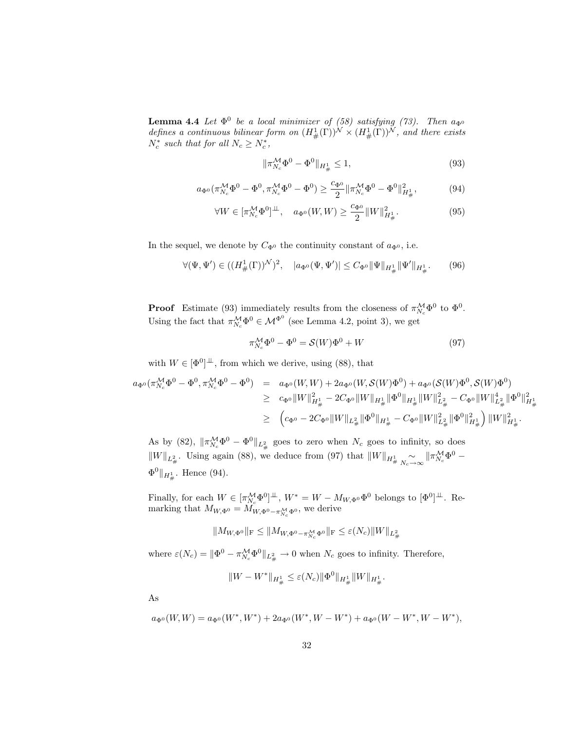**Lemma 4.4** *Let $\Phi^0$ be a local minimizer of (58) satisfying (73). Then $a_{\Phi^0}$ defines a continuous bilinear form on $(H^1_\#(\Gamma))^{\mathcal{N}} \times (H^1_\#(\Gamma))^{\mathcal{N}}$, and there exists $N_c^*$ such that for all $N_c \geq N_c^*$,*

$$\|\pi^{\mathcal{M}}_{N_c}\Phi^0 - \Phi^0\|_{H^1_\#} \leq 1, \tag{93}$$

$$a_{\Phi^0}(\pi^{\mathcal{M}}_{N_c}\Phi^0 - \Phi^0, \pi^{\mathcal{M}}_{N_c}\Phi^0 - \Phi^0) \geq \frac{c_{\Phi^0}}{2}\|\pi^{\mathcal{M}}_{N_c}\Phi^0 - \Phi^0\|^2_{H^1_\#}, \tag{94}$$

$$\forall W \in [\pi^{\mathcal{M}}_{N_c}\Phi^0]^{\perp\!\!\!\perp}, \quad a_{\Phi^0}(W, W) \geq \frac{c_{\Phi^0}}{2}\|W\|^2_{H^1_\#}. \tag{95}$$

In the sequel, we denote by $C_{\Phi^0}$ the continuity constant of $a_{\Phi^0}$, i.e.

$$\forall (\Psi, \Psi') \in ((H^1_\#(\Gamma))^{\mathcal{N}})^2, \quad |a_{\Phi^0}(\Psi, \Psi')| \leq C_{\Phi^0}\|\Psi\|_{H^1_\#}\|\Psi'\|_{H^1_\#}. \tag{96}$$

**Proof** Estimate (93) immediately results from the closeness of $\pi^{\mathcal{M}}_{N_c}\Phi^0$ to $\Phi^0$. Using the fact that $\pi^{\mathcal{M}}_{N_c}\Phi^0 \in \mathcal{M}^{\Phi^0}$ (see Lemma 4.2, point 3), we get

$$\pi^{\mathcal{M}}_{N_c}\Phi^0 - \Phi^0 = \mathcal{S}(W)\Phi^0 + W \tag{97}$$

with $W \in [\Phi^0]^{\perp\!\!\!\perp}$, from which we derive, using (88), that

$$\begin{aligned} a_{\Phi^0}(\pi^{\mathcal{M}}_{N_c}\Phi^0 - \Phi^0, \pi^{\mathcal{M}}_{N_c}\Phi^0 - \Phi^0) &= a_{\Phi^0}(W, W) + 2a_{\Phi^0}(W, \mathcal{S}(W)\Phi^0) + a_{\Phi^0}(\mathcal{S}(W)\Phi^0, \mathcal{S}(W)\Phi^0) \\ &\geq c_{\Phi^0}\|W\|^2_{H^1_\#} - 2C_{\Phi^0}\|W\|_{H^1_\#}\|\Phi^0\|_{H^1_\#}\|W\|^2_{L^2_\#} - C_{\Phi^0}\|W\|^4_{L^2_\#}\|\Phi^0\|^2_{H^1_\#} \\ &\geq \left(c_{\Phi^0} - 2C_{\Phi^0}\|W\|_{L^2_\#}\|\Phi^0\|_{H^1_\#} - C_{\Phi^0}\|W\|^2_{L^2_\#}\|\Phi^0\|^2_{H^1_\#}\right)\|W\|^2_{H^1_\#}. \end{aligned}$$

As by (82), $\|\pi^{\mathcal{M}}_{N_c}\Phi^0 - \Phi^0\|_{L^2_\#}$ goes to zero when $N_c$ goes to infinity, so does $\|W\|_{L^2_\#}$. Using again (88), we deduce from (97) that $\|W\|_{H^1_\#} \underset{N_c\to\infty}{\sim} \|\pi^{\mathcal{M}}_{N_c}\Phi^0 - \Phi^0\|_{H^1_\#}$. Hence (94).

Finally, for each $W \in [\pi^{\mathcal{M}}_{N_c}\Phi^0]^{\perp\!\!\!\perp}$, $W^* = W - M_{W,\Phi^0}\Phi^0$ belongs to $[\Phi^0]^{\perp\!\!\!\perp}$. Remarking that $M_{W,\Phi^0} = M_{W,\Phi^0 - \pi^{\mathcal{M}}_{N_c}\Phi^0}$, we derive

$$\|M_{W,\Phi^0}\|_{\mathrm{F}} \leq \|M_{W,\Phi^0 - \pi^{\mathcal{M}}_{N_c}\Phi^0}\|_{\mathrm{F}} \leq \varepsilon(N_c)\|W\|_{L^2_\#}$$

where $\varepsilon(N_c) = \|\Phi^0 - \pi^{\mathcal{M}}_{N_c}\Phi^0\|_{L^2_\#} \to 0$ when $N_c$ goes to infinity. Therefore,

$$\|W - W^*\|_{H^1_\#} \leq \varepsilon(N_c)\|\Phi^0\|_{H^1_\#}\|W\|_{H^1_\#}.$$

As

$$a_{\Phi^0}(W, W) = a_{\Phi^0}(W^*, W^*) + 2a_{\Phi^0}(W^*, W - W^*) + a_{\Phi^0}(W - W^*, W - W^*),$$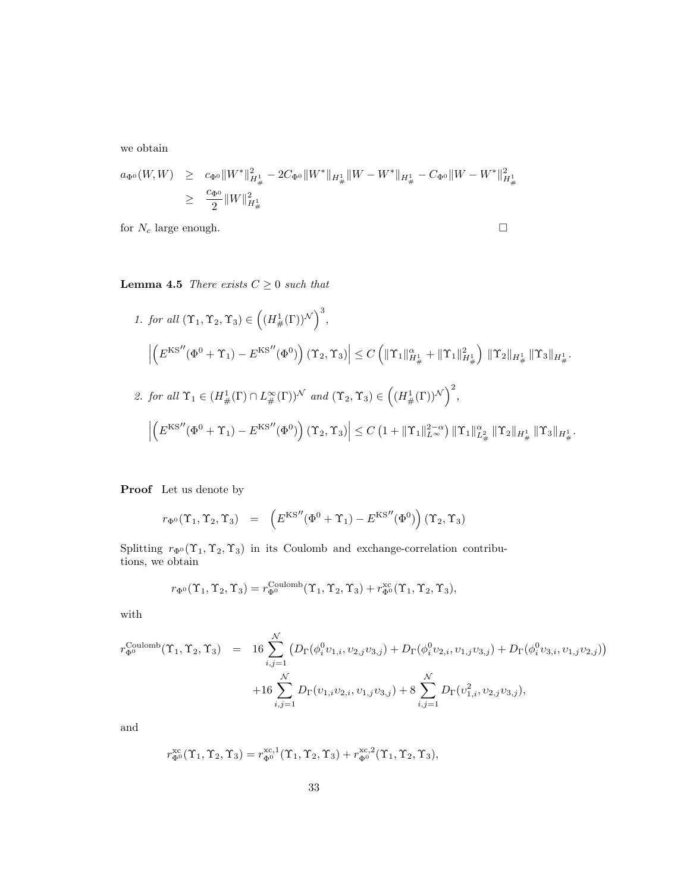we obtain

$$
\begin{aligned}
a_{\Phi^0}(W,W) &\geq c_{\Phi^0}\|W^*\|_{H^1_\#}^2 - 2C_{\Phi^0}\|W^*\|_{H^1_\#}\|W-W^*\|_{H^1_\#} - C_{\Phi^0}\|W-W^*\|_{H^1_\#}^2 \\
&\geq \frac{c_{\Phi^0}}{2}\|W\|_{H^1_\#}^2
\end{aligned}
$$

for $N_c$ large enough. □

**Lemma 4.5** *There exists $C \geq 0$ such that*

1. *for all $(\Upsilon_1, \Upsilon_2, \Upsilon_3) \in \left((H^1_\#(\Gamma))^{\mathcal{N}}\right)^3$,*

$$
\left|\left(E^{\mathrm{KS}''}(\Phi^0+\Upsilon_1) - E^{\mathrm{KS}''}(\Phi^0)\right)(\Upsilon_2,\Upsilon_3)\right| \leq C\left(\|\Upsilon_1\|_{H^1_\#}^\alpha + \|\Upsilon_1\|_{H^1_\#}^2\right)\|\Upsilon_2\|_{H^1_\#}\|\Upsilon_3\|_{H^1_\#}.
$$

2. *for all $\Upsilon_1 \in (H^1_\#(\Gamma)\cap L^\infty_\#(\Gamma))^{\mathcal{N}}$ and $(\Upsilon_2,\Upsilon_3) \in \left((H^1_\#(\Gamma))^{\mathcal{N}}\right)^2$,*

$$
\left|\left(E^{\mathrm{KS}''}(\Phi^0+\Upsilon_1) - E^{\mathrm{KS}''}(\Phi^0)\right)(\Upsilon_2,\Upsilon_3)\right| \leq C\left(1+\|\Upsilon_1\|_{L^\infty}^{2-\alpha}\right)\|\Upsilon_1\|_{L^2_\#}^\alpha\|\Upsilon_2\|_{H^1_\#}\|\Upsilon_3\|_{H^1_\#}.
$$

**Proof** Let us denote by

$$
r_{\Phi^0}(\Upsilon_1,\Upsilon_2,\Upsilon_3) = \left(E^{\mathrm{KS}''}(\Phi^0+\Upsilon_1) - E^{\mathrm{KS}''}(\Phi^0)\right)(\Upsilon_2,\Upsilon_3)
$$

Splitting $r_{\Phi^0}(\Upsilon_1,\Upsilon_2,\Upsilon_3)$ in its Coulomb and exchange-correlation contributions, we obtain

$$
r_{\Phi^0}(\Upsilon_1,\Upsilon_2,\Upsilon_3) = r_{\Phi^0}^{\mathrm{Coulomb}}(\Upsilon_1,\Upsilon_2,\Upsilon_3) + r_{\Phi^0}^{\mathrm{xc}}(\Upsilon_1,\Upsilon_2,\Upsilon_3),
$$

with

$$
\begin{aligned}
r_{\Phi^0}^{\mathrm{Coulomb}}(\Upsilon_1,\Upsilon_2,\Upsilon_3) &= 16\sum_{i,j=1}^{\mathcal{N}}\left(D_\Gamma(\phi_i^0\upsilon_{1,i},\upsilon_{2,j}\upsilon_{3,j}) + D_\Gamma(\phi_i^0\upsilon_{2,i},\upsilon_{1,j}\upsilon_{3,j}) + D_\Gamma(\phi_i^0\upsilon_{3,i},\upsilon_{1,j}\upsilon_{2,j})\right) \\
&\quad +16\sum_{i,j=1}^{\mathcal{N}} D_\Gamma(\upsilon_{1,i}\upsilon_{2,i},\upsilon_{1,j}\upsilon_{3,j}) + 8\sum_{i,j=1}^{\mathcal{N}} D_\Gamma(\upsilon_{1,i}^2,\upsilon_{2,j}\upsilon_{3,j}),
\end{aligned}
$$

and

$$
r_{\Phi^0}^{\mathrm{xc}}(\Upsilon_1,\Upsilon_2,\Upsilon_3) = r_{\Phi^0}^{\mathrm{xc},1}(\Upsilon_1,\Upsilon_2,\Upsilon_3) + r_{\Phi^0}^{\mathrm{xc},2}(\Upsilon_1,\Upsilon_2,\Upsilon_3),
$$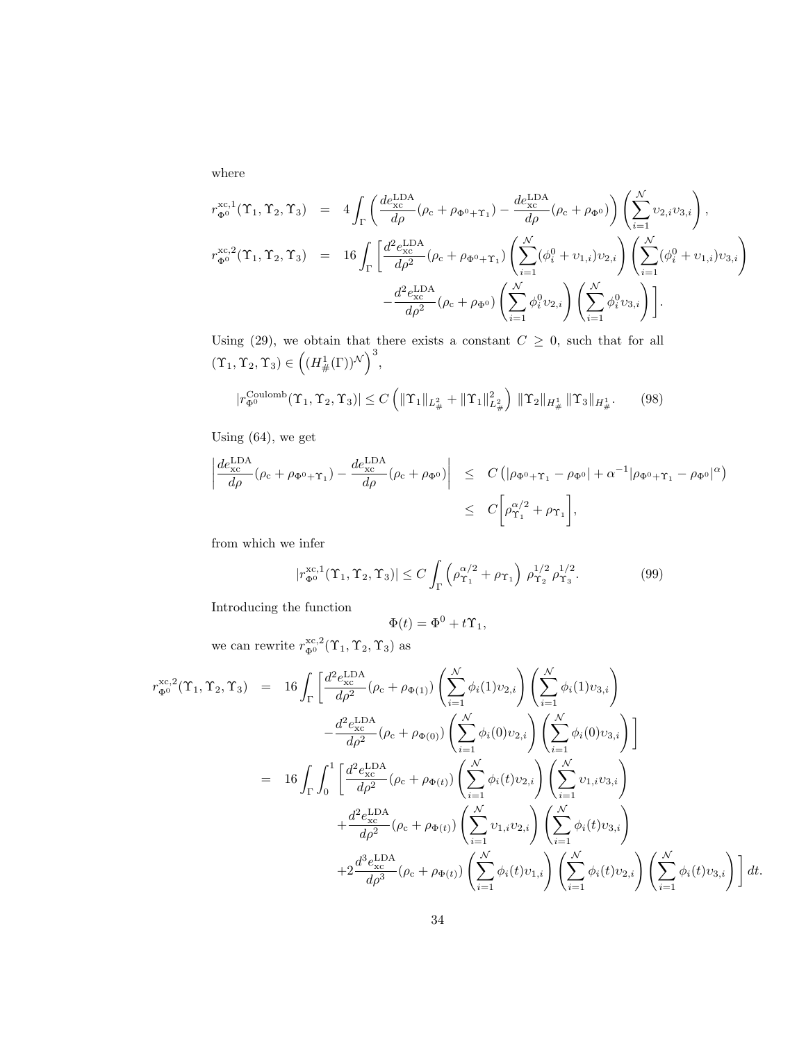where

$$
\begin{aligned}
r_{\Phi^0}^{\mathrm{xc},1}(\Upsilon_1,\Upsilon_2,\Upsilon_3) &= 4\int_\Gamma \left( \frac{de_{\mathrm{xc}}^{\mathrm{LDA}}}{d\rho}(\rho_{\mathrm{c}}+\rho_{\Phi^0+\Upsilon_1}) - \frac{de_{\mathrm{xc}}^{\mathrm{LDA}}}{d\rho}(\rho_{\mathrm{c}}+\rho_{\Phi^0}) \right) \left( \sum_{i=1}^{\mathcal{N}} \upsilon_{2,i}\upsilon_{3,i} \right), \\
r_{\Phi^0}^{\mathrm{xc},2}(\Upsilon_1,\Upsilon_2,\Upsilon_3) &= 16\int_\Gamma \Bigg[ \frac{d^2e_{\mathrm{xc}}^{\mathrm{LDA}}}{d\rho^2}(\rho_{\mathrm{c}}+\rho_{\Phi^0+\Upsilon_1}) \left( \sum_{i=1}^{\mathcal{N}} (\phi_i^0+\upsilon_{1,i})\upsilon_{2,i} \right) \left( \sum_{i=1}^{\mathcal{N}} (\phi_i^0+\upsilon_{1,i})\upsilon_{3,i} \right) \\
&\qquad - \frac{d^2e_{\mathrm{xc}}^{\mathrm{LDA}}}{d\rho^2}(\rho_{\mathrm{c}}+\rho_{\Phi^0}) \left( \sum_{i=1}^{\mathcal{N}} \phi_i^0\upsilon_{2,i} \right) \left( \sum_{i=1}^{\mathcal{N}} \phi_i^0\upsilon_{3,i} \right) \Bigg].
\end{aligned}
$$

Using (29), we obtain that there exists a constant $C \geq 0$, such that for all $(\Upsilon_1,\Upsilon_2,\Upsilon_3) \in \left( (H^1_\#(\Gamma))^{\mathcal{N}} \right)^3$,

$$
|r_{\Phi^0}^{\mathrm{Coulomb}}(\Upsilon_1,\Upsilon_2,\Upsilon_3)| \leq C \left( \|\Upsilon_1\|_{L^2_\#} + \|\Upsilon_1\|_{L^2_\#}^2 \right) \|\Upsilon_2\|_{H^1_\#} \|\Upsilon_3\|_{H^1_\#}. \tag{98}
$$

Using (64), we get

$$
\begin{aligned}
\left| \frac{de_{\mathrm{xc}}^{\mathrm{LDA}}}{d\rho}(\rho_{\mathrm{c}}+\rho_{\Phi^0+\Upsilon_1}) - \frac{de_{\mathrm{xc}}^{\mathrm{LDA}}}{d\rho}(\rho_{\mathrm{c}}+\rho_{\Phi^0}) \right| &\leq C \left( |\rho_{\Phi^0+\Upsilon_1}-\rho_{\Phi^0}| + \alpha^{-1}|\rho_{\Phi^0+\Upsilon_1}-\rho_{\Phi^0}|^\alpha \right) \\
&\leq C \bigg[ \rho_{\Upsilon_1}^{\alpha/2} + \rho_{\Upsilon_1} \bigg],
\end{aligned}
$$

from which we infer

$$
|r_{\Phi^0}^{\mathrm{xc},1}(\Upsilon_1,\Upsilon_2,\Upsilon_3)| \leq C \int_\Gamma \left( \rho_{\Upsilon_1}^{\alpha/2} + \rho_{\Upsilon_1} \right) \rho_{\Upsilon_2}^{1/2} \rho_{\Upsilon_3}^{1/2}. \tag{99}
$$

Introducing the function

$$
\Phi(t) = \Phi^0 + t\Upsilon_1,
$$

we can rewrite $r_{\Phi^0}^{\mathrm{xc},2}(\Upsilon_1,\Upsilon_2,\Upsilon_3)$ as

$$
\begin{aligned}
r_{\Phi^0}^{\mathrm{xc},2}(\Upsilon_1,\Upsilon_2,\Upsilon_3) &= 16\int_\Gamma \Bigg[ \frac{d^2e_{\mathrm{xc}}^{\mathrm{LDA}}}{d\rho^2}(\rho_{\mathrm{c}}+\rho_{\Phi(1)}) \left( \sum_{i=1}^{\mathcal{N}} \phi_i(1)\upsilon_{2,i} \right) \left( \sum_{i=1}^{\mathcal{N}} \phi_i(1)\upsilon_{3,i} \right) \\
&\qquad - \frac{d^2e_{\mathrm{xc}}^{\mathrm{LDA}}}{d\rho^2}(\rho_{\mathrm{c}}+\rho_{\Phi(0)}) \left( \sum_{i=1}^{\mathcal{N}} \phi_i(0)\upsilon_{2,i} \right) \left( \sum_{i=1}^{\mathcal{N}} \phi_i(0)\upsilon_{3,i} \right) \Bigg] \\
&= 16\int_\Gamma \int_0^1 \Bigg[ \frac{d^2e_{\mathrm{xc}}^{\mathrm{LDA}}}{d\rho^2}(\rho_{\mathrm{c}}+\rho_{\Phi(t)}) \left( \sum_{i=1}^{\mathcal{N}} \phi_i(t)\upsilon_{2,i} \right) \left( \sum_{i=1}^{\mathcal{N}} \upsilon_{1,i}\upsilon_{3,i} \right) \\
&\qquad + \frac{d^2e_{\mathrm{xc}}^{\mathrm{LDA}}}{d\rho^2}(\rho_{\mathrm{c}}+\rho_{\Phi(t)}) \left( \sum_{i=1}^{\mathcal{N}} \upsilon_{1,i}\upsilon_{2,i} \right) \left( \sum_{i=1}^{\mathcal{N}} \phi_i(t)\upsilon_{3,i} \right) \\
&\qquad + 2\frac{d^3e_{\mathrm{xc}}^{\mathrm{LDA}}}{d\rho^3}(\rho_{\mathrm{c}}+\rho_{\Phi(t)}) \left( \sum_{i=1}^{\mathcal{N}} \phi_i(t)\upsilon_{1,i} \right) \left( \sum_{i=1}^{\mathcal{N}} \phi_i(t)\upsilon_{2,i} \right) \left( \sum_{i=1}^{\mathcal{N}} \phi_i(t)\upsilon_{3,i} \right) \Bigg] \, dt.
\end{aligned}
$$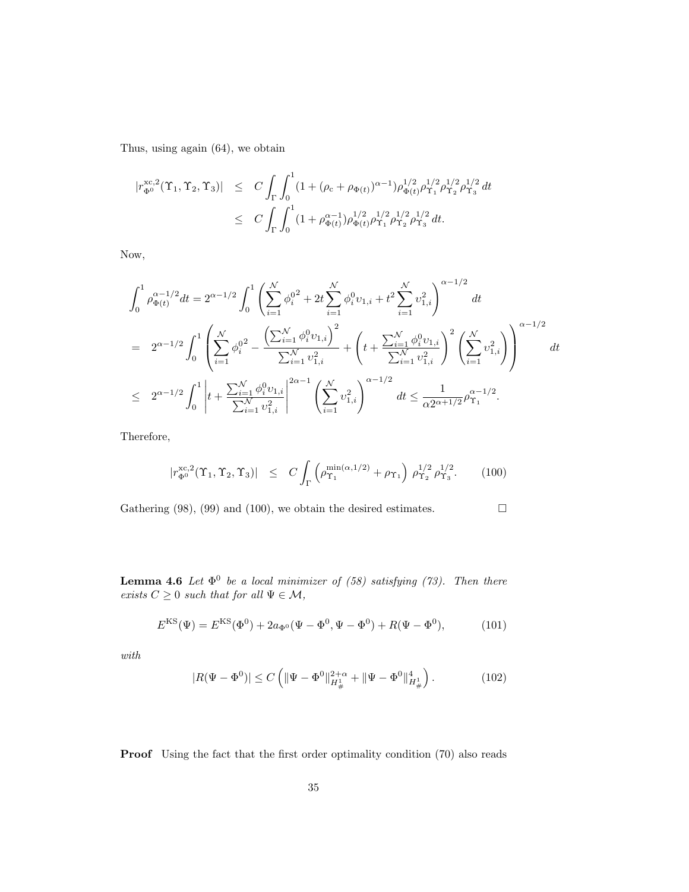Thus, using again (64), we obtain

$$
\begin{aligned}
|r^{\rm xc,2}_{\Phi^0}(\Upsilon_1,\Upsilon_2,\Upsilon_3)| &\leq C\int_\Gamma \int_0^1 (1+(\rho_{\rm c}+\rho_{\Phi(t)})^{\alpha-1})\rho_{\Phi(t)}^{1/2}\rho_{\Upsilon_1}^{1/2}\rho_{\Upsilon_2}^{1/2}\rho_{\Upsilon_3}^{1/2}\,dt \\
&\leq C\int_\Gamma \int_0^1 (1+\rho_{\Phi(t)}^{\alpha-1})\rho_{\Phi(t)}^{1/2}\rho_{\Upsilon_1}^{1/2}\rho_{\Upsilon_2}^{1/2}\rho_{\Upsilon_3}^{1/2}\,dt.
\end{aligned}
$$

Now,

$$
\begin{aligned}
\int_0^1 \rho_{\Phi(t)}^{\alpha-1/2}dt &= 2^{\alpha-1/2}\int_0^1 \left( \sum_{i=1}^{\mathcal{N}} {\phi_i^0}^2 + 2t\sum_{i=1}^{\mathcal{N}} \phi_i^0 \upsilon_{1,i} + t^2 \sum_{i=1}^{\mathcal{N}} \upsilon_{1,i}^2 \right)^{\alpha-1/2} dt \\
&= 2^{\alpha-1/2}\int_0^1 \left( \sum_{i=1}^{\mathcal{N}} {\phi_i^0}^2 - \frac{\left(\sum_{i=1}^{\mathcal{N}} \phi_i^0 \upsilon_{1,i}\right)^2}{\sum_{i=1}^{\mathcal{N}} \upsilon_{1,i}^2} + \left( t + \frac{\sum_{i=1}^{\mathcal{N}} \phi_i^0 \upsilon_{1,i}}{\sum_{i=1}^{\mathcal{N}} \upsilon_{1,i}^2}\right)^2 \left( \sum_{i=1}^{\mathcal{N}} \upsilon_{1,i}^2 \right) \right)^{\alpha-1/2} dt \\
&\leq 2^{\alpha-1/2}\int_0^1 \left| t + \frac{\sum_{i=1}^{\mathcal{N}} \phi_i^0 \upsilon_{1,i}}{\sum_{i=1}^{\mathcal{N}} \upsilon_{1,i}^2}\right|^{2\alpha-1} \left( \sum_{i=1}^{\mathcal{N}} \upsilon_{1,i}^2 \right)^{\alpha-1/2} dt \leq \frac{1}{\alpha 2^{\alpha+1/2}}\rho_{\Upsilon_1}^{\alpha-1/2}.
\end{aligned}
$$

Therefore,

$$
|r^{\rm xc,2}_{\Phi^0}(\Upsilon_1,\Upsilon_2,\Upsilon_3)| \leq C\int_\Gamma \left( \rho_{\Upsilon_1}^{\min(\alpha,1/2)} + \rho_{\Upsilon_1}\right) \rho_{\Upsilon_2}^{1/2}\rho_{\Upsilon_3}^{1/2}. \qquad (100)
$$

Gathering (98), (99) and (100), we obtain the desired estimates. $\square$

**Lemma 4.6** *Let $\Phi^0$ be a local minimizer of (58) satisfying (73). Then there exists $C \geq 0$ such that for all $\Psi \in \mathcal{M}$,*

$$
E^{\rm KS}(\Psi) = E^{\rm KS}(\Phi^0) + 2a_{\Phi^0}(\Psi-\Phi^0,\Psi-\Phi^0) + R(\Psi-\Phi^0), \qquad (101)
$$

*with*

$$
|R(\Psi-\Phi^0)| \leq C\left( \|\Psi-\Phi^0\|_{H^1_\#}^{2+\alpha} + \|\Psi-\Phi^0\|_{H^1_\#}^4 \right). \qquad (102)
$$

**Proof** Using the fact that the first order optimality condition (70) also reads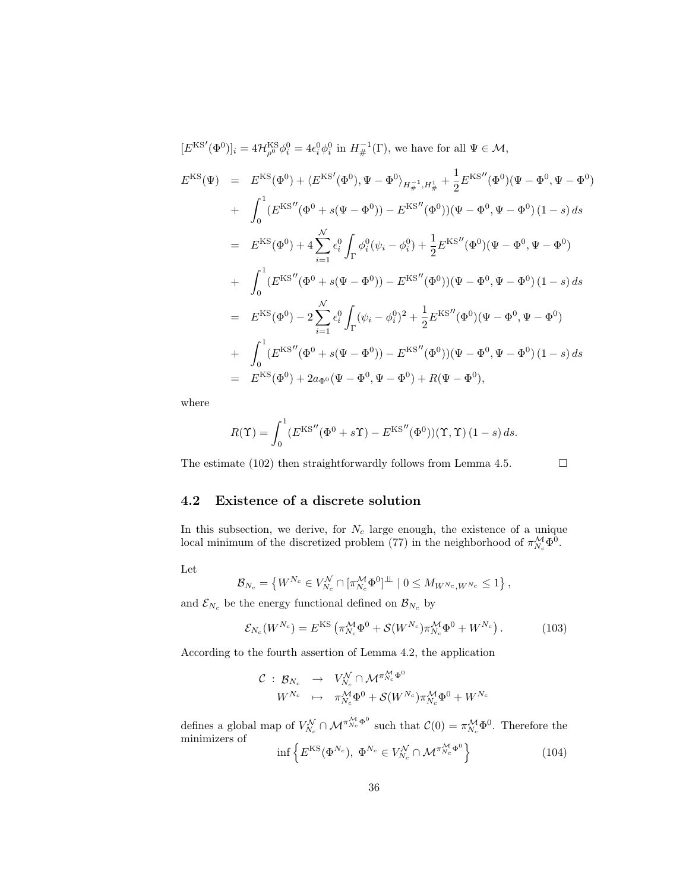$[{E^{\rm KS}}'(\Phi^0)]_i = 4\mathcal{H}^{\rm KS}_{\rho^0}\phi_i^0 = 4\epsilon_i^0\phi_i^0$ in $H^{-1}_\#(\Gamma)$, we have for all $\Psi \in \mathcal{M}$,

$$
\begin{aligned}
E^{\rm KS}(\Psi) &= E^{\rm KS}(\Phi^0) + \langle {E^{\rm KS}}'(\Phi^0), \Psi - \Phi^0\rangle_{H^{-1}_\#, H^1_\#} + \frac{1}{2}{E^{\rm KS}}''(\Phi^0)(\Psi-\Phi^0,\Psi-\Phi^0) \\
&+ \int_0^1 ({E^{\rm KS}}''(\Phi^0 + s(\Psi-\Phi^0)) - {E^{\rm KS}}''(\Phi^0))(\Psi-\Phi^0,\Psi-\Phi^0)\,(1-s)\,ds \\
&= E^{\rm KS}(\Phi^0) + 4\sum_{i=1}^{\mathcal{N}} \epsilon_i^0 \int_\Gamma \phi_i^0(\psi_i - \phi_i^0) + \frac{1}{2}{E^{\rm KS}}''(\Phi^0)(\Psi-\Phi^0,\Psi-\Phi^0) \\
&+ \int_0^1 ({E^{\rm KS}}''(\Phi^0 + s(\Psi-\Phi^0)) - {E^{\rm KS}}''(\Phi^0))(\Psi-\Phi^0,\Psi-\Phi^0)\,(1-s)\,ds \\
&= E^{\rm KS}(\Phi^0) - 2\sum_{i=1}^{\mathcal{N}} \epsilon_i^0 \int_\Gamma (\psi_i - \phi_i^0)^2 + \frac{1}{2}{E^{\rm KS}}''(\Phi^0)(\Psi-\Phi^0,\Psi-\Phi^0) \\
&+ \int_0^1 ({E^{\rm KS}}''(\Phi^0 + s(\Psi-\Phi^0)) - {E^{\rm KS}}''(\Phi^0))(\Psi-\Phi^0,\Psi-\Phi^0)\,(1-s)\,ds \\
&= E^{\rm KS}(\Phi^0) + 2a_{\Phi^0}(\Psi-\Phi^0,\Psi-\Phi^0) + R(\Psi-\Phi^0),
\end{aligned}
$$

where

$$
R(\Upsilon) = \int_0^1 ({E^{\rm KS}}''(\Phi^0 + s\Upsilon) - {E^{\rm KS}}''(\Phi^0))(\Upsilon,\Upsilon)\,(1-s)\,ds.
$$

The estimate (102) then straightforwardly follows from Lemma 4.5. $\square$

## 4.2 Existence of a discrete solution

In this subsection, we derive, for $N_c$ large enough, the existence of a unique local minimum of the discretized problem (77) in the neighborhood of $\pi^{\mathcal{M}}_{N_c}\Phi^0$.

Let

$$
\mathcal{B}_{N_c} = \left\{ W^{N_c} \in V_{N_c}^{\mathcal{N}} \cap [\pi^{\mathcal{M}}_{N_c}\Phi^0]^{\perp\!\!\perp} \mid 0 \le M_{W^{N_c},W^{N_c}} \le 1 \right\},
$$

and $\mathcal{E}_{N_c}$ be the energy functional defined on $\mathcal{B}_{N_c}$ by

$$
\mathcal{E}_{N_c}(W^{N_c}) = E^{\rm KS}\left(\pi^{\mathcal{M}}_{N_c}\Phi^0 + \mathcal{S}(W^{N_c})\pi^{\mathcal{M}}_{N_c}\Phi^0 + W^{N_c}\right). \tag{103}
$$

According to the fourth assertion of Lemma 4.2, the application

$$
\begin{aligned}
\mathcal{C} \,:\, \mathcal{B}_{N_c} &\rightarrow V_{N_c}^{\mathcal{N}} \cap \mathcal{M}^{\pi^{\mathcal{M}}_{N_c}\Phi^0} \\
W^{N_c} &\mapsto \pi^{\mathcal{M}}_{N_c}\Phi^0 + \mathcal{S}(W^{N_c})\pi^{\mathcal{M}}_{N_c}\Phi^0 + W^{N_c}
\end{aligned}
$$

defines a global map of $V_{N_c}^{\mathcal{N}} \cap \mathcal{M}^{\pi^{\mathcal{M}}_{N_c}\Phi^0}$ such that $\mathcal{C}(0) = \pi^{\mathcal{M}}_{N_c}\Phi^0$. Therefore the minimizers of

$$
\inf\left\{ E^{\rm KS}(\Phi^{N_c}),\ \Phi^{N_c} \in V_{N_c}^{\mathcal{N}} \cap \mathcal{M}^{\pi^{\mathcal{M}}_{N_c}\Phi^0} \right\} \tag{104}
$$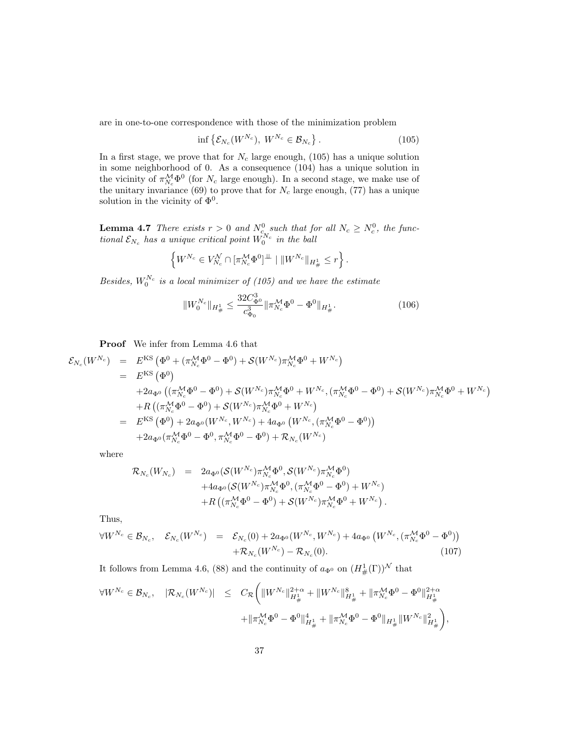are in one-to-one correspondence with those of the minimization problem

$$\inf \left\{ \mathcal{E}_{N_c}(W^{N_c}),\ W^{N_c} \in \mathcal{B}_{N_c} \right\}. \tag{105}$$

In a first stage, we prove that for $N_c$ large enough, (105) has a unique solution in some neighborhood of 0. As a consequence (104) has a unique solution in the vicinity of $\pi_{N_c}^{\mathcal{M}}\Phi^0$ (for $N_c$ large enough). In a second stage, we make use of the unitary invariance (69) to prove that for $N_c$ large enough, (77) has a unique solution in the vicinity of $\Phi^0$.

**Lemma 4.7** *There exists $r > 0$ and $N_c^0$ such that for all $N_c \geq N_c^0$, the functional $\mathcal{E}_{N_c}$ has a unique critical point $W_0^{N_c}$ in the ball*

$$\left\{ W^{N_c} \in V_{N_c}^{\mathcal{N}} \cap [\pi_{N_c}^{\mathcal{M}}\Phi^0]^{\perp\!\!\!\perp} \mid \|W^{N_c}\|_{H^1_\#} \leq r \right\}.$$

*Besides, $W_0^{N_c}$ is a local minimizer of (105) and we have the estimate*

$$\|W_0^{N_c}\|_{H^1_\#} \leq \frac{32 C_{\Phi^0}^3}{c_{\Phi_0}^3} \|\pi_{N_c}^{\mathcal{M}}\Phi^0 - \Phi^0\|_{H^1_\#}. \tag{106}$$

**Proof** We infer from Lemma 4.6 that

$$\begin{aligned}
\mathcal{E}_{N_c}(W^{N_c}) &= E^{\rm KS}\left(\Phi^0 + (\pi_{N_c}^{\mathcal{M}}\Phi^0 - \Phi^0) + \mathcal{S}(W^{N_c})\pi_{N_c}^{\mathcal{M}}\Phi^0 + W^{N_c}\right) \\
&= E^{\rm KS}\left(\Phi^0\right) \\
&\quad + 2a_{\Phi^0}\left((\pi_{N_c}^{\mathcal{M}}\Phi^0 - \Phi^0) + \mathcal{S}(W^{N_c})\pi_{N_c}^{\mathcal{M}}\Phi^0 + W^{N_c}, (\pi_{N_c}^{\mathcal{M}}\Phi^0 - \Phi^0) + \mathcal{S}(W^{N_c})\pi_{N_c}^{\mathcal{M}}\Phi^0 + W^{N_c}\right) \\
&\quad + R\left((\pi_{N_c}^{\mathcal{M}}\Phi^0 - \Phi^0) + \mathcal{S}(W^{N_c})\pi_{N_c}^{\mathcal{M}}\Phi^0 + W^{N_c}\right) \\
&= E^{\rm KS}\left(\Phi^0\right) + 2a_{\Phi^0}(W^{N_c}, W^{N_c}) + 4a_{\Phi^0}\left(W^{N_c}, (\pi_{N_c}^{\mathcal{M}}\Phi^0 - \Phi^0)\right) \\
&\quad + 2a_{\Phi^0}(\pi_{N_c}^{\mathcal{M}}\Phi^0 - \Phi^0, \pi_{N_c}^{\mathcal{M}}\Phi^0 - \Phi^0) + \mathcal{R}_{N_c}(W^{N_c})
\end{aligned}$$

where

$$\begin{aligned}
\mathcal{R}_{N_c}(W_{N_c}) &= 2a_{\Phi^0}(\mathcal{S}(W^{N_c})\pi_{N_c}^{\mathcal{M}}\Phi^0, \mathcal{S}(W^{N_c})\pi_{N_c}^{\mathcal{M}}\Phi^0) \\
&\quad + 4a_{\Phi^0}(\mathcal{S}(W^{N_c})\pi_{N_c}^{\mathcal{M}}\Phi^0, (\pi_{N_c}^{\mathcal{M}}\Phi^0 - \Phi^0) + W^{N_c}) \\
&\quad + R\left((\pi_{N_c}^{\mathcal{M}}\Phi^0 - \Phi^0) + \mathcal{S}(W^{N_c})\pi_{N_c}^{\mathcal{M}}\Phi^0 + W^{N_c}\right).
\end{aligned}$$

Thus,

$$\begin{aligned}
\forall W^{N_c} \in \mathcal{B}_{N_c}, \quad \mathcal{E}_{N_c}(W^{N_c}) &= \mathcal{E}_{N_c}(0) + 2a_{\Phi^0}(W^{N_c}, W^{N_c}) + 4a_{\Phi^0}\left(W^{N_c}, (\pi_{N_c}^{\mathcal{M}}\Phi^0 - \Phi^0)\right) \\
&\quad + \mathcal{R}_{N_c}(W^{N_c}) - \mathcal{R}_{N_c}(0).
\end{aligned} \tag{107}$$

It follows from Lemma 4.6, (88) and the continuity of $a_{\Phi^0}$ on $(H^1_\#(\Gamma))^{\mathcal{N}}$ that

$$\begin{aligned}
\forall W^{N_c} \in \mathcal{B}_{N_c}, \quad |\mathcal{R}_{N_c}(W^{N_c})| \leq C_{\mathcal{R}}\bigg( &\|W^{N_c}\|_{H^1_\#}^{2+\alpha} + \|W^{N_c}\|_{H^1_\#}^{8} + \|\pi_{N_c}^{\mathcal{M}}\Phi^0 - \Phi^0\|_{H^1_\#}^{2+\alpha} \\
&+ \|\pi_{N_c}^{\mathcal{M}}\Phi^0 - \Phi^0\|_{H^1_\#}^{4} + \|\pi_{N_c}^{\mathcal{M}}\Phi^0 - \Phi^0\|_{H^1_\#}\|W^{N_c}\|_{H^1_\#}^{2}\bigg),
\end{aligned}$$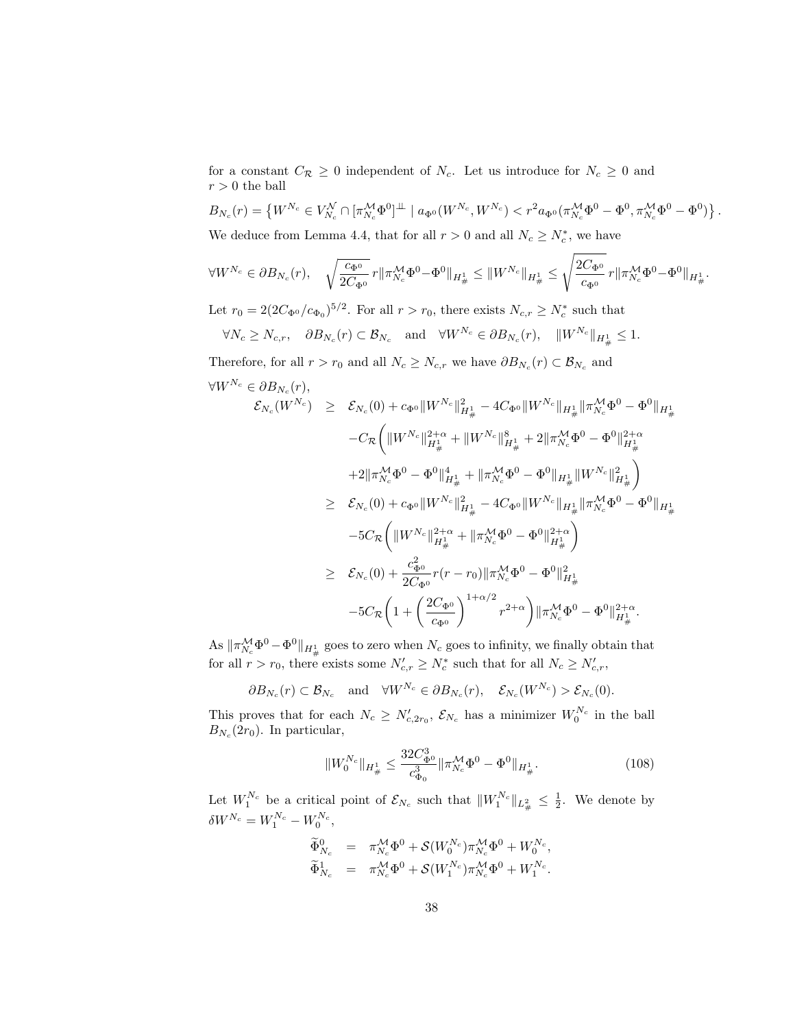for a constant $C_{\mathcal{R}} \geq 0$ independent of $N_c$. Let us introduce for $N_c \geq 0$ and $r > 0$ the ball

$$
B_{N_c}(r) = \left\{ W^{N_c} \in V_{N_c}^{\mathcal{N}} \cap [\pi_{N_c}^{\mathcal{M}} \Phi^0]^{\perp\!\!\!\perp} \mid a_{\Phi^0}(W^{N_c}, W^{N_c}) < r^2 a_{\Phi^0}(\pi_{N_c}^{\mathcal{M}} \Phi^0 - \Phi^0, \pi_{N_c}^{\mathcal{M}} \Phi^0 - \Phi^0) \right\}.
$$

We deduce from Lemma 4.4, that for all $r > 0$ and all $N_c \geq N_c^*$, we have

$$
\forall W^{N_c} \in \partial B_{N_c}(r), \quad \sqrt{\frac{c_{\Phi^0}}{2C_{\Phi^0}}}\, r \|\pi_{N_c}^{\mathcal{M}} \Phi^0 - \Phi^0\|_{H^1_\#} \leq \|W^{N_c}\|_{H^1_\#} \leq \sqrt{\frac{2C_{\Phi^0}}{c_{\Phi^0}}}\, r \|\pi_{N_c}^{\mathcal{M}} \Phi^0 - \Phi^0\|_{H^1_\#}.
$$

Let $r_0 = 2(2C_{\Phi^0}/c_{\Phi_0})^{5/2}$. For all $r > r_0$, there exists $N_{c,r} \geq N_c^*$ such that

$$
\forall N_c \geq N_{c,r}, \quad \partial B_{N_c}(r) \subset \mathcal{B}_{N_c} \quad \text{and} \quad \forall W^{N_c} \in \partial B_{N_c}(r), \quad \|W^{N_c}\|_{H^1_\#} \leq 1.
$$

Therefore, for all $r > r_0$ and all $N_c \geq N_{c,r}$ we have $\partial B_{N_c}(r) \subset \mathcal{B}_{N_c}$ and

$\forall W^{N_c} \in \partial B_{N_c}(r)$,

$$
\begin{aligned}
\mathcal{E}_{N_c}(W^{N_c}) \quad &\geq \quad \mathcal{E}_{N_c}(0) + c_{\Phi^0} \|W^{N_c}\|_{H^1_\#}^2 - 4C_{\Phi^0} \|W^{N_c}\|_{H^1_\#} \|\pi_{N_c}^{\mathcal{M}} \Phi^0 - \Phi^0\|_{H^1_\#} \\
&\quad - C_{\mathcal{R}} \Bigg( \|W^{N_c}\|_{H^1_\#}^{2+\alpha} + \|W^{N_c}\|_{H^1_\#}^8 + 2\|\pi_{N_c}^{\mathcal{M}} \Phi^0 - \Phi^0\|_{H^1_\#}^{2+\alpha} \\
&\quad + 2\|\pi_{N_c}^{\mathcal{M}} \Phi^0 - \Phi^0\|_{H^1_\#}^4 + \|\pi_{N_c}^{\mathcal{M}} \Phi^0 - \Phi^0\|_{H^1_\#} \|W^{N_c}\|_{H^1_\#}^2 \Bigg) \\
&\geq \quad \mathcal{E}_{N_c}(0) + c_{\Phi^0} \|W^{N_c}\|_{H^1_\#}^2 - 4C_{\Phi^0} \|W^{N_c}\|_{H^1_\#} \|\pi_{N_c}^{\mathcal{M}} \Phi^0 - \Phi^0\|_{H^1_\#} \\
&\quad - 5C_{\mathcal{R}} \left( \|W^{N_c}\|_{H^1_\#}^{2+\alpha} + \|\pi_{N_c}^{\mathcal{M}} \Phi^0 - \Phi^0\|_{H^1_\#}^{2+\alpha} \right) \\
&\geq \quad \mathcal{E}_{N_c}(0) + \frac{c_{\Phi^0}^2}{2C_{\Phi^0}} r(r - r_0) \|\pi_{N_c}^{\mathcal{M}} \Phi^0 - \Phi^0\|_{H^1_\#}^2 \\
&\quad - 5C_{\mathcal{R}} \left( 1 + \left( \frac{2C_{\Phi^0}}{c_{\Phi^0}} \right)^{1+\alpha/2} r^{2+\alpha} \right) \|\pi_{N_c}^{\mathcal{M}} \Phi^0 - \Phi^0\|_{H^1_\#}^{2+\alpha}.
\end{aligned}
$$

As $\|\pi_{N_c}^{\mathcal{M}} \Phi^0 - \Phi^0\|_{H^1_\#}$ goes to zero when $N_c$ goes to infinity, we finally obtain that for all $r > r_0$, there exists some $N_{c,r}' \geq N_c^*$ such that for all $N_c \geq N_{c,r}'$,

$$
\partial B_{N_c}(r) \subset \mathcal{B}_{N_c} \quad \text{and} \quad \forall W^{N_c} \in \partial B_{N_c}(r), \quad \mathcal{E}_{N_c}(W^{N_c}) > \mathcal{E}_{N_c}(0).
$$

This proves that for each $N_c \geq N_{c,2r_0}'$, $\mathcal{E}_{N_c}$ has a minimizer $W_0^{N_c}$ in the ball $B_{N_c}(2r_0)$. In particular,

$$
\|W_0^{N_c}\|_{H^1_\#} \leq \frac{32 C_{\Phi^0}^3}{c_{\Phi_0}^3} \|\pi_{N_c}^{\mathcal{M}} \Phi^0 - \Phi^0\|_{H^1_\#}. \tag{108}
$$

Let $W_1^{N_c}$ be a critical point of $\mathcal{E}_{N_c}$ such that $\|W_1^{N_c}\|_{L^2_\#} \leq \frac{1}{2}$. We denote by $\delta W^{N_c} = W_1^{N_c} - W_0^{N_c}$,

$$
\begin{aligned}
\widetilde{\Phi}_{N_c}^0 &= \pi_{N_c}^{\mathcal{M}} \Phi^0 + \mathcal{S}(W_0^{N_c}) \pi_{N_c}^{\mathcal{M}} \Phi^0 + W_0^{N_c}, \\
\widetilde{\Phi}_{N_c}^1 &= \pi_{N_c}^{\mathcal{M}} \Phi^0 + \mathcal{S}(W_1^{N_c}) \pi_{N_c}^{\mathcal{M}} \Phi^0 + W_1^{N_c}.
\end{aligned}
$$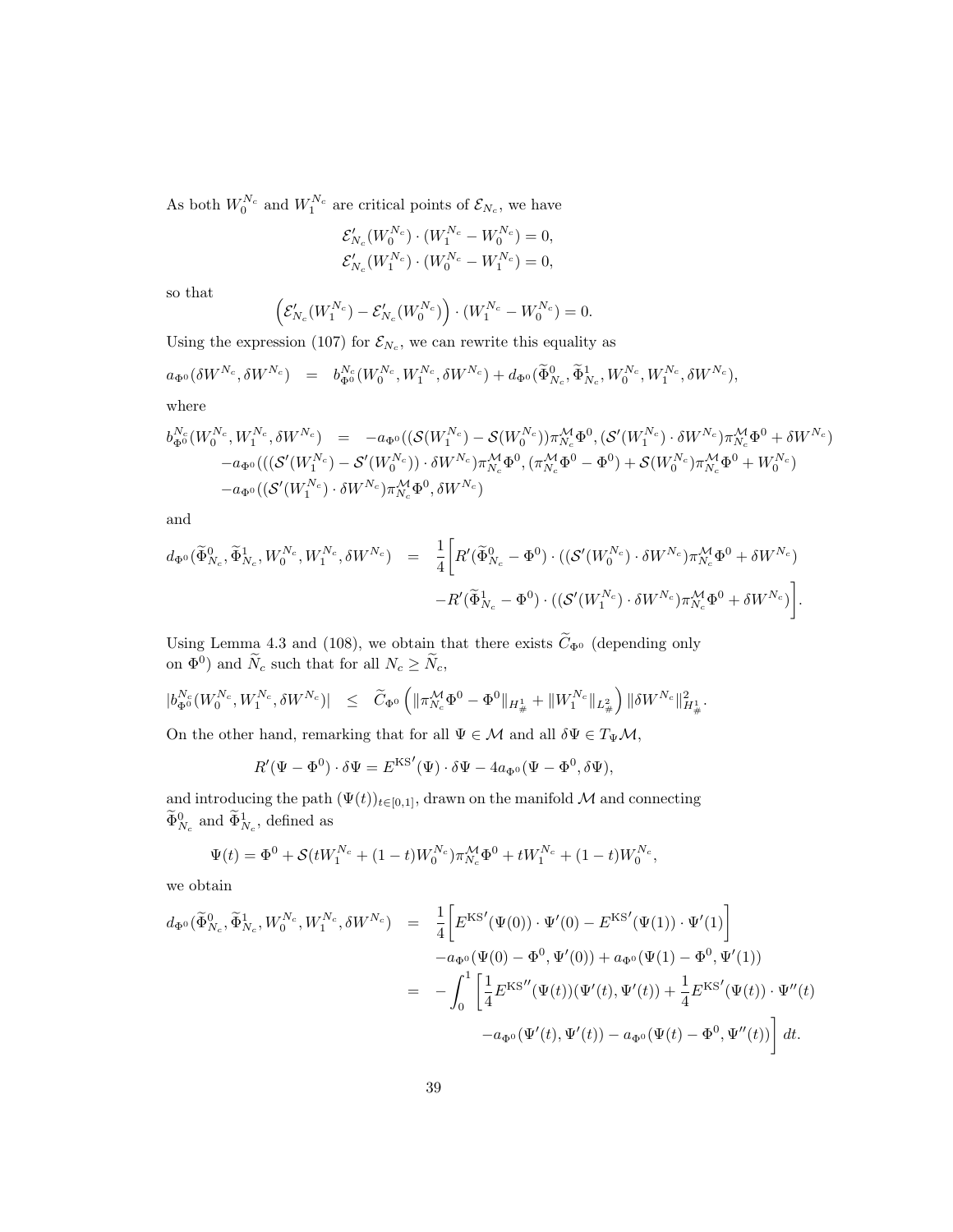As both $W_0^{N_c}$ and $W_1^{N_c}$ are critical points of $\mathcal{E}_{N_c}$, we have

$$
\mathcal{E}'_{N_c}(W_0^{N_c}) \cdot (W_1^{N_c} - W_0^{N_c}) = 0,
$$
$$
\mathcal{E}'_{N_c}(W_1^{N_c}) \cdot (W_0^{N_c} - W_1^{N_c}) = 0,
$$

so that

$$
\left(\mathcal{E}'_{N_c}(W_1^{N_c}) - \mathcal{E}'_{N_c}(W_0^{N_c})\right) \cdot (W_1^{N_c} - W_0^{N_c}) = 0.
$$

Using the expression (107) for $\mathcal{E}_{N_c}$, we can rewrite this equality as

$$
a_{\Phi^0}(\delta W^{N_c}, \delta W^{N_c}) \quad = \quad b_{\Phi^0}^{N_c}(W_0^{N_c}, W_1^{N_c}, \delta W^{N_c}) + d_{\Phi^0}(\widetilde{\Phi}^0_{N_c}, \widetilde{\Phi}^1_{N_c}, W_0^{N_c}, W_1^{N_c}, \delta W^{N_c}),
$$

where

$$
\begin{aligned}
b_{\Phi^0}^{N_c}(W_0^{N_c}, W_1^{N_c}, \delta W^{N_c}) \quad = \quad & -a_{\Phi^0}((\mathcal{S}(W_1^{N_c}) - \mathcal{S}(W_0^{N_c}))\pi^{\mathcal{M}}_{N_c}\Phi^0, (\mathcal{S}'(W_1^{N_c}) \cdot \delta W^{N_c})\pi^{\mathcal{M}}_{N_c}\Phi^0 + \delta W^{N_c}) \\
& -a_{\Phi^0}(((\mathcal{S}'(W_1^{N_c}) - \mathcal{S}'(W_0^{N_c})) \cdot \delta W^{N_c})\pi^{\mathcal{M}}_{N_c}\Phi^0, (\pi^{\mathcal{M}}_{N_c}\Phi^0 - \Phi^0) + \mathcal{S}(W_0^{N_c})\pi^{\mathcal{M}}_{N_c}\Phi^0 + W_0^{N_c}) \\
& -a_{\Phi^0}((\mathcal{S}'(W_1^{N_c}) \cdot \delta W^{N_c})\pi^{\mathcal{M}}_{N_c}\Phi^0, \delta W^{N_c})
\end{aligned}
$$

and

$$
\begin{aligned}
d_{\Phi^0}(\widetilde{\Phi}^0_{N_c}, \widetilde{\Phi}^1_{N_c}, W_0^{N_c}, W_1^{N_c}, \delta W^{N_c}) \quad = \quad & \frac{1}{4}\Big[R'(\widetilde{\Phi}^0_{N_c} - \Phi^0) \cdot ((\mathcal{S}'(W_0^{N_c}) \cdot \delta W^{N_c})\pi^{\mathcal{M}}_{N_c}\Phi^0 + \delta W^{N_c}) \\
& -R'(\widetilde{\Phi}^1_{N_c} - \Phi^0) \cdot ((\mathcal{S}'(W_1^{N_c}) \cdot \delta W^{N_c})\pi^{\mathcal{M}}_{N_c}\Phi^0 + \delta W^{N_c})\Big].
\end{aligned}
$$

Using Lemma 4.3 and (108), we obtain that there exists $\widetilde{C}_{\Phi^0}$ (depending only on $\Phi^0$) and $\widetilde{N}_c$ such that for all $N_c \geq \widetilde{N}_c$,

$$
|b_{\Phi^0}^{N_c}(W_0^{N_c}, W_1^{N_c}, \delta W^{N_c})| \quad \leq \quad \widetilde{C}_{\Phi^0}\left(\|\pi^{\mathcal{M}}_{N_c}\Phi^0 - \Phi^0\|_{H^1_\#} + \|W_1^{N_c}\|_{L^2_\#}\right)\|\delta W^{N_c}\|^2_{H^1_\#}.
$$

On the other hand, remarking that for all $\Psi \in \mathcal{M}$ and all $\delta\Psi \in T_\Psi\mathcal{M}$,

$$
R'(\Psi - \Phi^0) \cdot \delta\Psi = {E^{\rm KS}}'(\Psi) \cdot \delta\Psi - 4a_{\Phi^0}(\Psi - \Phi^0, \delta\Psi),
$$

and introducing the path $(\Psi(t))_{t\in[0,1]}$, drawn on the manifold $\mathcal{M}$ and connecting $\widetilde{\Phi}^0_{N_c}$ and $\widetilde{\Phi}^1_{N_c}$, defined as

$$
\Psi(t) = \Phi^0 + \mathcal{S}(tW_1^{N_c} + (1-t)W_0^{N_c})\pi^{\mathcal{M}}_{N_c}\Phi^0 + tW_1^{N_c} + (1-t)W_0^{N_c},
$$

we obtain

$$
\begin{aligned}
d_{\Phi^0}(\widetilde{\Phi}^0_{N_c}, \widetilde{\Phi}^1_{N_c}, W_0^{N_c}, W_1^{N_c}, \delta W^{N_c}) \quad = \quad & \frac{1}{4}\Big[{E^{\rm KS}}'(\Psi(0)) \cdot \Psi'(0) - {E^{\rm KS}}'(\Psi(1)) \cdot \Psi'(1)\Big] \\
& -a_{\Phi^0}(\Psi(0) - \Phi^0, \Psi'(0)) + a_{\Phi^0}(\Psi(1) - \Phi^0, \Psi'(1)) \\
= \quad & -\int_0^1 \Big[\frac{1}{4}{E^{\rm KS}}''(\Psi(t))(\Psi'(t), \Psi'(t)) + \frac{1}{4}{E^{\rm KS}}'(\Psi(t)) \cdot \Psi''(t) \\
& -a_{\Phi^0}(\Psi'(t), \Psi'(t)) - a_{\Phi^0}(\Psi(t) - \Phi^0, \Psi''(t))\Big]\, dt.
\end{aligned}
$$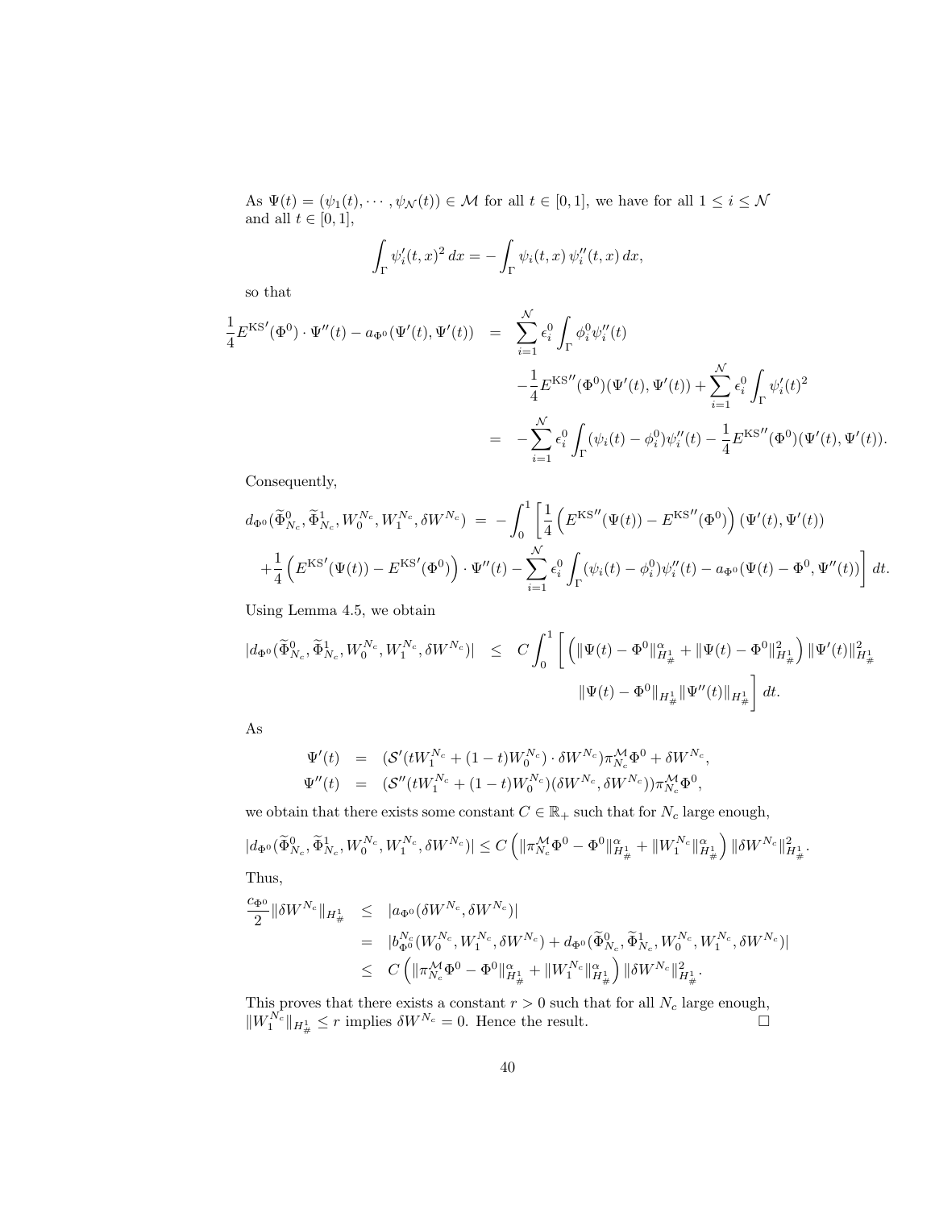As $\Psi(t) = (\psi_1(t), \cdots, \psi_{\mathcal{N}}(t)) \in \mathcal{M}$ for all $t \in [0,1]$, we have for all $1 \le i \le \mathcal{N}$ and all $t \in [0,1]$,

$$\int_\Gamma \psi_i'(t,x)^2 \, dx = -\int_\Gamma \psi_i(t,x)\, \psi_i''(t,x)\, dx,$$

so that

$$\begin{aligned}
\frac{1}{4} E^{\mathrm{KS}\prime}(\Phi^0) \cdot \Psi''(t) - a_{\Phi^0}(\Psi'(t), \Psi'(t)) &= \sum_{i=1}^{\mathcal{N}} \epsilon_i^0 \int_\Gamma \phi_i^0 \psi_i''(t) \\
&\quad - \frac{1}{4} E^{\mathrm{KS}\prime\prime}(\Phi^0)(\Psi'(t), \Psi'(t)) + \sum_{i=1}^{\mathcal{N}} \epsilon_i^0 \int_\Gamma \psi_i'(t)^2 \\
&= -\sum_{i=1}^{\mathcal{N}} \epsilon_i^0 \int_\Gamma (\psi_i(t) - \phi_i^0) \psi_i''(t) - \frac{1}{4} E^{\mathrm{KS}\prime\prime}(\Phi^0)(\Psi'(t), \Psi'(t)).
\end{aligned}$$

Consequently,

$$\begin{aligned}
d_{\Phi^0}(\widetilde{\Phi}^0_{N_c}, \widetilde{\Phi}^1_{N_c}, W_0^{N_c}, W_1^{N_c}, \delta W^{N_c}) &= -\int_0^1 \left[ \frac{1}{4} \left( E^{\mathrm{KS}\prime\prime}(\Psi(t)) - E^{\mathrm{KS}\prime\prime}(\Phi^0) \right) (\Psi'(t), \Psi'(t)) \right. \\
&\quad \left. + \frac{1}{4} \left( E^{\mathrm{KS}\prime}(\Psi(t)) - E^{\mathrm{KS}\prime}(\Phi^0) \right) \cdot \Psi''(t) - \sum_{i=1}^{\mathcal{N}} \epsilon_i^0 \int_\Gamma (\psi_i(t) - \phi_i^0) \psi_i''(t) - a_{\Phi^0}(\Psi(t) - \Phi^0, \Psi''(t)) \right] dt.
\end{aligned}$$

Using Lemma 4.5, we obtain

$$\begin{aligned}
|d_{\Phi^0}(\widetilde{\Phi}^0_{N_c}, \widetilde{\Phi}^1_{N_c}, W_0^{N_c}, W_1^{N_c}, \delta W^{N_c})| &\le C \int_0^1 \left[ \left( \|\Psi(t) - \Phi^0\|_{H^1_\#}^\alpha + \|\Psi(t) - \Phi^0\|_{H^1_\#}^2 \right) \|\Psi'(t)\|_{H^1_\#}^2 \right. \\
&\quad \left. \|\Psi(t) - \Phi^0\|_{H^1_\#} \|\Psi''(t)\|_{H^1_\#} \right] dt.
\end{aligned}$$

As

$$\begin{aligned}
\Psi'(t) &= (\mathcal{S}'(tW_1^{N_c} + (1-t)W_0^{N_c}) \cdot \delta W^{N_c}) \pi^{\mathcal{M}}_{N_c} \Phi^0 + \delta W^{N_c}, \\
\Psi''(t) &= (\mathcal{S}''(tW_1^{N_c} + (1-t)W_0^{N_c})(\delta W^{N_c}, \delta W^{N_c})) \pi^{\mathcal{M}}_{N_c} \Phi^0,
\end{aligned}$$

we obtain that there exists some constant $C \in \mathbb{R}_+$ such that for $N_c$ large enough,

$$|d_{\Phi^0}(\widetilde{\Phi}^0_{N_c}, \widetilde{\Phi}^1_{N_c}, W_0^{N_c}, W_1^{N_c}, \delta W^{N_c})| \le C \left( \|\pi^{\mathcal{M}}_{N_c} \Phi^0 - \Phi^0\|_{H^1_\#}^\alpha + \|W_1^{N_c}\|_{H^1_\#}^\alpha \right) \|\delta W^{N_c}\|_{H^1_\#}^2.$$

Thus,

$$\begin{aligned}
\frac{c_{\Phi^0}}{2} \|\delta W^{N_c}\|_{H^1_\#} &\le |a_{\Phi^0}(\delta W^{N_c}, \delta W^{N_c})| \\
&= |b^{N_c}_{\Phi^0}(W_0^{N_c}, W_1^{N_c}, \delta W^{N_c}) + d_{\Phi^0}(\widetilde{\Phi}^0_{N_c}, \widetilde{\Phi}^1_{N_c}, W_0^{N_c}, W_1^{N_c}, \delta W^{N_c})| \\
&\le C \left( \|\pi^{\mathcal{M}}_{N_c} \Phi^0 - \Phi^0\|_{H^1_\#}^\alpha + \|W_1^{N_c}\|_{H^1_\#}^\alpha \right) \|\delta W^{N_c}\|_{H^1_\#}^2.
\end{aligned}$$

This proves that there exists a constant $r > 0$ such that for all $N_c$ large enough, $\|W_1^{N_c}\|_{H^1_\#} \le r$ implies $\delta W^{N_c} = 0$. Hence the result. $\square$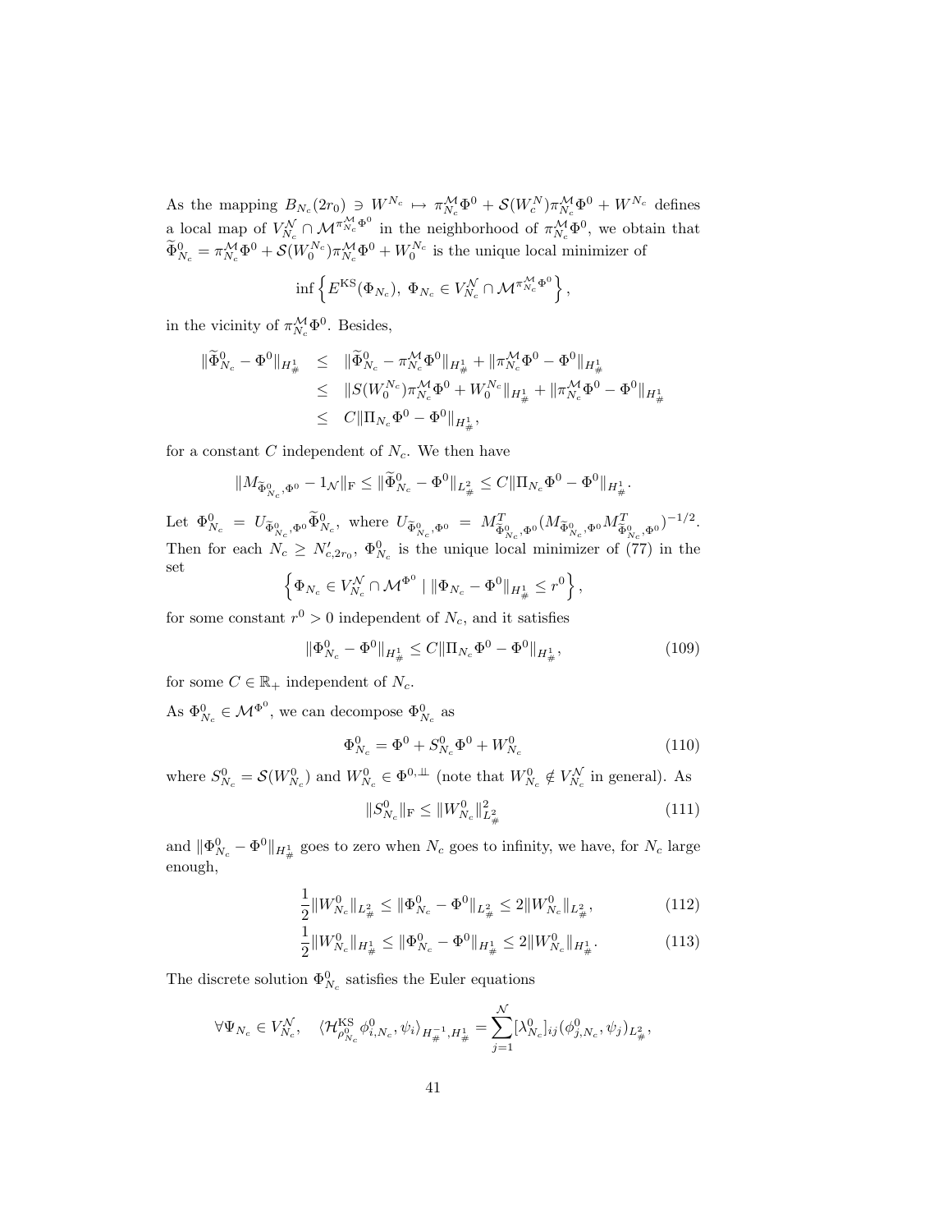As the mapping $B_{N_c}(2r_0) \ni W^{N_c} \mapsto \pi_{N_c}^{\mathcal{M}} \Phi^0 + \mathcal{S}(W_c^N)\pi_{N_c}^{\mathcal{M}}\Phi^0 + W^{N_c}$ defines a local map of $V_{N_c}^{\mathcal{N}} \cap \mathcal{M}^{\pi_{N_c}^{\mathcal{M}}\Phi^0}$ in the neighborhood of $\pi_{N_c}^{\mathcal{M}}\Phi^0$, we obtain that $\widetilde{\Phi}_{N_c}^0 = \pi_{N_c}^{\mathcal{M}}\Phi^0 + \mathcal{S}(W_0^{N_c})\pi_{N_c}^{\mathcal{M}}\Phi^0 + W_0^{N_c}$ is the unique local minimizer of

$$\inf\left\{ E^{\rm KS}(\Phi_{N_c}),\ \Phi_{N_c} \in V_{N_c}^{\mathcal{N}} \cap \mathcal{M}^{\pi_{N_c}^{\mathcal{M}}\Phi^0} \right\},$$

in the vicinity of $\pi_{N_c}^{\mathcal{M}}\Phi^0$. Besides,

$$\begin{aligned}
\|\widetilde{\Phi}_{N_c}^0 - \Phi^0\|_{H^1_\#} &\leq \|\widetilde{\Phi}_{N_c}^0 - \pi_{N_c}^{\mathcal{M}}\Phi^0\|_{H^1_\#} + \|\pi_{N_c}^{\mathcal{M}}\Phi^0 - \Phi^0\|_{H^1_\#} \\
&\leq \|S(W_0^{N_c})\pi_{N_c}^{\mathcal{M}}\Phi^0 + W_0^{N_c}\|_{H^1_\#} + \|\pi_{N_c}^{\mathcal{M}}\Phi^0 - \Phi^0\|_{H^1_\#} \\
&\leq C\|\Pi_{N_c}\Phi^0 - \Phi^0\|_{H^1_\#},
\end{aligned}$$

for a constant $C$ independent of $N_c$. We then have

$$\|M_{\widetilde{\Phi}_{N_c}^0,\Phi^0} - 1_{\mathcal{N}}\|_{\rm F} \leq \|\widetilde{\Phi}_{N_c}^0 - \Phi^0\|_{L^2_\#} \leq C\|\Pi_{N_c}\Phi^0 - \Phi^0\|_{H^1_\#}.$$

Let $\Phi_{N_c}^0 = U_{\widetilde{\Phi}_{N_c}^0,\Phi^0}\widetilde{\Phi}_{N_c}^0$, where $U_{\widetilde{\Phi}_{N_c}^0,\Phi^0} = M_{\widetilde{\Phi}_{N_c}^0,\Phi^0}^T (M_{\widetilde{\Phi}_{N_c}^0,\Phi^0} M_{\widetilde{\Phi}_{N_c}^0,\Phi^0}^T)^{-1/2}$. Then for each $N_c \geq N'_{c,2r_0}$, $\Phi_{N_c}^0$ is the unique local minimizer of (77) in the set

$$\left\{ \Phi_{N_c} \in V_{N_c}^{\mathcal{N}} \cap \mathcal{M}^{\Phi^0} \mid \|\Phi_{N_c} - \Phi^0\|_{H^1_\#} \leq r^0 \right\},$$

for some constant $r^0 > 0$ independent of $N_c$, and it satisfies

$$\|\Phi_{N_c}^0 - \Phi^0\|_{H^1_\#} \leq C\|\Pi_{N_c}\Phi^0 - \Phi^0\|_{H^1_\#}, \tag{109}$$

for some $C \in \mathbb{R}_+$ independent of $N_c$.

As $\Phi_{N_c}^0 \in \mathcal{M}^{\Phi^0}$, we can decompose $\Phi_{N_c}^0$ as

$$\Phi_{N_c}^0 = \Phi^0 + S_{N_c}^0\Phi^0 + W_{N_c}^0 \tag{110}$$

where $S_{N_c}^0 = \mathcal{S}(W_{N_c}^0)$ and $W_{N_c}^0 \in \Phi^{0,\perp\!\!\!\perp}$ (note that $W_{N_c}^0 \notin V_{N_c}^{\mathcal{N}}$ in general). As

$$\|S_{N_c}^0\|_{\rm F} \leq \|W_{N_c}^0\|_{L^2_\#}^2 \tag{111}$$

and $\|\Phi_{N_c}^0 - \Phi^0\|_{H^1_\#}$ goes to zero when $N_c$ goes to infinity, we have, for $N_c$ large enough,

$$\frac{1}{2}\|W_{N_c}^0\|_{L^2_\#} \leq \|\Phi_{N_c}^0 - \Phi^0\|_{L^2_\#} \leq 2\|W_{N_c}^0\|_{L^2_\#}, \tag{112}$$

$$\frac{1}{2}\|W_{N_c}^0\|_{H^1_\#} \leq \|\Phi_{N_c}^0 - \Phi^0\|_{H^1_\#} \leq 2\|W_{N_c}^0\|_{H^1_\#}. \tag{113}$$

The discrete solution $\Phi_{N_c}^0$ satisfies the Euler equations

$$\forall \Psi_{N_c} \in V_{N_c}^{\mathcal{N}}, \quad \langle \mathcal{H}_{\rho_{N_c}^0}^{\rm KS}\phi_{i,N_c}^0, \psi_i\rangle_{H^{-1}_\#,H^1_\#} = \sum_{j=1}^{\mathcal{N}} [\lambda_{N_c}^0]_{ij}(\phi_{j,N_c}^0, \psi_j)_{L^2_\#},$$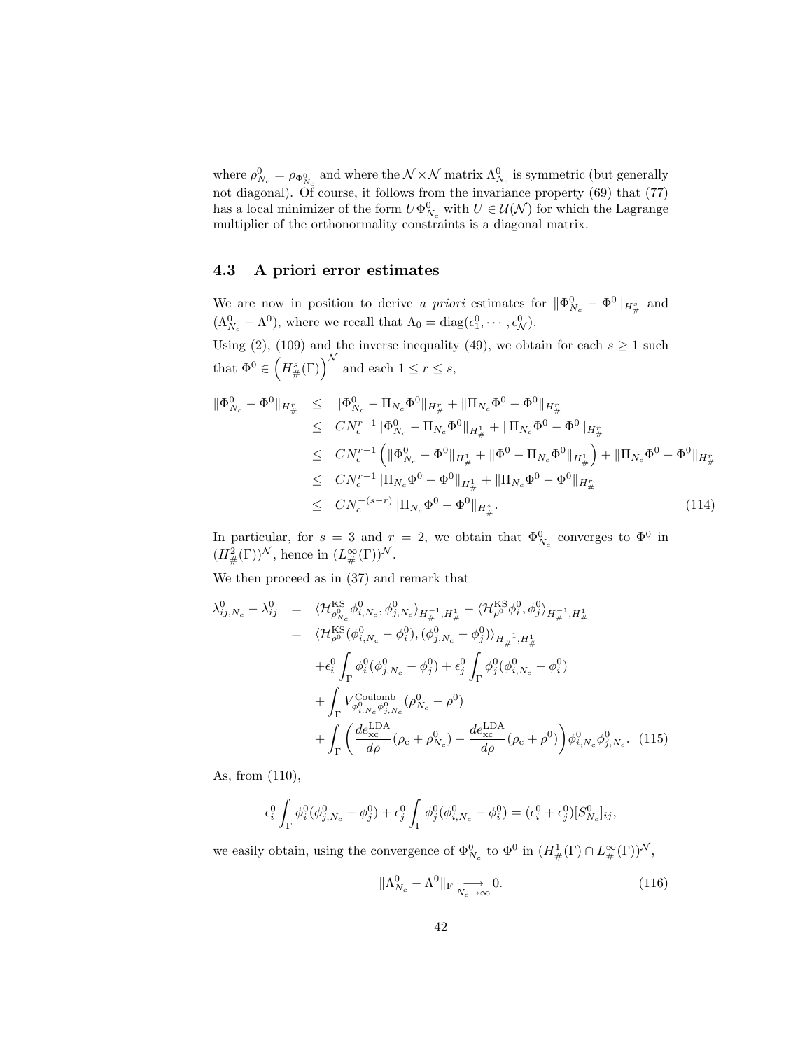where $\rho^0_{N_c} = \rho_{\Phi^0_{N_c}}$ and where the $\mathcal{N}\times\mathcal{N}$ matrix $\Lambda^0_{N_c}$ is symmetric (but generally not diagonal). Of course, it follows from the invariance property (69) that (77) has a local minimizer of the form $U\Phi^0_{N_c}$ with $U \in \mathcal{U}(\mathcal{N})$ for which the Lagrange multiplier of the orthonormality constraints is a diagonal matrix.

### 4.3 A priori error estimates

We are now in position to derive *a priori* estimates for $\|\Phi^0_{N_c} - \Phi^0\|_{H^s_\#}$ and $(\Lambda^0_{N_c} - \Lambda^0)$, where we recall that $\Lambda_0 = \mathrm{diag}(\epsilon^0_1, \cdots, \epsilon^0_{\mathcal{N}})$.

Using (2), (109) and the inverse inequality (49), we obtain for each $s \geq 1$ such that $\Phi^0 \in \left(H^s_\#(\Gamma)\right)^{\mathcal{N}}$ and each $1 \leq r \leq s$,

$$
\begin{aligned}
\|\Phi^0_{N_c} - \Phi^0\|_{H^r_\#} &\leq \|\Phi^0_{N_c} - \Pi_{N_c}\Phi^0\|_{H^r_\#} + \|\Pi_{N_c}\Phi^0 - \Phi^0\|_{H^r_\#} \\
&\leq CN_c^{r-1}\|\Phi^0_{N_c} - \Pi_{N_c}\Phi^0\|_{H^1_\#} + \|\Pi_{N_c}\Phi^0 - \Phi^0\|_{H^r_\#} \\
&\leq CN_c^{r-1}\left(\|\Phi^0_{N_c} - \Phi^0\|_{H^1_\#} + \|\Phi^0 - \Pi_{N_c}\Phi^0\|_{H^1_\#}\right) + \|\Pi_{N_c}\Phi^0 - \Phi^0\|_{H^r_\#} \\
&\leq CN_c^{r-1}\|\Pi_{N_c}\Phi^0 - \Phi^0\|_{H^1_\#} + \|\Pi_{N_c}\Phi^0 - \Phi^0\|_{H^r_\#} \\
&\leq CN_c^{-(s-r)}\|\Pi_{N_c}\Phi^0 - \Phi^0\|_{H^s_\#}.
\end{aligned} \tag{114}
$$

In particular, for $s = 3$ and $r = 2$, we obtain that $\Phi^0_{N_c}$ converges to $\Phi^0$ in $(H^2_\#(\Gamma))^{\mathcal{N}}$, hence in $(L^\infty_\#(\Gamma))^{\mathcal{N}}$.

We then proceed as in (37) and remark that

$$
\begin{aligned}
\lambda^0_{ij,N_c} - \lambda^0_{ij} &= \langle \mathcal{H}^{\mathrm{KS}}_{\rho^0_{N_c}}\phi^0_{i,N_c}, \phi^0_{j,N_c}\rangle_{H^{-1}_\#,H^1_\#} - \langle \mathcal{H}^{\mathrm{KS}}_{\rho^0}\phi^0_i, \phi^0_j\rangle_{H^{-1}_\#,H^1_\#} \\
&= \langle \mathcal{H}^{\mathrm{KS}}_{\rho^0}(\phi^0_{i,N_c} - \phi^0_i), (\phi^0_{j,N_c} - \phi^0_j)\rangle_{H^{-1}_\#,H^1_\#} \\
&\quad + \epsilon^0_i \int_\Gamma \phi^0_i(\phi^0_{j,N_c} - \phi^0_j) + \epsilon^0_j \int_\Gamma \phi^0_j(\phi^0_{i,N_c} - \phi^0_i) \\
&\quad + \int_\Gamma V^{\mathrm{Coulomb}}_{\phi^0_{i,N_c}\phi^0_{j,N_c}}(\rho^0_{N_c} - \rho^0) \\
&\quad + \int_\Gamma \left(\frac{de^{\mathrm{LDA}}_{\mathrm{xc}}}{d\rho}(\rho_{\mathrm{c}} + \rho^0_{N_c}) - \frac{de^{\mathrm{LDA}}_{\mathrm{xc}}}{d\rho}(\rho_{\mathrm{c}} + \rho^0)\right)\phi^0_{i,N_c}\phi^0_{j,N_c}.
\end{aligned} \tag{115}
$$

As, from (110),

$$
\epsilon^0_i \int_\Gamma \phi^0_i(\phi^0_{j,N_c} - \phi^0_j) + \epsilon^0_j \int_\Gamma \phi^0_j(\phi^0_{i,N_c} - \phi^0_i) = (\epsilon^0_i + \epsilon^0_j)[S^0_{N_c}]_{ij},
$$

we easily obtain, using the convergence of $\Phi^0_{N_c}$ to $\Phi^0$ in $(H^1_\#(\Gamma) \cap L^\infty_\#(\Gamma))^{\mathcal{N}}$,

$$
\|\Lambda^0_{N_c} - \Lambda^0\|_{\mathrm{F}} \underset{N_c\to\infty}{\longrightarrow} 0. \tag{116}
$$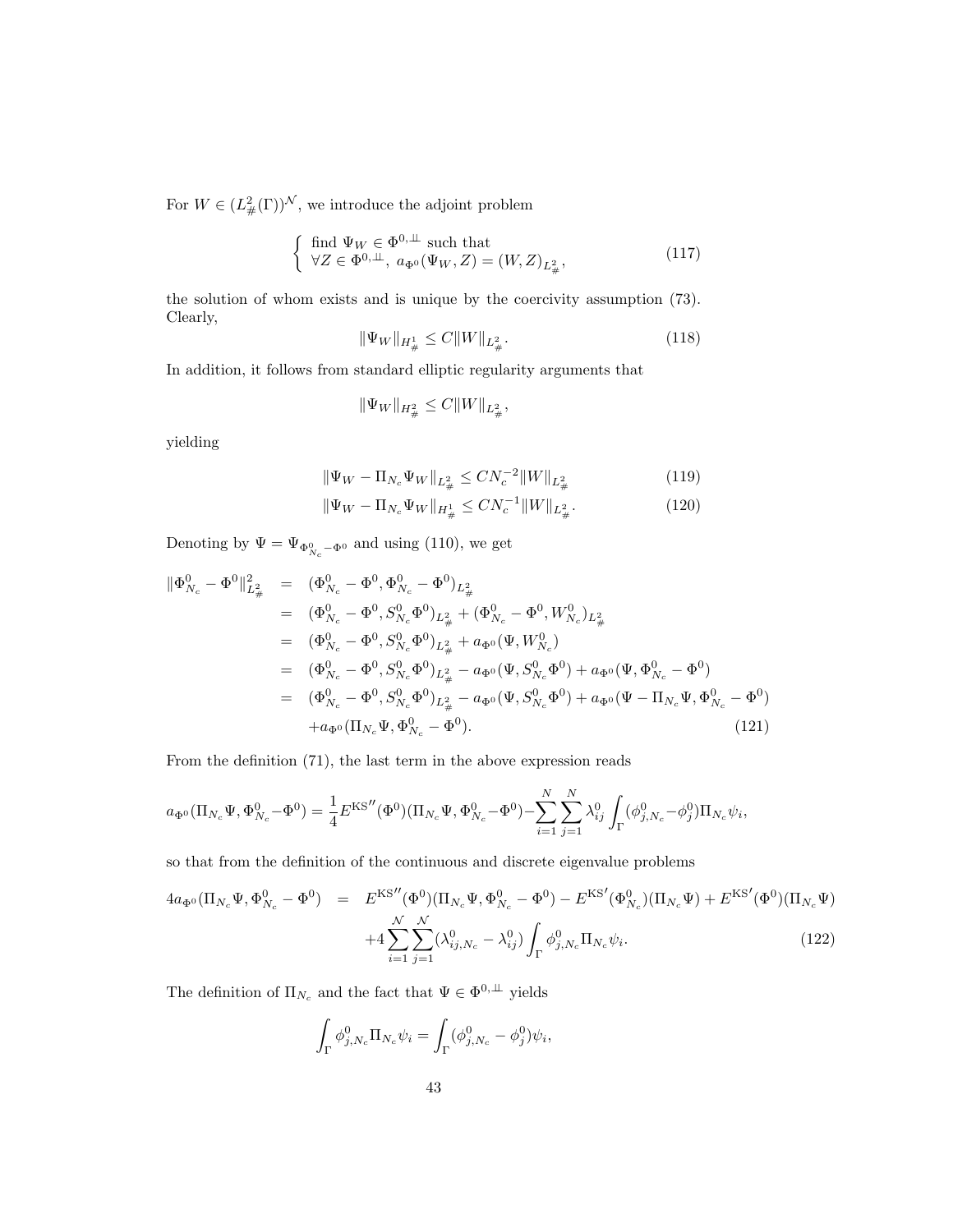For $W \in (L^2_\#(\Gamma))^{\mathcal{N}}$, we introduce the adjoint problem

$$\left\{ \begin{array}{l} \text{find } \Psi_W \in \Phi^{0,\perp\!\!\!\perp} \text{ such that} \\ \forall Z \in \Phi^{0,\perp\!\!\!\perp},\ a_{\Phi^0}(\Psi_W, Z) = (W, Z)_{L^2_\#}, \end{array} \right. \tag{117}$$

the solution of whom exists and is unique by the coercivity assumption (73). Clearly,

$$\|\Psi_W\|_{H^1_\#} \leq C \|W\|_{L^2_\#}. \tag{118}$$

In addition, it follows from standard elliptic regularity arguments that

$$\|\Psi_W\|_{H^2_\#} \leq C \|W\|_{L^2_\#},$$

yielding

$$\|\Psi_W - \Pi_{N_c}\Psi_W\|_{L^2_\#} \leq C N_c^{-2} \|W\|_{L^2_\#} \tag{119}$$

$$\|\Psi_W - \Pi_{N_c}\Psi_W\|_{H^1_\#} \leq C N_c^{-1} \|W\|_{L^2_\#}. \tag{120}$$

Denoting by $\Psi = \Psi_{\Phi^0_{N_c} - \Phi^0}$ and using (110), we get

$$\begin{aligned}
\|\Phi^0_{N_c} - \Phi^0\|^2_{L^2_\#} &= (\Phi^0_{N_c} - \Phi^0, \Phi^0_{N_c} - \Phi^0)_{L^2_\#} \\
&= (\Phi^0_{N_c} - \Phi^0, S^0_{N_c}\Phi^0)_{L^2_\#} + (\Phi^0_{N_c} - \Phi^0, W^0_{N_c})_{L^2_\#} \\
&= (\Phi^0_{N_c} - \Phi^0, S^0_{N_c}\Phi^0)_{L^2_\#} + a_{\Phi^0}(\Psi, W^0_{N_c}) \\
&= (\Phi^0_{N_c} - \Phi^0, S^0_{N_c}\Phi^0)_{L^2_\#} - a_{\Phi^0}(\Psi, S^0_{N_c}\Phi^0) + a_{\Phi^0}(\Psi, \Phi^0_{N_c} - \Phi^0) \\
&= (\Phi^0_{N_c} - \Phi^0, S^0_{N_c}\Phi^0)_{L^2_\#} - a_{\Phi^0}(\Psi, S^0_{N_c}\Phi^0) + a_{\Phi^0}(\Psi - \Pi_{N_c}\Psi, \Phi^0_{N_c} - \Phi^0) \\
&\quad + a_{\Phi^0}(\Pi_{N_c}\Psi, \Phi^0_{N_c} - \Phi^0).
\end{aligned} \tag{121}$$

From the definition (71), the last term in the above expression reads

$$a_{\Phi^0}(\Pi_{N_c}\Psi, \Phi^0_{N_c} - \Phi^0) = \frac{1}{4} E^{\mathrm{KS}''}(\Phi^0)(\Pi_{N_c}\Psi, \Phi^0_{N_c} - \Phi^0) - \sum_{i=1}^{N}\sum_{j=1}^{N} \lambda^0_{ij} \int_\Gamma (\phi^0_{j,N_c} - \phi^0_j)\Pi_{N_c}\psi_i,$$

so that from the definition of the continuous and discrete eigenvalue problems

$$\begin{aligned}
4a_{\Phi^0}(\Pi_{N_c}\Psi, \Phi^0_{N_c} - \Phi^0) &= E^{\mathrm{KS}''}(\Phi^0)(\Pi_{N_c}\Psi, \Phi^0_{N_c} - \Phi^0) - E^{\mathrm{KS}'}(\Phi^0_{N_c})(\Pi_{N_c}\Psi) + E^{\mathrm{KS}'}(\Phi^0)(\Pi_{N_c}\Psi) \\
&\quad + 4\sum_{i=1}^{\mathcal{N}}\sum_{j=1}^{\mathcal{N}} (\lambda^0_{ij,N_c} - \lambda^0_{ij}) \int_\Gamma \phi^0_{j,N_c}\Pi_{N_c}\psi_i.
\end{aligned} \tag{122}$$

The definition of $\Pi_{N_c}$ and the fact that $\Psi \in \Phi^{0,\perp\!\!\!\perp}$ yields

$$\int_\Gamma \phi^0_{j,N_c}\Pi_{N_c}\psi_i = \int_\Gamma (\phi^0_{j,N_c} - \phi^0_j)\psi_i,$$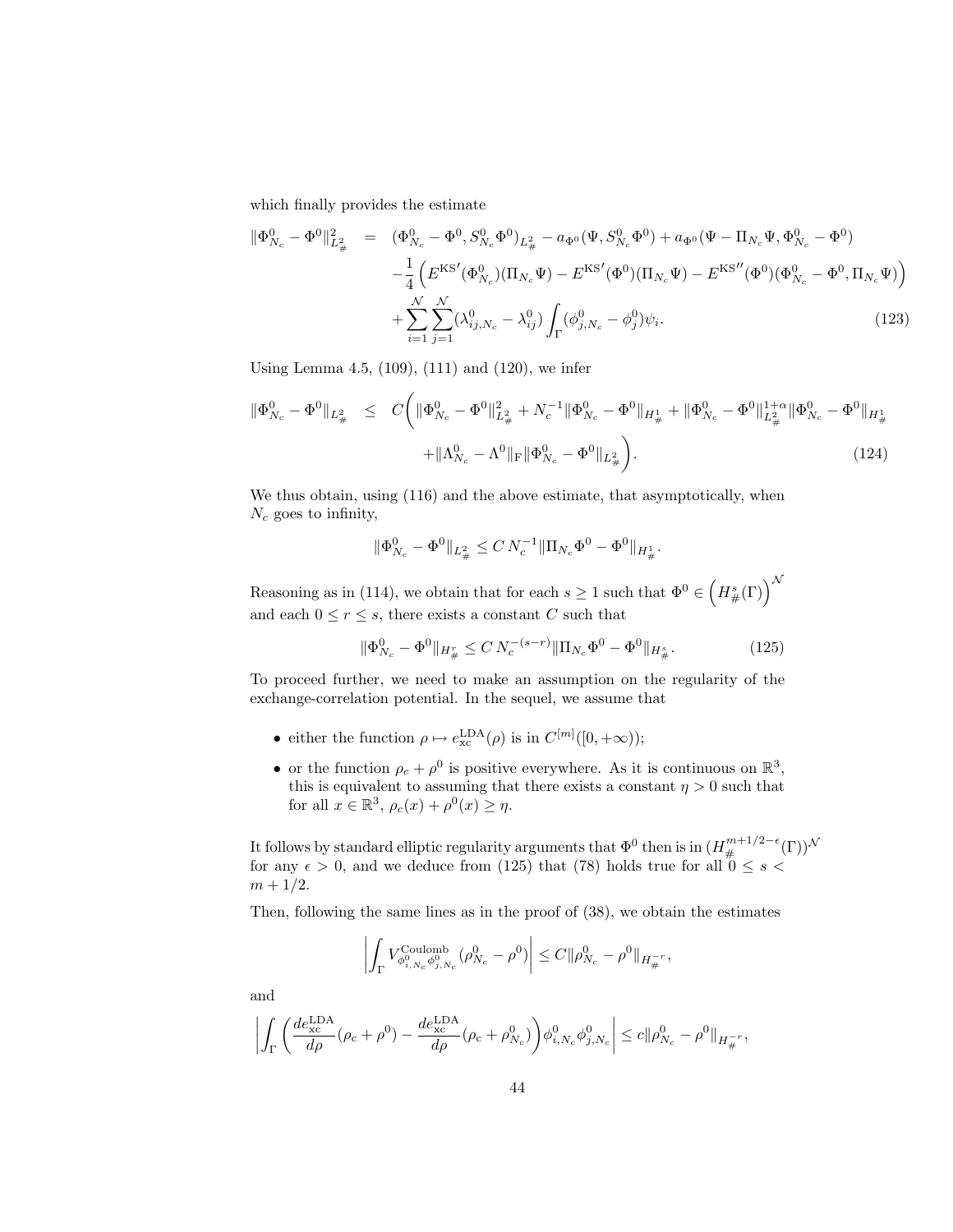which finally provides the estimate

$$
\begin{aligned}
\|\Phi^0_{N_c} - \Phi^0\|^2_{L^2_\#} &= (\Phi^0_{N_c} - \Phi^0, S^0_{N_c}\Phi^0)_{L^2_\#} - a_{\Phi^0}(\Psi, S^0_{N_c}\Phi^0) + a_{\Phi^0}(\Psi - \Pi_{N_c}\Psi, \Phi^0_{N_c} - \Phi^0) \\
&\quad - \frac{1}{4}\left( {E^{\rm KS}}'(\Phi^0_{N_c})(\Pi_{N_c}\Psi) - {E^{\rm KS}}'(\Phi^0)(\Pi_{N_c}\Psi) - {E^{\rm KS}}''(\Phi^0)(\Phi^0_{N_c} - \Phi^0, \Pi_{N_c}\Psi) \right) \\
&\quad + \sum_{i=1}^{\mathcal{N}} \sum_{j=1}^{\mathcal{N}} (\lambda^0_{ij,N_c} - \lambda^0_{ij}) \int_\Gamma (\phi^0_{j,N_c} - \phi^0_j)\psi_i. \qquad (123)
\end{aligned}
$$

Using Lemma 4.5, (109), (111) and (120), we infer

$$
\begin{aligned}
\|\Phi^0_{N_c} - \Phi^0\|_{L^2_\#} \leq\; & C\bigg( \|\Phi^0_{N_c} - \Phi^0\|^2_{L^2_\#} + N_c^{-1}\|\Phi^0_{N_c} - \Phi^0\|_{H^1_\#} + \|\Phi^0_{N_c} - \Phi^0\|^{1+\alpha}_{L^2_\#}\|\Phi^0_{N_c} - \Phi^0\|_{H^1_\#} \\
& + \|\Lambda^0_{N_c} - \Lambda^0\|_{\rm F}\|\Phi^0_{N_c} - \Phi^0\|_{L^2_\#} \bigg). \qquad (124)
\end{aligned}
$$

We thus obtain, using (116) and the above estimate, that asymptotically, when $N_c$ goes to infinity,

$$
\|\Phi^0_{N_c} - \Phi^0\|_{L^2_\#} \leq C\, N_c^{-1} \|\Pi_{N_c}\Phi^0 - \Phi^0\|_{H^1_\#}.
$$

Reasoning as in (114), we obtain that for each $s \geq 1$ such that $\Phi^0 \in \left(H^s_\#(\Gamma)\right)^{\mathcal{N}}$ and each $0 \leq r \leq s$, there exists a constant $C$ such that

$$
\|\Phi^0_{N_c} - \Phi^0\|_{H^r_\#} \leq C\, N_c^{-(s-r)} \|\Pi_{N_c}\Phi^0 - \Phi^0\|_{H^s_\#}. \qquad (125)
$$

To proceed further, we need to make an assumption on the regularity of the exchange-correlation potential. In the sequel, we assume that

- either the function $\rho \mapsto e^{\rm LDA}_{\rm xc}(\rho)$ is in $C^{[m]}([0,+\infty))$;
- or the function $\rho_c + \rho^0$ is positive everywhere. As it is continuous on $\mathbb{R}^3$, this is equivalent to assuming that there exists a constant $\eta > 0$ such that for all $x \in \mathbb{R}^3$, $\rho_c(x) + \rho^0(x) \geq \eta$.

It follows by standard elliptic regularity arguments that $\Phi^0$ then is in $(H^{m+1/2-\epsilon}_\#(\Gamma))^{\mathcal{N}}$ for any $\epsilon > 0$, and we deduce from (125) that (78) holds true for all $0 \leq s < m + 1/2$.

Then, following the same lines as in the proof of (38), we obtain the estimates

$$
\left| \int_\Gamma V^{\rm Coulomb}_{\phi^0_{i,N_c}\phi^0_{j,N_c}} (\rho^0_{N_c} - \rho^0) \right| \leq C \|\rho^0_{N_c} - \rho^0\|_{H^{-r}_\#},
$$

and

$$
\left| \int_\Gamma \left( \frac{de^{\rm LDA}_{\rm xc}}{d\rho}(\rho_{\rm c} + \rho^0) - \frac{de^{\rm LDA}_{\rm xc}}{d\rho}(\rho_{\rm c} + \rho^0_{N_c}) \right) \phi^0_{i,N_c}\phi^0_{j,N_c} \right| \leq c \|\rho^0_{N_c} - \rho^0\|_{H^{-r}_\#},
$$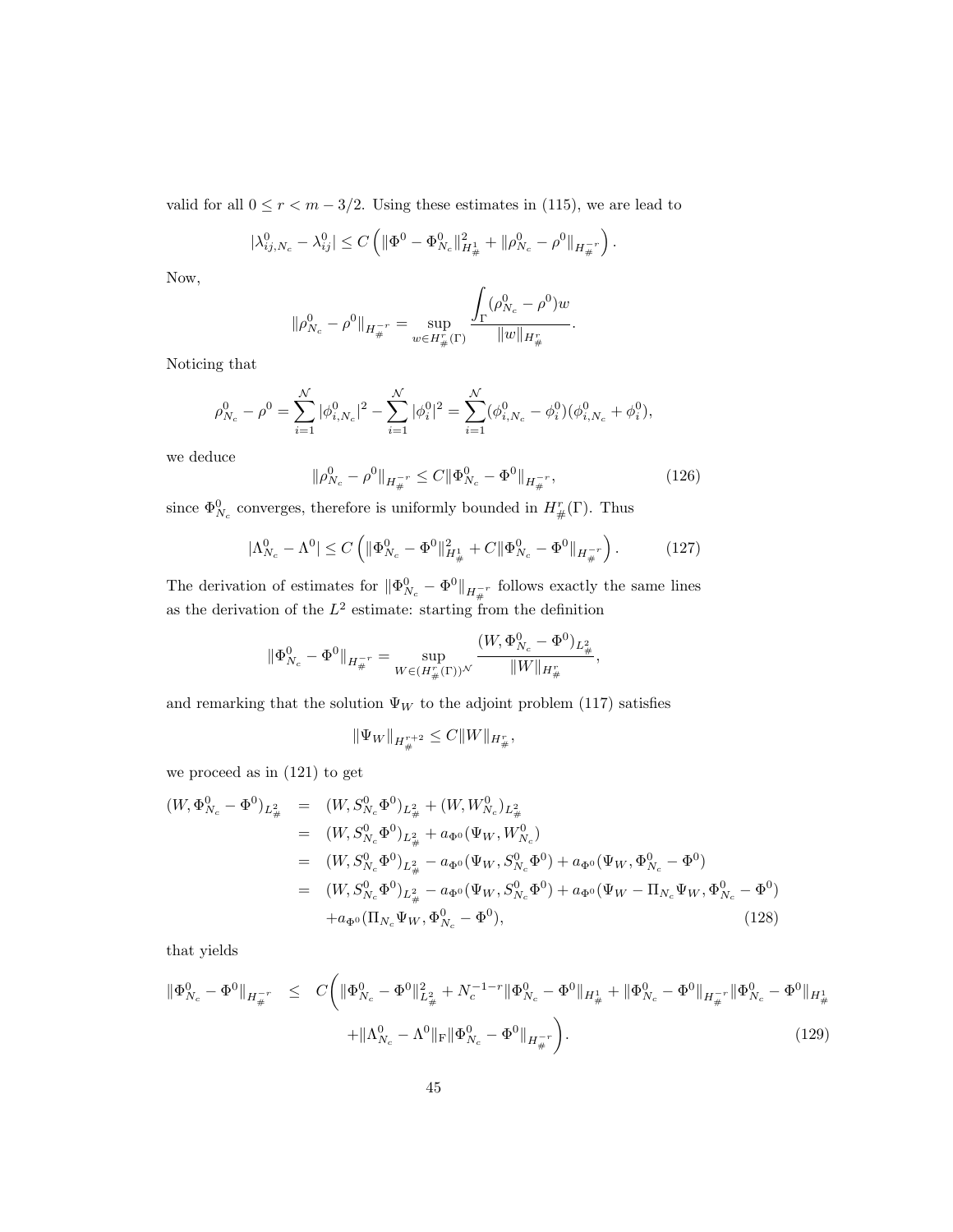valid for all $0 \leq r < m - 3/2$. Using these estimates in (115), we are lead to

$$|\lambda^0_{ij,N_c} - \lambda^0_{ij}| \leq C\left(\|\Phi^0 - \Phi^0_{N_c}\|^2_{H^1_\#} + \|\rho^0_{N_c} - \rho^0\|_{H^{-r}_\#}\right).$$

Now,

$$\|\rho^0_{N_c} - \rho^0\|_{H^{-r}_\#} = \sup_{w \in H^r_\#(\Gamma)} \frac{\displaystyle\int_\Gamma (\rho^0_{N_c} - \rho^0) w}{\|w\|_{H^r_\#}}.$$

Noticing that

$$\rho^0_{N_c} - \rho^0 = \sum_{i=1}^{\mathcal{N}} |\phi^0_{i,N_c}|^2 - \sum_{i=1}^{\mathcal{N}} |\phi^0_i|^2 = \sum_{i=1}^{\mathcal{N}} (\phi^0_{i,N_c} - \phi^0_i)(\phi^0_{i,N_c} + \phi^0_i),$$

we deduce

$$\|\rho^0_{N_c} - \rho^0\|_{H^{-r}_\#} \leq C\|\Phi^0_{N_c} - \Phi^0\|_{H^{-r}_\#}, \tag{126}$$

since $\Phi^0_{N_c}$ converges, therefore is uniformly bounded in $H^r_\#(\Gamma)$. Thus

$$|\Lambda^0_{N_c} - \Lambda^0| \leq C\left(\|\Phi^0_{N_c} - \Phi^0\|^2_{H^1_\#} + C\|\Phi^0_{N_c} - \Phi^0\|_{H^{-r}_\#}\right). \tag{127}$$

The derivation of estimates for $\|\Phi^0_{N_c} - \Phi^0\|_{H^{-r}_\#}$ follows exactly the same lines as the derivation of the $L^2$ estimate: starting from the definition

$$\|\Phi^0_{N_c} - \Phi^0\|_{H^{-r}_\#} = \sup_{W \in (H^r_\#(\Gamma))^{\mathcal{N}}} \frac{(W, \Phi^0_{N_c} - \Phi^0)_{L^2_\#}}{\|W\|_{H^r_\#}},$$

and remarking that the solution $\Psi_W$ to the adjoint problem (117) satisfies

$$\|\Psi_W\|_{H^{r+2}_\#} \leq C\|W\|_{H^r_\#},$$

we proceed as in (121) to get

$$\begin{aligned}
(W, \Phi^0_{N_c} - \Phi^0)_{L^2_\#} &= (W, S^0_{N_c}\Phi^0)_{L^2_\#} + (W, W^0_{N_c})_{L^2_\#} \\
&= (W, S^0_{N_c}\Phi^0)_{L^2_\#} + a_{\Phi^0}(\Psi_W, W^0_{N_c}) \\
&= (W, S^0_{N_c}\Phi^0)_{L^2_\#} - a_{\Phi^0}(\Psi_W, S^0_{N_c}\Phi^0) + a_{\Phi^0}(\Psi_W, \Phi^0_{N_c} - \Phi^0) \\
&= (W, S^0_{N_c}\Phi^0)_{L^2_\#} - a_{\Phi^0}(\Psi_W, S^0_{N_c}\Phi^0) + a_{\Phi^0}(\Psi_W - \Pi_{N_c}\Psi_W, \Phi^0_{N_c} - \Phi^0) \\
&\quad + a_{\Phi^0}(\Pi_{N_c}\Psi_W, \Phi^0_{N_c} - \Phi^0),
\end{aligned} \tag{128}$$

that yields

$$\begin{aligned}
\|\Phi^0_{N_c} - \Phi^0\|_{H^{-r}_\#} \leq\ & C\Big(\|\Phi^0_{N_c} - \Phi^0\|^2_{L^2_\#} + N_c^{-1-r}\|\Phi^0_{N_c} - \Phi^0\|_{H^1_\#} + \|\Phi^0_{N_c} - \Phi^0\|_{H^{-r}_\#}\|\Phi^0_{N_c} - \Phi^0\|_{H^1_\#} \\
&+ \|\Lambda^0_{N_c} - \Lambda^0\|_{\mathrm{F}}\|\Phi^0_{N_c} - \Phi^0\|_{H^{-r}_\#}\Big).
\end{aligned} \tag{129}$$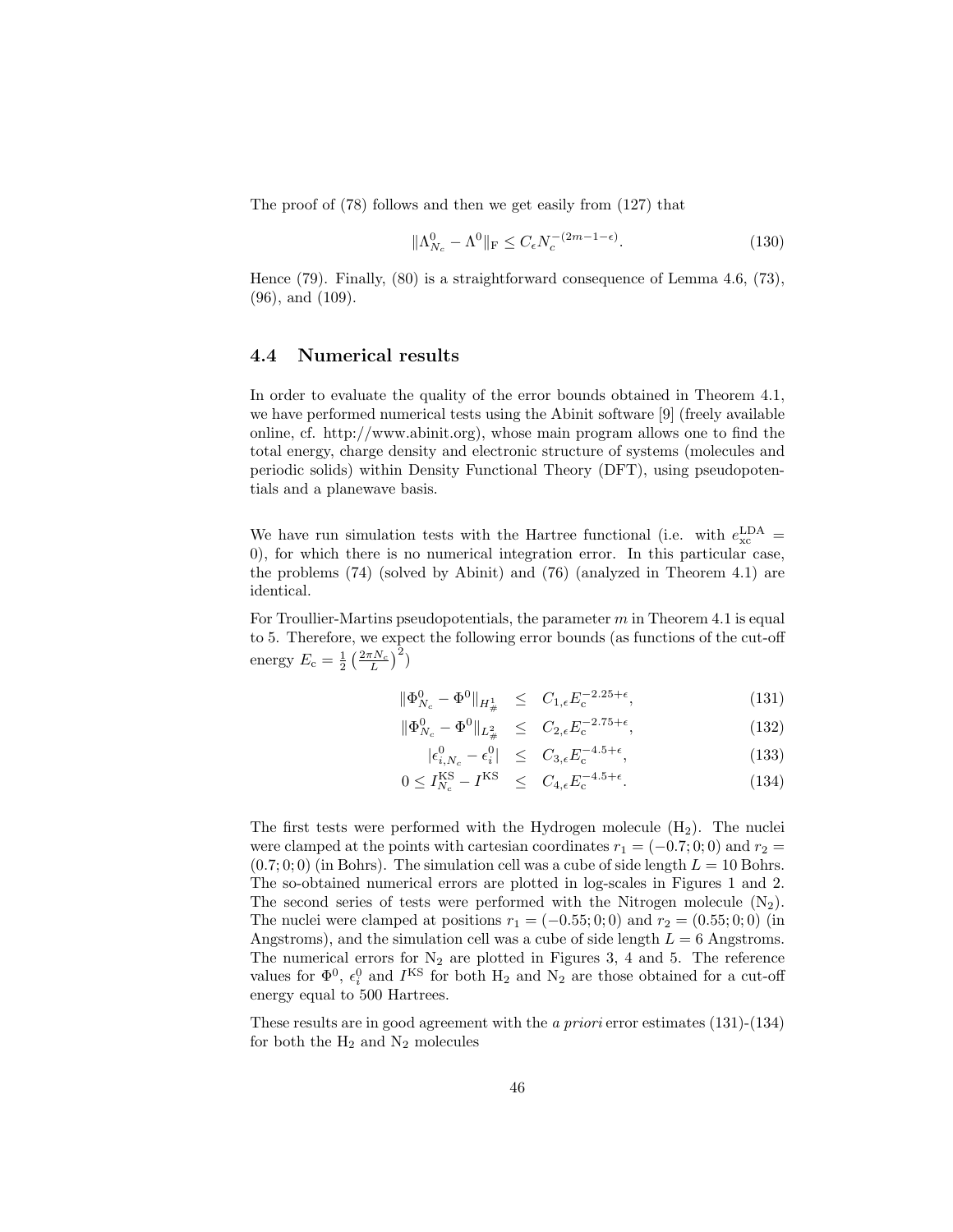The proof of (78) follows and then we get easily from (127) that

$$\|\Lambda^0_{N_c} - \Lambda^0\|_{\mathrm{F}} \leq C_\epsilon N_c^{-(2m-1-\epsilon)}. \tag{130}$$

Hence (79). Finally, (80) is a straightforward consequence of Lemma 4.6, (73), (96), and (109).

### 4.4 Numerical results

In order to evaluate the quality of the error bounds obtained in Theorem 4.1, we have performed numerical tests using the Abinit software [9] (freely available online, cf. http://www.abinit.org), whose main program allows one to find the total energy, charge density and electronic structure of systems (molecules and periodic solids) within Density Functional Theory (DFT), using pseudopotentials and a planewave basis.

We have run simulation tests with the Hartree functional (i.e. with $e_{\rm xc}^{\rm LDA} = 0$), for which there is no numerical integration error. In this particular case, the problems (74) (solved by Abinit) and (76) (analyzed in Theorem 4.1) are identical.

For Troullier-Martins pseudopotentials, the parameter $m$ in Theorem 4.1 is equal to 5. Therefore, we expect the following error bounds (as functions of the cut-off energy $E_{\rm c} = \frac{1}{2}\left(\frac{2\pi N_c}{L}\right)^2$)

$$\|\Phi^0_{N_c} - \Phi^0\|_{H^1_\#} \leq C_{1,\epsilon} E_{\rm c}^{-2.25+\epsilon}, \tag{131}$$

$$\|\Phi^0_{N_c} - \Phi^0\|_{L^2_\#} \leq C_{2,\epsilon} E_{\rm c}^{-2.75+\epsilon}, \tag{132}$$

$$|\epsilon^0_{i,N_c} - \epsilon^0_i| \leq C_{3,\epsilon} E_{\rm c}^{-4.5+\epsilon}, \tag{133}$$

$$0 \leq I^{\rm KS}_{N_c} - I^{\rm KS} \leq C_{4,\epsilon} E_{\rm c}^{-4.5+\epsilon}. \tag{134}$$

The first tests were performed with the Hydrogen molecule ($H_2$). The nuclei were clamped at the points with cartesian coordinates $r_1 = (-0.7; 0; 0)$ and $r_2 = (0.7; 0; 0)$ (in Bohrs). The simulation cell was a cube of side length $L = 10$ Bohrs. The so-obtained numerical errors are plotted in log-scales in Figures 1 and 2. The second series of tests were performed with the Nitrogen molecule ($N_2$). The nuclei were clamped at positions $r_1 = (-0.55; 0; 0)$ and $r_2 = (0.55; 0; 0)$ (in Angstroms), and the simulation cell was a cube of side length $L = 6$ Angstroms. The numerical errors for $N_2$ are plotted in Figures 3, 4 and 5. The reference values for $\Phi^0$, $\epsilon^0_i$ and $I^{\rm KS}$ for both $H_2$ and $N_2$ are those obtained for a cut-off energy equal to 500 Hartrees.

These results are in good agreement with the *a priori* error estimates (131)-(134) for both the $H_2$ and $N_2$ molecules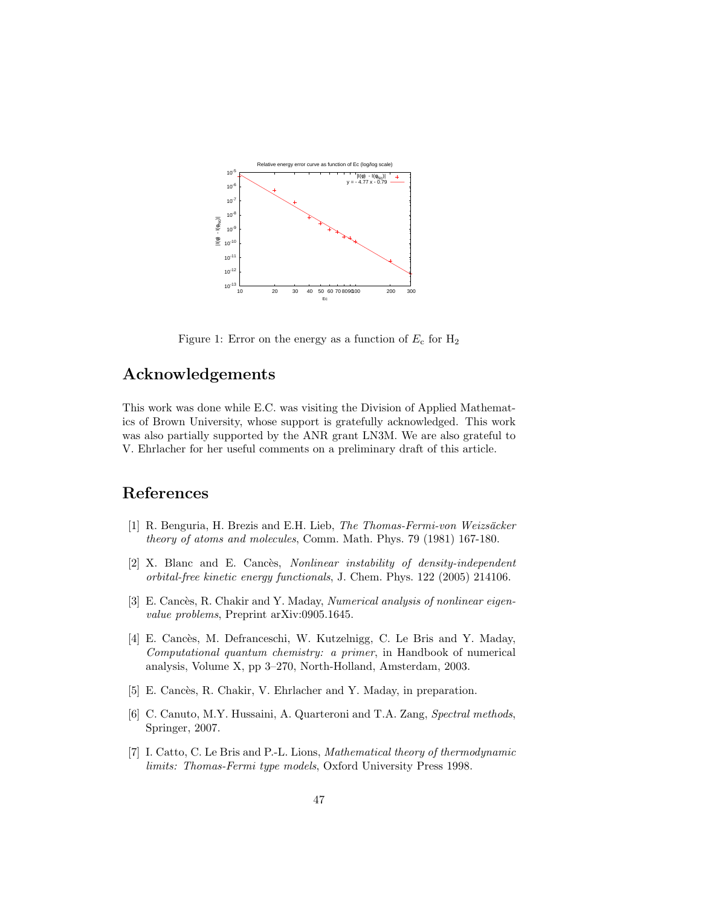Figure 1: Error on the energy as a function of $E_c$ for $H_2$

## Acknowledgements

This work was done while E.C. was visiting the Division of Applied Mathematics of Brown University, whose support is gratefully acknowledged. This work was also partially supported by the ANR grant LN3M. We are also grateful to V. Ehrlacher for her useful comments on a preliminary draft of this article.

## References

[1] R. Benguria, H. Brezis and E.H. Lieb, *The Thomas-Fermi-von Weizsäcker theory of atoms and molecules*, Comm. Math. Phys. 79 (1981) 167-180.

[2] X. Blanc and E. Cancès, *Nonlinear instability of density-independent orbital-free kinetic energy functionals*, J. Chem. Phys. 122 (2005) 214106.

[3] E. Cancès, R. Chakir and Y. Maday, *Numerical analysis of nonlinear eigenvalue problems*, Preprint arXiv:0905.1645.

[4] E. Cancès, M. Defranceschi, W. Kutzelnigg, C. Le Bris and Y. Maday, *Computational quantum chemistry: a primer*, in Handbook of numerical analysis, Volume X, pp 3–270, North-Holland, Amsterdam, 2003.

[5] E. Cancès, R. Chakir, V. Ehrlacher and Y. Maday, in preparation.

[6] C. Canuto, M.Y. Hussaini, A. Quarteroni and T.A. Zang, *Spectral methods*, Springer, 2007.

[7] I. Catto, C. Le Bris and P.-L. Lions, *Mathematical theory of thermodynamic limits: Thomas-Fermi type models*, Oxford University Press 1998.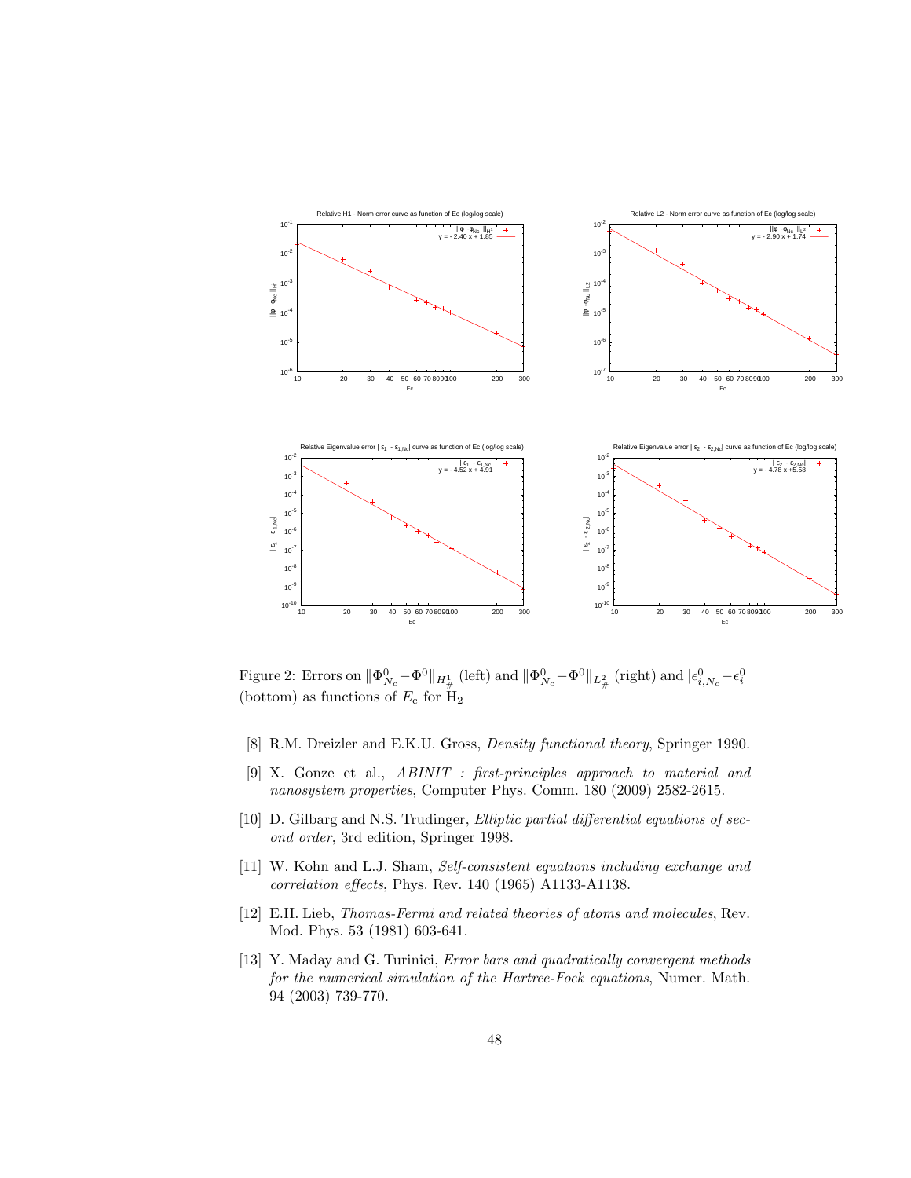Figure 2: Errors on $\|\Phi^0_{N_c} - \Phi^0\|_{H^1_\#}$ (left) and $\|\Phi^0_{N_c} - \Phi^0\|_{L^2_\#}$ (right) and $|\epsilon^0_{i,N_c} - \epsilon^0_i|$ (bottom) as functions of $E_c$ for $H_2$

[8] R.M. Dreizler and E.K.U. Gross, *Density functional theory*, Springer 1990.

[9] X. Gonze et al., *ABINIT : first-principles approach to material and nanosystem properties*, Computer Phys. Comm. 180 (2009) 2582-2615.

[10] D. Gilbarg and N.S. Trudinger, *Elliptic partial differential equations of second order*, 3rd edition, Springer 1998.

[11] W. Kohn and L.J. Sham, *Self-consistent equations including exchange and correlation effects*, Phys. Rev. 140 (1965) A1133-A1138.

[12] E.H. Lieb, *Thomas-Fermi and related theories of atoms and molecules*, Rev. Mod. Phys. 53 (1981) 603-641.

[13] Y. Maday and G. Turinici, *Error bars and quadratically convergent methods for the numerical simulation of the Hartree-Fock equations*, Numer. Math. 94 (2003) 739-770.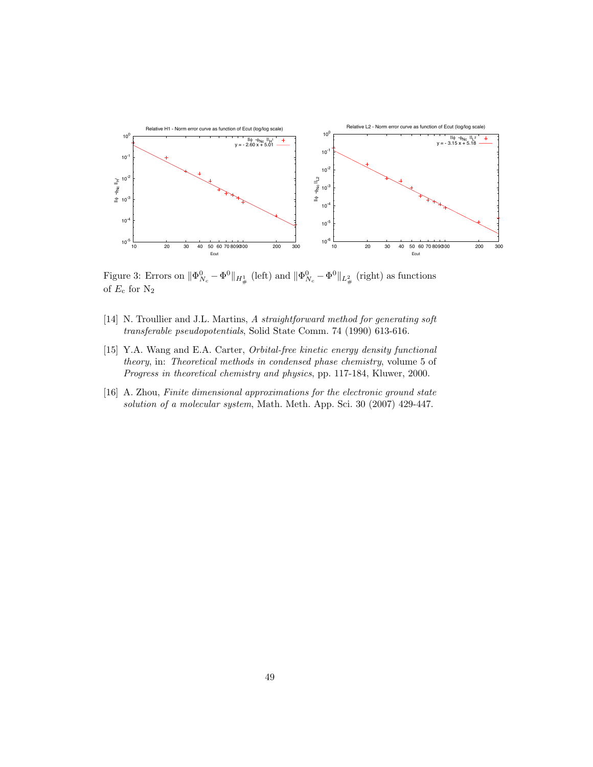Figure 3: Errors on $\|\Phi^0_{N_c} - \Phi^0\|_{H^1_\#}$ (left) and $\|\Phi^0_{N_c} - \Phi^0\|_{L^2_\#}$ (right) as functions of $E_c$ for $N_2$

[14] N. Troullier and J.L. Martins, *A straightforward method for generating soft transferable pseudopotentials*, Solid State Comm. 74 (1990) 613-616.

[15] Y.A. Wang and E.A. Carter, *Orbital-free kinetic energy density functional theory*, in: *Theoretical methods in condensed phase chemistry*, volume 5 of *Progress in theoretical chemistry and physics*, pp. 117-184, Kluwer, 2000.

[16] A. Zhou, *Finite dimensional approximations for the electronic ground state solution of a molecular system*, Math. Meth. App. Sci. 30 (2007) 429-447.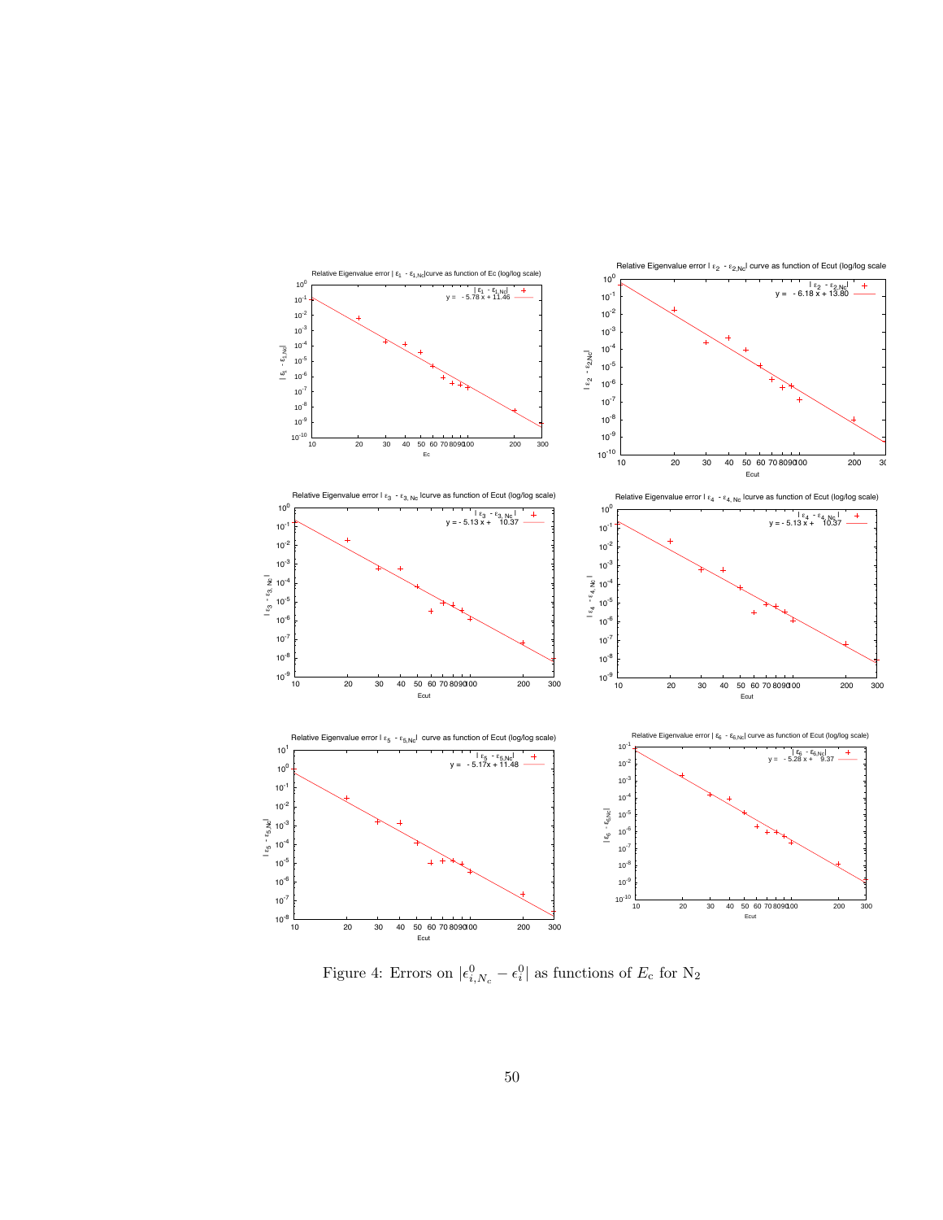Figure 4: Errors on $|\epsilon^0_{i,N_c} - \epsilon^0_i|$ as functions of $E_c$ for $N_2$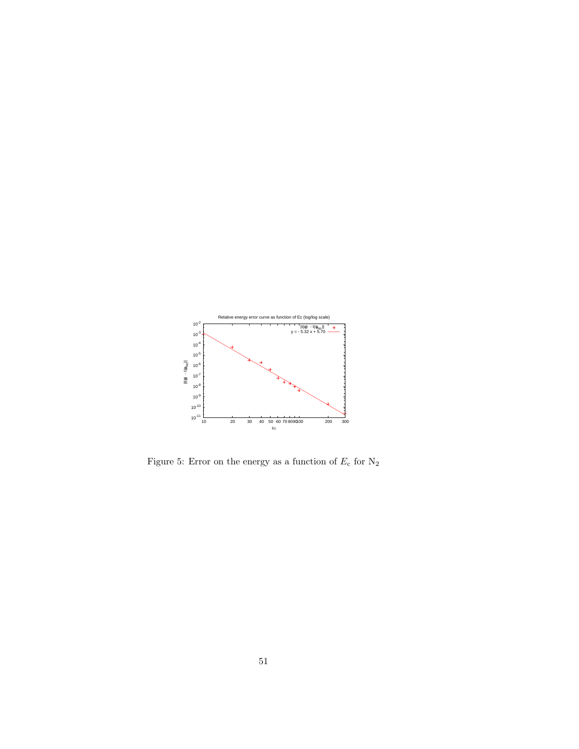Relative energy error curve as function of Ec (log/log scale)

$|I(\phi) - I(\phi_{ND})|$

y = - 5.32 x + 5.70

$|I(\phi) - I(\phi_{ND})|$

$10^{-2}$
$10^{-3}$
$10^{-4}$
$10^{-5}$
$10^{-6}$
$10^{-7}$
$10^{-8}$
$10^{-9}$
$10^{-10}$
$10^{-11}$

10 20 30 40 50 60 70 8090100 200 300

Ec

Figure 5: Error on the energy as a function of $E_c$ for $N_2$